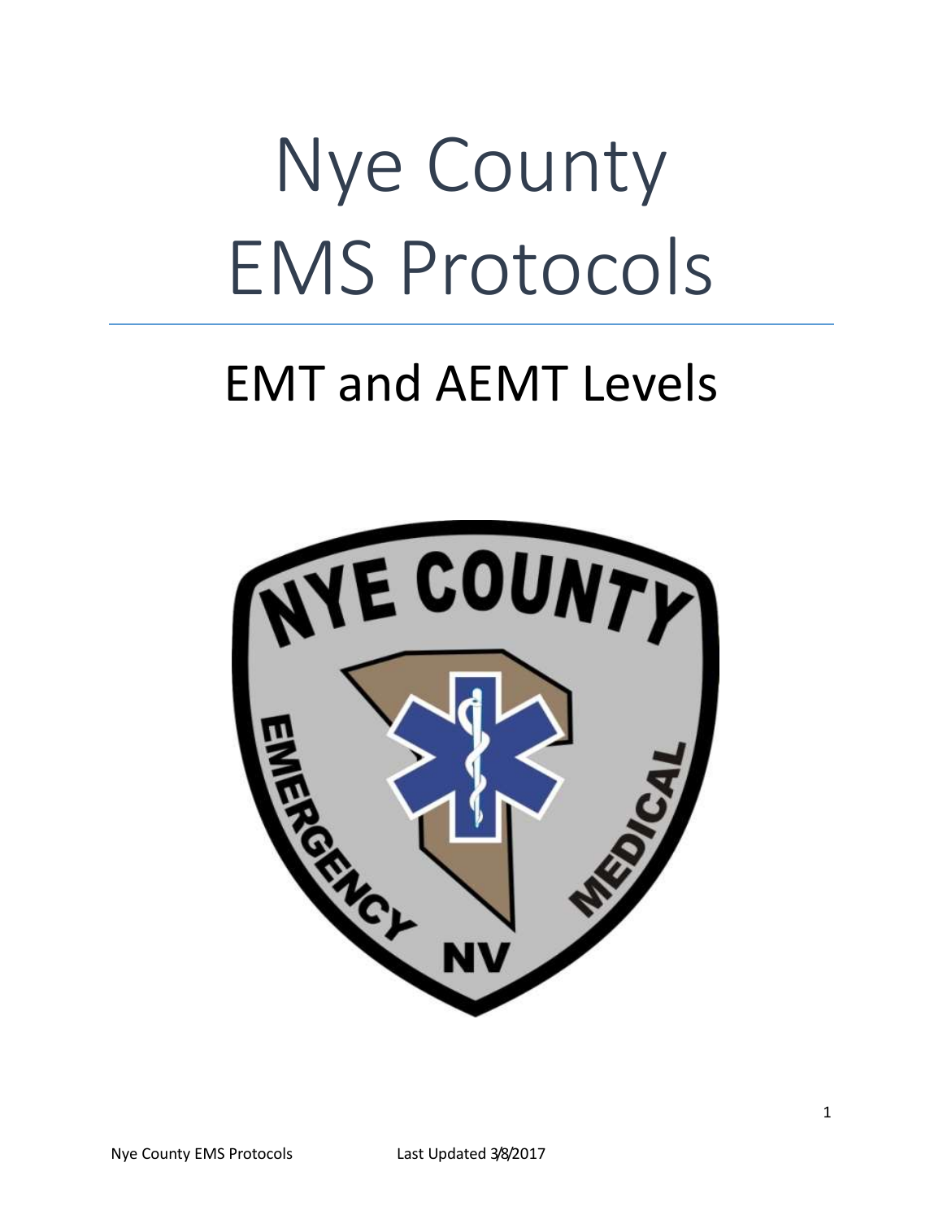# Nye County EMS Protocols

## EMT and AEMT Levels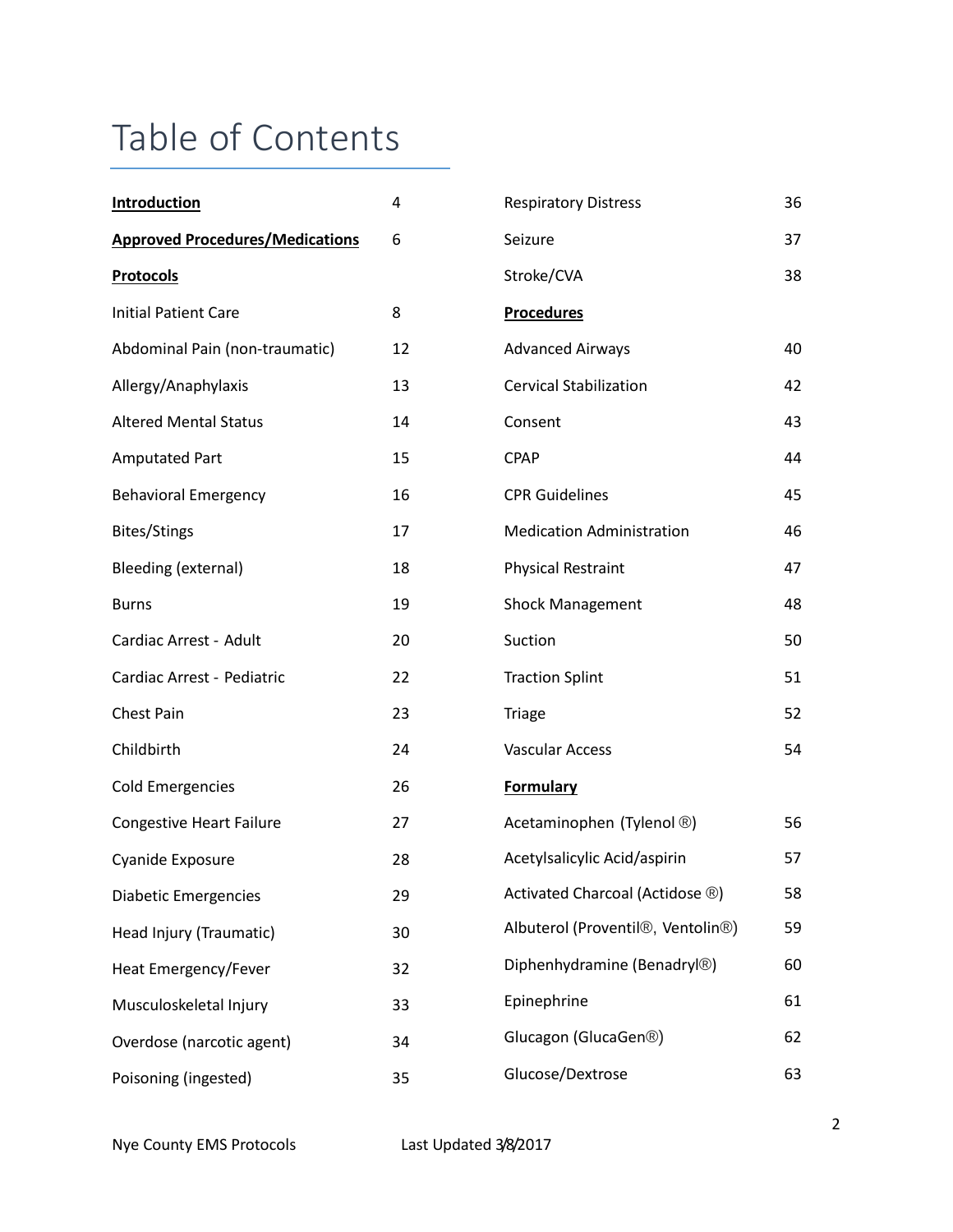# Table of Contents

| | |
|---|---|
| **Introduction** | 4 |
| **Approved Procedures/Medications** | 6 |
| **Protocols** | |
| Initial Patient Care | 8 |
| Abdominal Pain (non-traumatic) | 12 |
| Allergy/Anaphylaxis | 13 |
| Altered Mental Status | 14 |
| Amputated Part | 15 |
| Behavioral Emergency | 16 |
| Bites/Stings | 17 |
| Bleeding (external) | 18 |
| Burns | 19 |
| Cardiac Arrest - Adult | 20 |
| Cardiac Arrest - Pediatric | 22 |
| Chest Pain | 23 |
| Childbirth | 24 |
| Cold Emergencies | 26 |
| Congestive Heart Failure | 27 |
| Cyanide Exposure | 28 |
| Diabetic Emergencies | 29 |
| Head Injury (Traumatic) | 30 |
| Heat Emergency/Fever | 32 |
| Musculoskeletal Injury | 33 |
| Overdose (narcotic agent) | 34 |
| Poisoning (ingested) | 35 |
| Respiratory Distress | 36 |
| Seizure | 37 |
| Stroke/CVA | 38 |
| **Procedures** | |
| Advanced Airways | 40 |
| Cervical Stabilization | 42 |
| Consent | 43 |
| CPAP | 44 |
| CPR Guidelines | 45 |
| Medication Administration | 46 |
| Physical Restraint | 47 |
| Shock Management | 48 |
| Suction | 50 |
| Traction Splint | 51 |
| Triage | 52 |
| Vascular Access | 54 |
| **Formulary** | |
| Acetaminophen (Tylenol ®) | 56 |
| Acetylsalicylic Acid/aspirin | 57 |
| Activated Charcoal (Actidose ®) | 58 |
| Albuterol (Proventil®, Ventolin®) | 59 |
| Diphenhydramine (Benadryl®) | 60 |
| Epinephrine | 61 |
| Glucagon (GlucaGen®) | 62 |
| Glucose/Dextrose | 63 |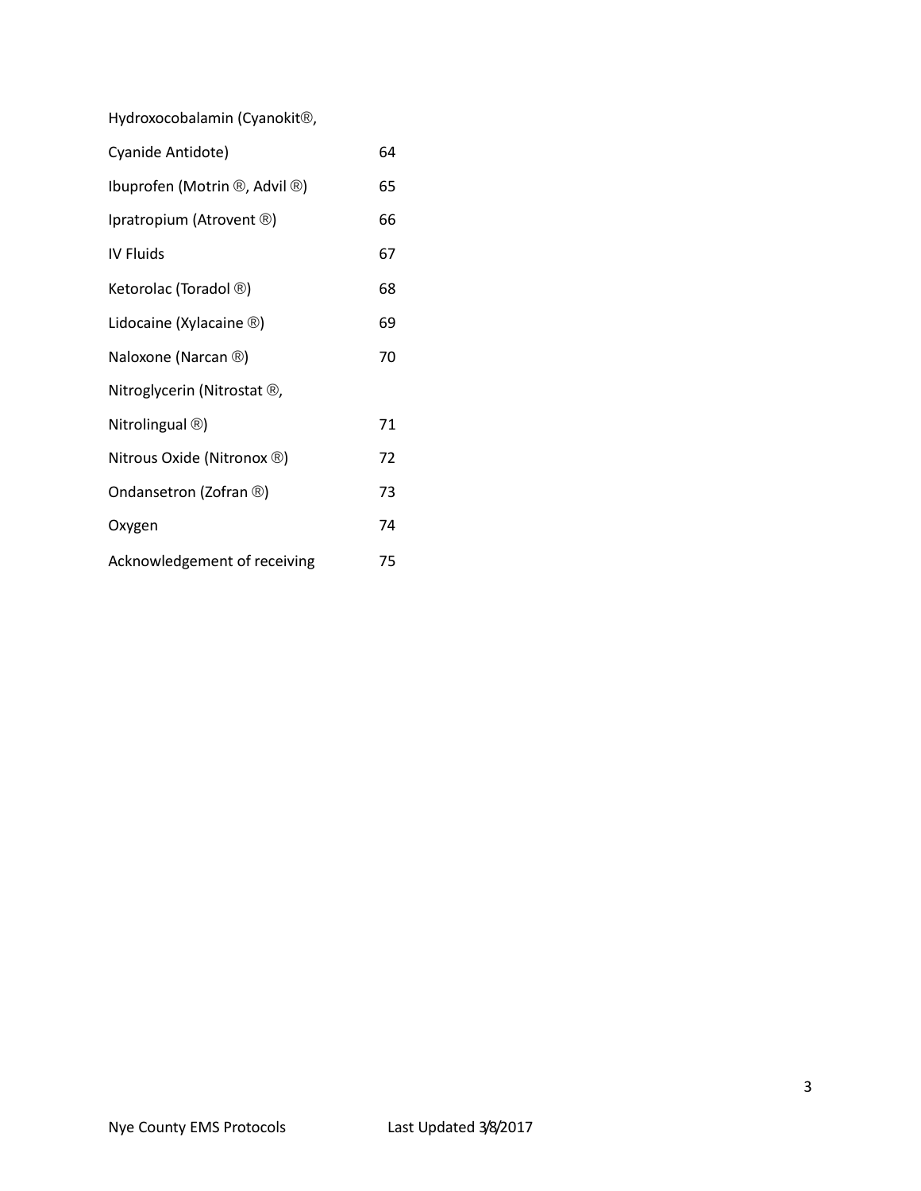| | |
|---|---|
| Hydroxocobalamin (Cyanokit®, Cyanide Antidote) | 64 |
| Ibuprofen (Motrin ®, Advil ®) | 65 |
| Ipratropium (Atrovent ®) | 66 |
| IV Fluids | 67 |
| Ketorolac (Toradol ®) | 68 |
| Lidocaine (Xylacaine ®) | 69 |
| Naloxone (Narcan ®) | 70 |
| Nitroglycerin (Nitrostat ®, Nitrolingual ®) | 71 |
| Nitrous Oxide (Nitronox ®) | 72 |
| Ondansetron (Zofran ®) | 73 |
| Oxygen | 74 |
| Acknowledgement of receiving | 75 |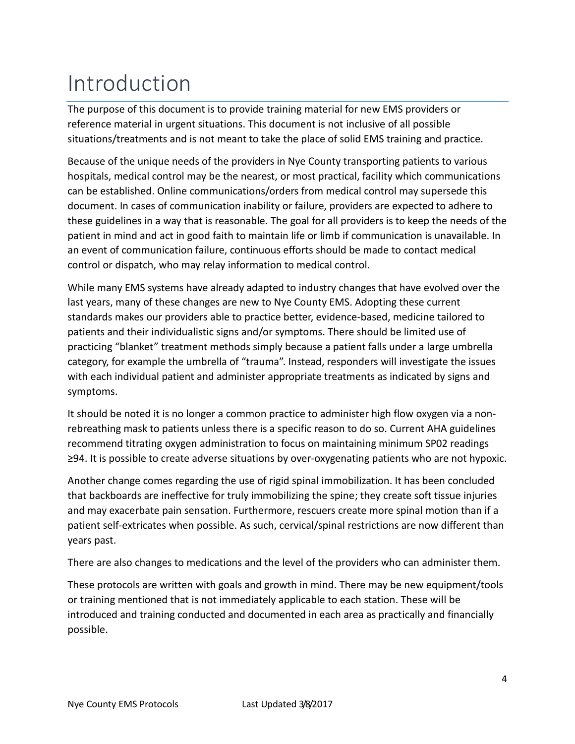# Introduction

The purpose of this document is to provide training material for new EMS providers or reference material in urgent situations. This document is not inclusive of all possible situations/treatments and is not meant to take the place of solid EMS training and practice.

Because of the unique needs of the providers in Nye County transporting patients to various hospitals, medical control may be the nearest, or most practical, facility which communications can be established. Online communications/orders from medical control may supersede this document. In cases of communication inability or failure, providers are expected to adhere to these guidelines in a way that is reasonable. The goal for all providers is to keep the needs of the patient in mind and act in good faith to maintain life or limb if communication is unavailable. In an event of communication failure, continuous efforts should be made to contact medical control or dispatch, who may relay information to medical control.

While many EMS systems have already adapted to industry changes that have evolved over the last years, many of these changes are new to Nye County EMS. Adopting these current standards makes our providers able to practice better, evidence-based, medicine tailored to patients and their individualistic signs and/or symptoms. There should be limited use of practicing "blanket" treatment methods simply because a patient falls under a large umbrella category, for example the umbrella of "trauma". Instead, responders will investigate the issues with each individual patient and administer appropriate treatments as indicated by signs and symptoms.

It should be noted it is no longer a common practice to administer high flow oxygen via a non-rebreathing mask to patients unless there is a specific reason to do so. Current AHA guidelines recommend titrating oxygen administration to focus on maintaining minimum SP02 readings ≥94. It is possible to create adverse situations by over-oxygenating patients who are not hypoxic.

Another change comes regarding the use of rigid spinal immobilization. It has been concluded that backboards are ineffective for truly immobilizing the spine; they create soft tissue injuries and may exacerbate pain sensation. Furthermore, rescuers create more spinal motion than if a patient self-extricates when possible. As such, cervical/spinal restrictions are now different than years past.

There are also changes to medications and the level of the providers who can administer them.

These protocols are written with goals and growth in mind. There may be new equipment/tools or training mentioned that is not immediately applicable to each station. These will be introduced and training conducted and documented in each area as practically and financially possible.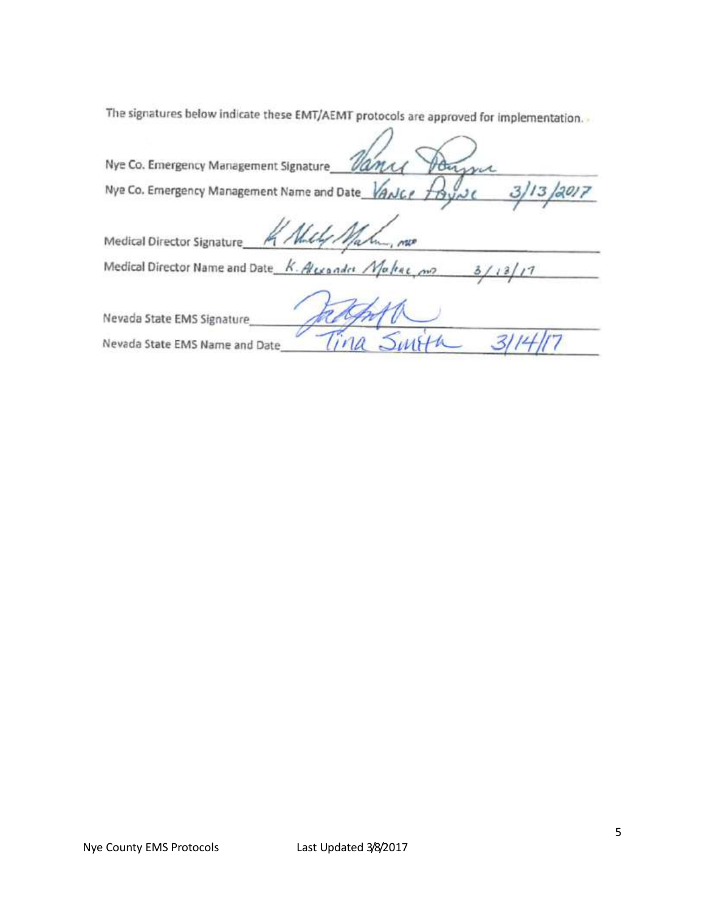The signatures below indicate these EMT/AEMT protocols are approved for implementation.

Nye Co. Emergency Management Signature_Vance Payne_

Nye Co. Emergency Management Name and Date_VANCE PAYNE 3/13/2017_

Medical Director Signature_K. Alexander Malone, MD_

Medical Director Name and Date_K. Alexander Malone, MD 3/13/17_

Nevada State EMS Signature_

Nevada State EMS Name and Date_Tina Smith 3/14/17_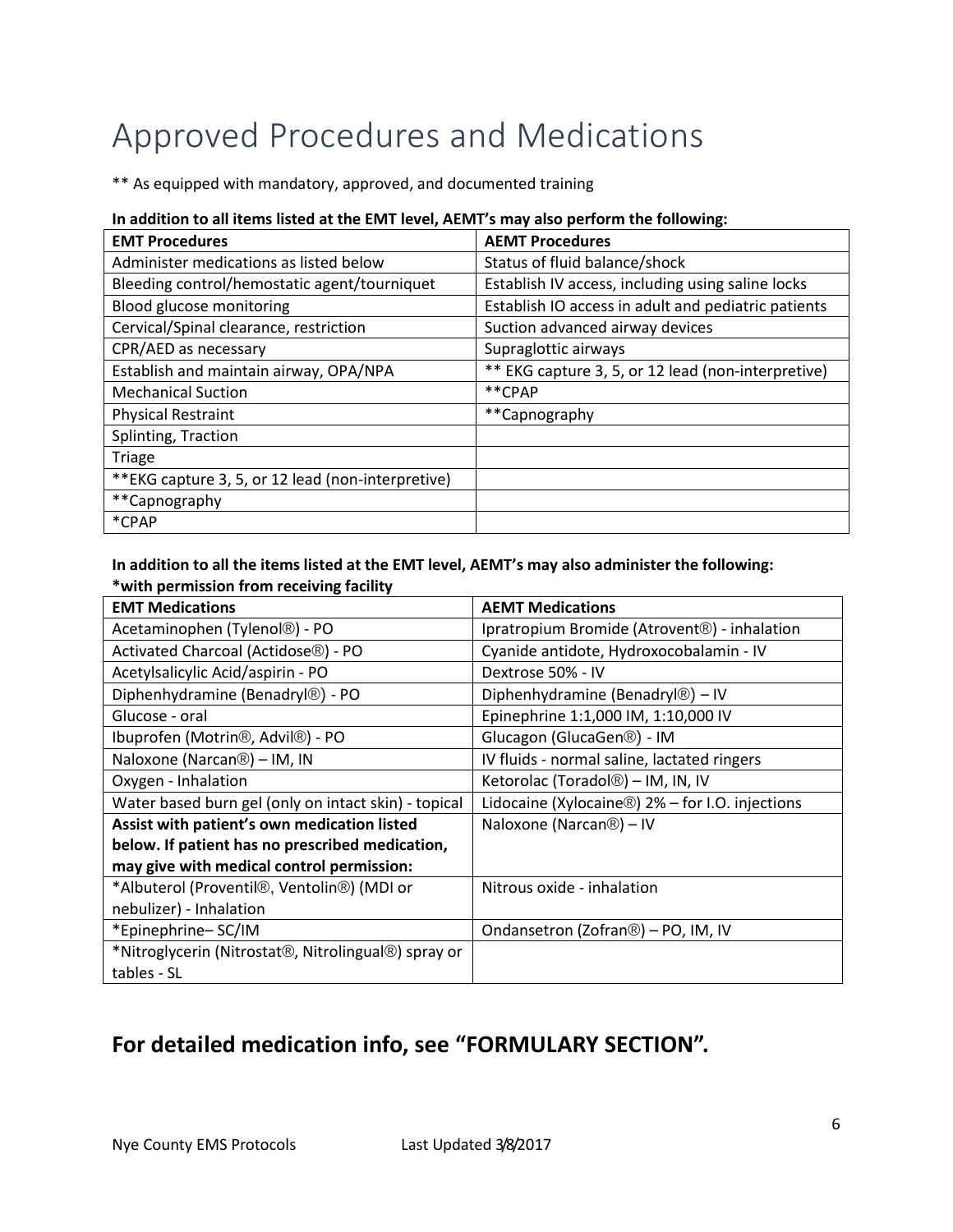# Approved Procedures and Medications

** As equipped with mandatory, approved, and documented training

**In addition to all items listed at the EMT level, AEMT's may also perform the following:**

| EMT Procedures | AEMT Procedures |
|---|---|
| Administer medications as listed below | Status of fluid balance/shock |
| Bleeding control/hemostatic agent/tourniquet | Establish IV access, including using saline locks |
| Blood glucose monitoring | Establish IO access in adult and pediatric patients |
| Cervical/Spinal clearance, restriction | Suction advanced airway devices |
| CPR/AED as necessary | Supraglottic airways |
| Establish and maintain airway, OPA/NPA | ** EKG capture 3, 5, or 12 lead (non-interpretive) |
| Mechanical Suction | **CPAP |
| Physical Restraint | **Capnography |
| Splinting, Traction | |
| Triage | |
| **EKG capture 3, 5, or 12 lead (non-interpretive) | |
| **Capnography | |
| *CPAP | |

**In addition to all the items listed at the EMT level, AEMT's may also administer the following:**
**\*with permission from receiving facility**

| EMT Medications | AEMT Medications |
|---|---|
| Acetaminophen (Tylenol®) - PO | Ipratropium Bromide (Atrovent®) - inhalation |
| Activated Charcoal (Actidose®) - PO | Cyanide antidote, Hydroxocobalamin - IV |
| Acetylsalicylic Acid/aspirin - PO | Dextrose 50% - IV |
| Diphenhydramine (Benadryl®) - PO | Diphenhydramine (Benadryl®) – IV |
| Glucose - oral | Epinephrine 1:1,000 IM, 1:10,000 IV |
| Ibuprofen (Motrin®, Advil®) - PO | Glucagon (GlucaGen®) - IM |
| Naloxone (Narcan®) – IM, IN | IV fluids - normal saline, lactated ringers |
| Oxygen - Inhalation | Ketorolac (Toradol®) – IM, IN, IV |
| Water based burn gel (only on intact skin) - topical | Lidocaine (Xylocaine®) 2% – for I.O. injections |
| **Assist with patient's own medication listed below. If patient has no prescribed medication, may give with medical control permission:** | Naloxone (Narcan®) – IV |
| *Albuterol (Proventil®, Ventolin®) (MDI or nebulizer) - Inhalation | Nitrous oxide - inhalation |
| *Epinephrine– SC/IM | Ondansetron (Zofran®) – PO, IM, IV |
| *Nitroglycerin (Nitrostat®, Nitrolingual®) spray or tables - SL | |

## For detailed medication info, see "FORMULARY SECTION".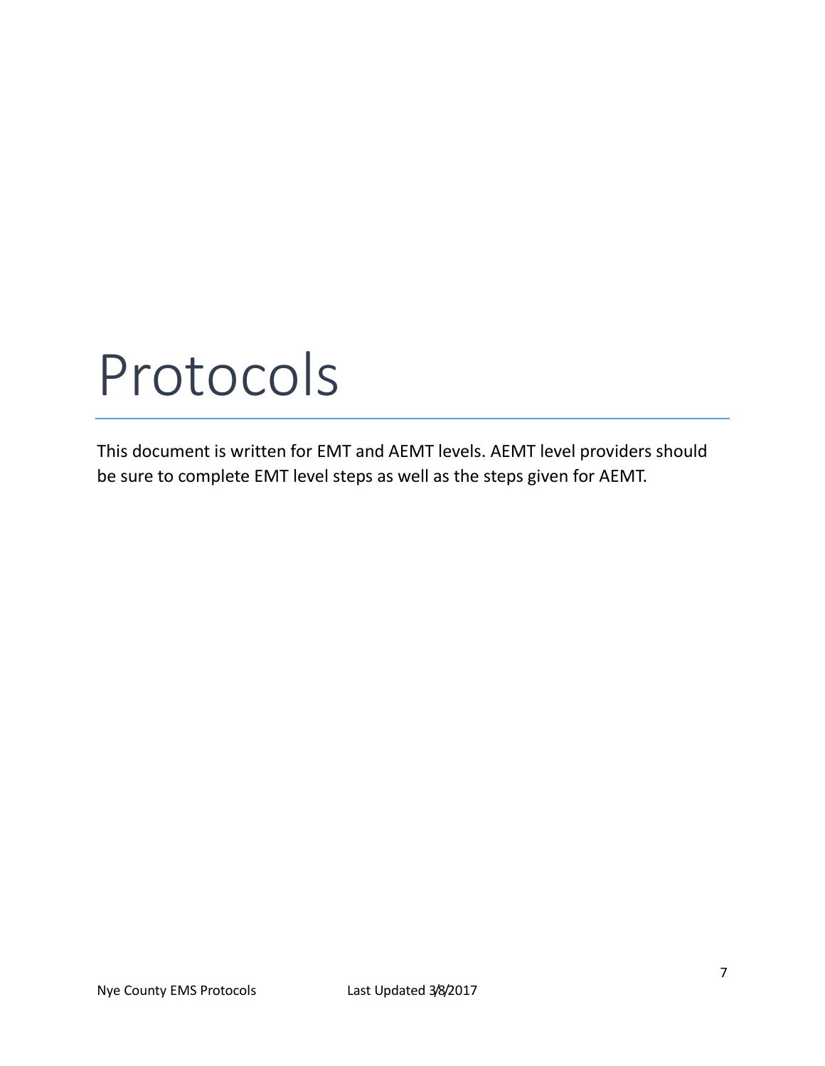# Protocols

This document is written for EMT and AEMT levels. AEMT level providers should be sure to complete EMT level steps as well as the steps given for AEMT.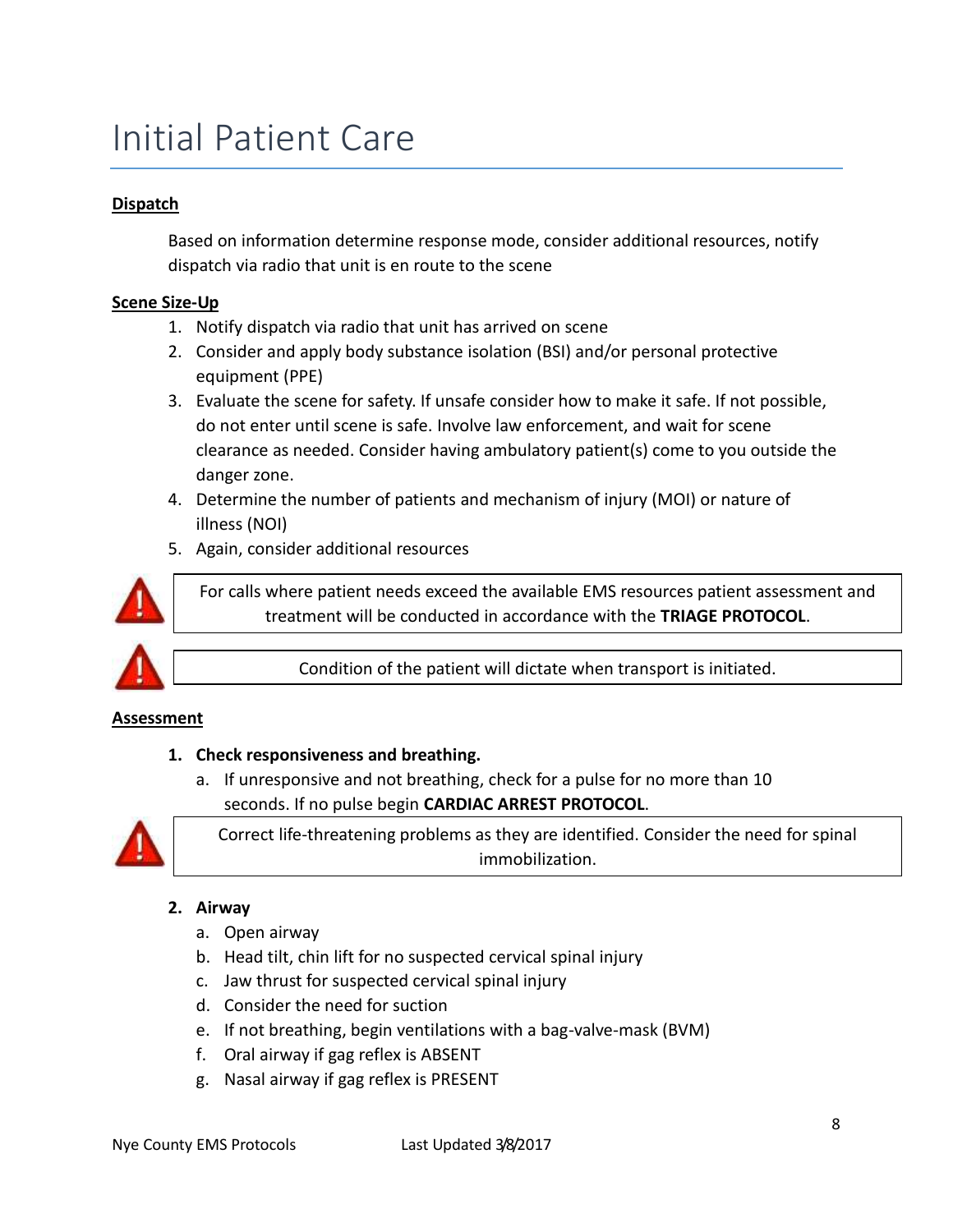# Initial Patient Care

**Dispatch**

Based on information determine response mode, consider additional resources, notify dispatch via radio that unit is en route to the scene

**Scene Size-Up**

1. Notify dispatch via radio that unit has arrived on scene
2. Consider and apply body substance isolation (BSI) and/or personal protective equipment (PPE)
3. Evaluate the scene for safety. If unsafe consider how to make it safe. If not possible, do not enter until scene is safe. Involve law enforcement, and wait for scene clearance as needed. Consider having ambulatory patient(s) come to you outside the danger zone.
4. Determine the number of patients and mechanism of injury (MOI) or nature of illness (NOI)
5. Again, consider additional resources

> For calls where patient needs exceed the available EMS resources patient assessment and treatment will be conducted in accordance with the **TRIAGE PROTOCOL**.

> Condition of the patient will dictate when transport is initiated.

**Assessment**

1. **Check responsiveness and breathing.**
   a. If unresponsive and not breathing, check for a pulse for no more than 10 seconds. If no pulse begin **CARDIAC ARREST PROTOCOL**.

> Correct life-threatening problems as they are identified. Consider the need for spinal immobilization.

2. **Airway**
   a. Open airway
   b. Head tilt, chin lift for no suspected cervical spinal injury
   c. Jaw thrust for suspected cervical spinal injury
   d. Consider the need for suction
   e. If not breathing, begin ventilations with a bag-valve-mask (BVM)
   f. Oral airway if gag reflex is ABSENT
   g. Nasal airway if gag reflex is PRESENT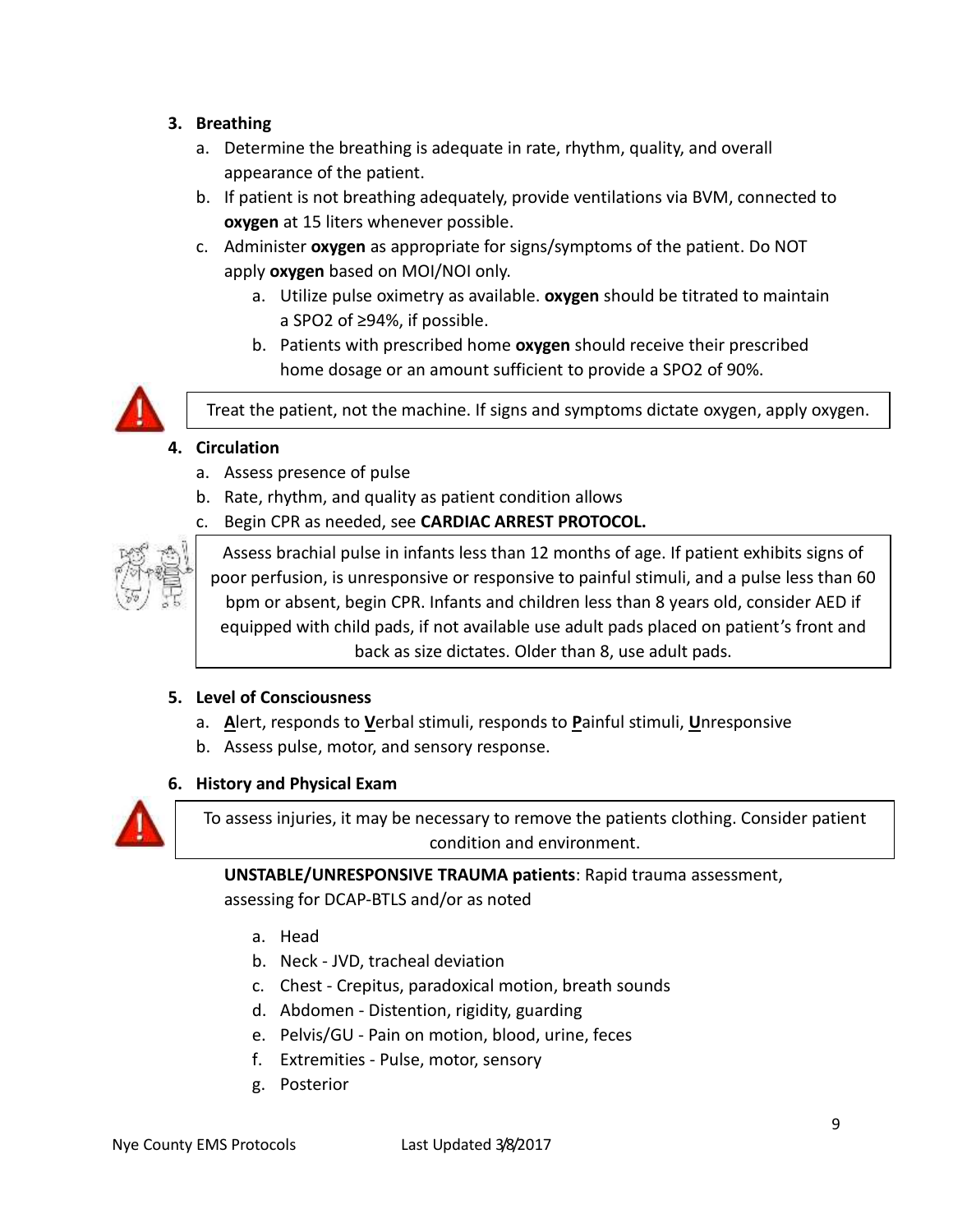3. **Breathing**
    a. Determine the breathing is adequate in rate, rhythm, quality, and overall appearance of the patient.
    b. If patient is not breathing adequately, provide ventilations via BVM, connected to **oxygen** at 15 liters whenever possible.
    c. Administer **oxygen** as appropriate for signs/symptoms of the patient. Do NOT apply **oxygen** based on MOI/NOI only.
        a. Utilize pulse oximetry as available. **oxygen** should be titrated to maintain a SPO2 of ≥94%, if possible.
        b. Patients with prescribed home **oxygen** should receive their prescribed home dosage or an amount sufficient to provide a SPO2 of 90%.

> Treat the patient, not the machine. If signs and symptoms dictate oxygen, apply oxygen.

4. **Circulation**
    a. Assess presence of pulse
    b. Rate, rhythm, and quality as patient condition allows
    c. Begin CPR as needed, see **CARDIAC ARREST PROTOCOL.**

> Assess brachial pulse in infants less than 12 months of age. If patient exhibits signs of poor perfusion, is unresponsive or responsive to painful stimuli, and a pulse less than 60 bpm or absent, begin CPR. Infants and children less than 8 years old, consider AED if equipped with child pads, if not available use adult pads placed on patient's front and back as size dictates. Older than 8, use adult pads.

5. **Level of Consciousness**
    a. **A**lert, responds to **V**erbal stimuli, responds to **P**ainful stimuli, **U**nresponsive
    b. Assess pulse, motor, and sensory response.

6. **History and Physical Exam**

> To assess injuries, it may be necessary to remove the patients clothing. Consider patient condition and environment.

**UNSTABLE/UNRESPONSIVE TRAUMA patients**: Rapid trauma assessment, assessing for DCAP-BTLS and/or as noted

a. Head
b. Neck - JVD, tracheal deviation
c. Chest - Crepitus, paradoxical motion, breath sounds
d. Abdomen - Distention, rigidity, guarding
e. Pelvis/GU - Pain on motion, blood, urine, feces
f. Extremities - Pulse, motor, sensory
g. Posterior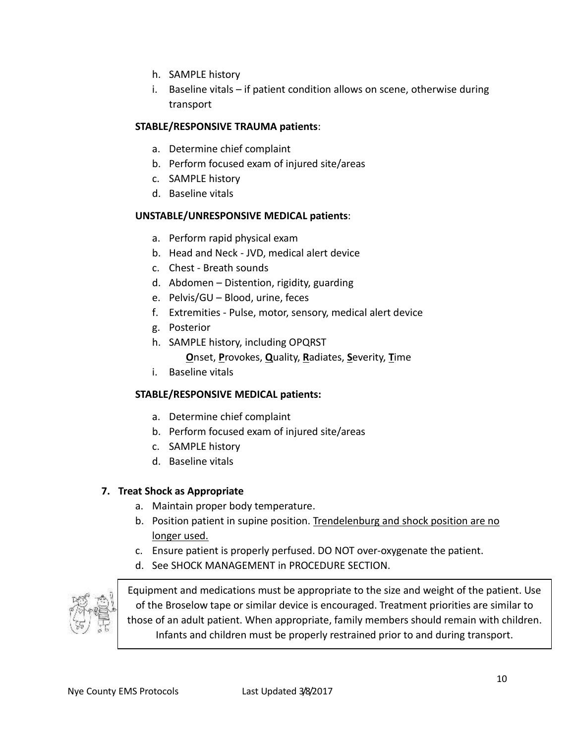h. SAMPLE history
i. Baseline vitals – if patient condition allows on scene, otherwise during transport

**STABLE/RESPONSIVE TRAUMA patients**:

a. Determine chief complaint
b. Perform focused exam of injured site/areas
c. SAMPLE history
d. Baseline vitals

**UNSTABLE/UNRESPONSIVE MEDICAL patients**:

a. Perform rapid physical exam
b. Head and Neck - JVD, medical alert device
c. Chest - Breath sounds
d. Abdomen – Distention, rigidity, guarding
e. Pelvis/GU – Blood, urine, feces
f. Extremities - Pulse, motor, sensory, medical alert device
g. Posterior
h. SAMPLE history, including OPQRST
   **O**nset, **P**rovokes, **Q**uality, **R**adiates, **S**everity, **T**ime
i. Baseline vitals

**STABLE/RESPONSIVE MEDICAL patients:**

a. Determine chief complaint
b. Perform focused exam of injured site/areas
c. SAMPLE history
d. Baseline vitals

**7. Treat Shock as Appropriate**

a. Maintain proper body temperature.
b. Position patient in supine position. Trendelenburg and shock position are no longer used.
c. Ensure patient is properly perfused. DO NOT over-oxygenate the patient.
d. See SHOCK MANAGEMENT in PROCEDURE SECTION.

Equipment and medications must be appropriate to the size and weight of the patient. Use of the Broselow tape or similar device is encouraged. Treatment priorities are similar to those of an adult patient. When appropriate, family members should remain with children. Infants and children must be properly restrained prior to and during transport.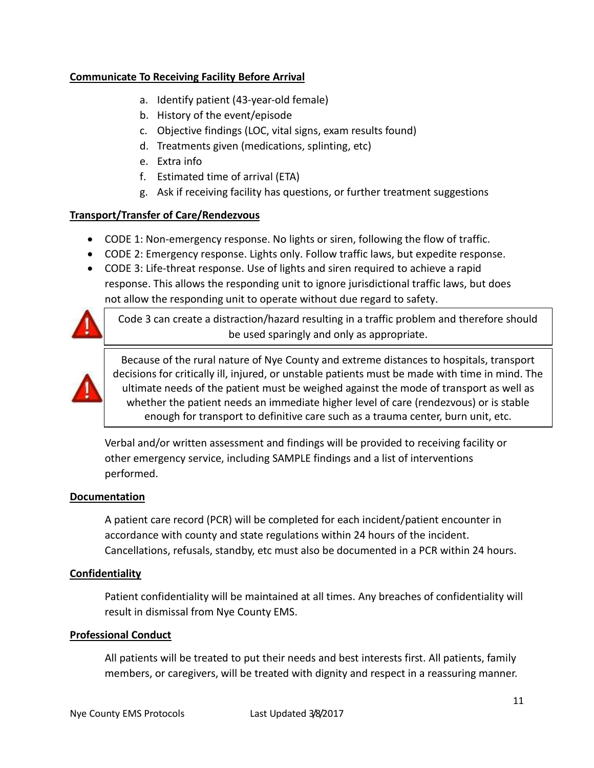**Communicate To Receiving Facility Before Arrival**

a. Identify patient (43-year-old female)
b. History of the event/episode
c. Objective findings (LOC, vital signs, exam results found)
d. Treatments given (medications, splinting, etc)
e. Extra info
f. Estimated time of arrival (ETA)
g. Ask if receiving facility has questions, or further treatment suggestions

**Transport/Transfer of Care/Rendezvous**

- CODE 1: Non-emergency response. No lights or siren, following the flow of traffic.
- CODE 2: Emergency response. Lights only. Follow traffic laws, but expedite response.
- CODE 3: Life-threat response. Use of lights and siren required to achieve a rapid response. This allows the responding unit to ignore jurisdictional traffic laws, but does not allow the responding unit to operate without due regard to safety.

> Code 3 can create a distraction/hazard resulting in a traffic problem and therefore should be used sparingly and only as appropriate.

> Because of the rural nature of Nye County and extreme distances to hospitals, transport decisions for critically ill, injured, or unstable patients must be made with time in mind. The ultimate needs of the patient must be weighed against the mode of transport as well as whether the patient needs an immediate higher level of care (rendezvous) or is stable enough for transport to definitive care such as a trauma center, burn unit, etc.

Verbal and/or written assessment and findings will be provided to receiving facility or other emergency service, including SAMPLE findings and a list of interventions performed.

**Documentation**

A patient care record (PCR) will be completed for each incident/patient encounter in accordance with county and state regulations within 24 hours of the incident. Cancellations, refusals, standby, etc must also be documented in a PCR within 24 hours.

**Confidentiality**

Patient confidentiality will be maintained at all times. Any breaches of confidentiality will result in dismissal from Nye County EMS.

**Professional Conduct**

All patients will be treated to put their needs and best interests first. All patients, family members, or caregivers, will be treated with dignity and respect in a reassuring manner.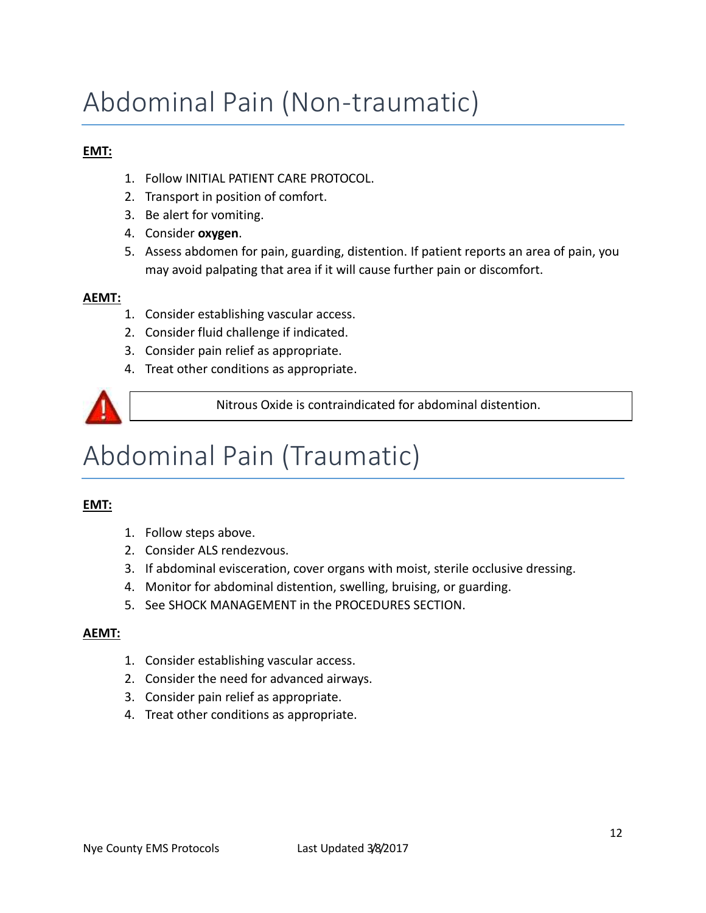# Abdominal Pain (Non-traumatic)

**EMT:**

1. Follow INITIAL PATIENT CARE PROTOCOL.
2. Transport in position of comfort.
3. Be alert for vomiting.
4. Consider **oxygen**.
5. Assess abdomen for pain, guarding, distention. If patient reports an area of pain, you may avoid palpating that area if it will cause further pain or discomfort.

**AEMT:**

1. Consider establishing vascular access.
2. Consider fluid challenge if indicated.
3. Consider pain relief as appropriate.
4. Treat other conditions as appropriate.

> Nitrous Oxide is contraindicated for abdominal distention.

# Abdominal Pain (Traumatic)

**EMT:**

1. Follow steps above.
2. Consider ALS rendezvous.
3. If abdominal evisceration, cover organs with moist, sterile occlusive dressing.
4. Monitor for abdominal distention, swelling, bruising, or guarding.
5. See SHOCK MANAGEMENT in the PROCEDURES SECTION.

**AEMT:**

1. Consider establishing vascular access.
2. Consider the need for advanced airways.
3. Consider pain relief as appropriate.
4. Treat other conditions as appropriate.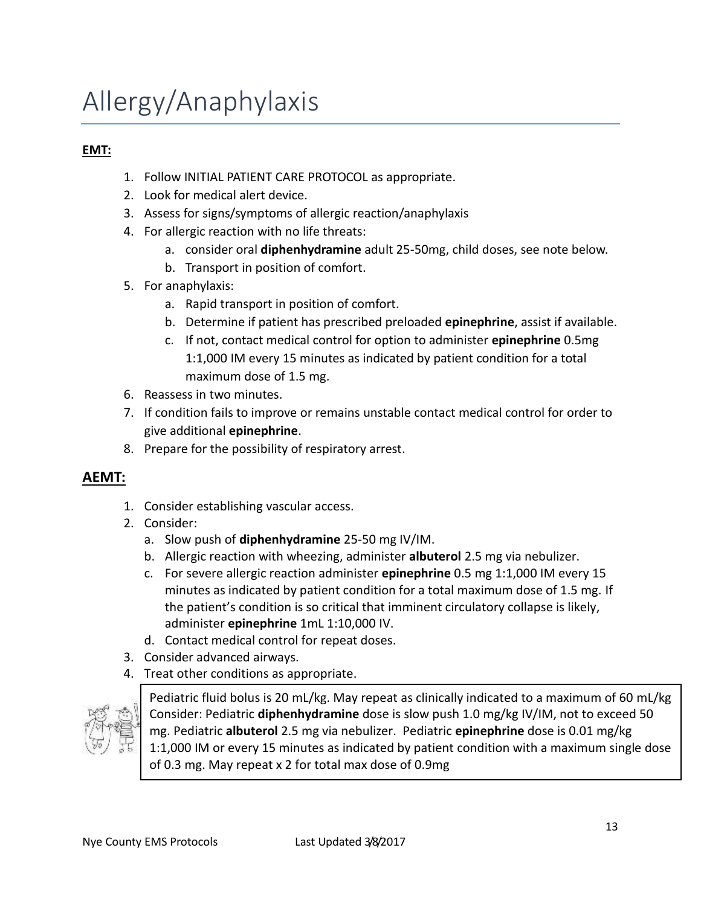# Allergy/Anaphylaxis

**EMT:**

1. Follow INITIAL PATIENT CARE PROTOCOL as appropriate.
2. Look for medical alert device.
3. Assess for signs/symptoms of allergic reaction/anaphylaxis
4. For allergic reaction with no life threats:
   a. consider oral **diphenhydramine** adult 25-50mg, child doses, see note below.
   b. Transport in position of comfort.
5. For anaphylaxis:
   a. Rapid transport in position of comfort.
   b. Determine if patient has prescribed preloaded **epinephrine**, assist if available.
   c. If not, contact medical control for option to administer **epinephrine** 0.5mg 1:1,000 IM every 15 minutes as indicated by patient condition for a total maximum dose of 1.5 mg.
6. Reassess in two minutes.
7. If condition fails to improve or remains unstable contact medical control for order to give additional **epinephrine**.
8. Prepare for the possibility of respiratory arrest.

## AEMT:

1. Consider establishing vascular access.
2. Consider:
   a. Slow push of **diphenhydramine** 25-50 mg IV/IM.
   b. Allergic reaction with wheezing, administer **albuterol** 2.5 mg via nebulizer.
   c. For severe allergic reaction administer **epinephrine** 0.5 mg 1:1,000 IM every 15 minutes as indicated by patient condition for a total maximum dose of 1.5 mg. If the patient's condition is so critical that imminent circulatory collapse is likely, administer **epinephrine** 1mL 1:10,000 IV.
   d. Contact medical control for repeat doses.
3. Consider advanced airways.
4. Treat other conditions as appropriate.

Pediatric fluid bolus is 20 mL/kg. May repeat as clinically indicated to a maximum of 60 mL/kg Consider: Pediatric **diphenhydramine** dose is slow push 1.0 mg/kg IV/IM, not to exceed 50 mg. Pediatric **albuterol** 2.5 mg via nebulizer. Pediatric **epinephrine** dose is 0.01 mg/kg 1:1,000 IM or every 15 minutes as indicated by patient condition with a maximum single dose of 0.3 mg. May repeat x 2 for total max dose of 0.9mg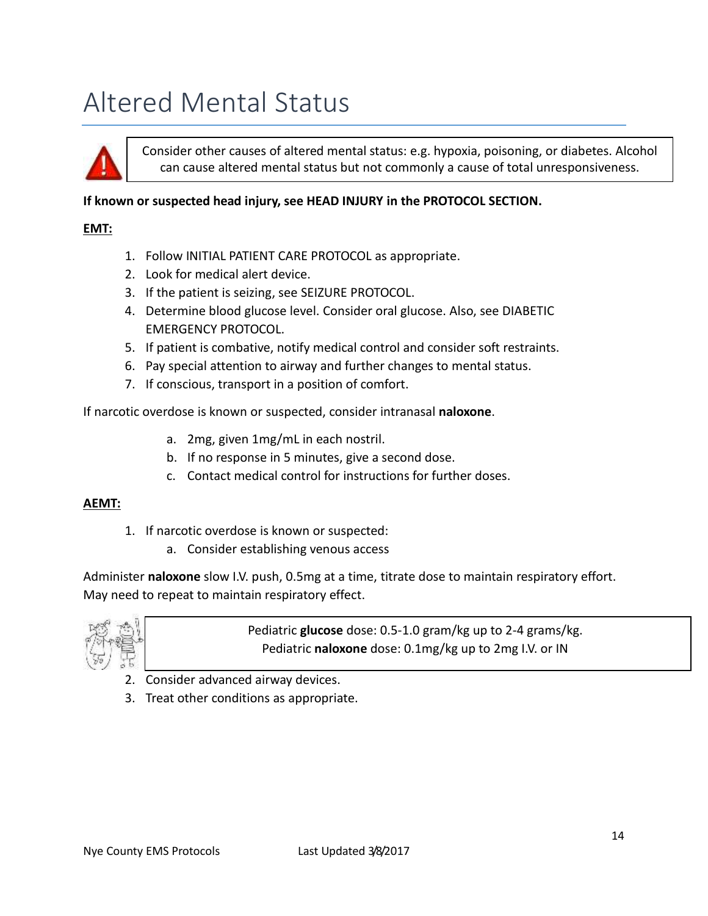# Altered Mental Status

Consider other causes of altered mental status: e.g. hypoxia, poisoning, or diabetes. Alcohol can cause altered mental status but not commonly a cause of total unresponsiveness.

**If known or suspected head injury, see HEAD INJURY in the PROTOCOL SECTION.**

**EMT:**

1. Follow INITIAL PATIENT CARE PROTOCOL as appropriate.
2. Look for medical alert device.
3. If the patient is seizing, see SEIZURE PROTOCOL.
4. Determine blood glucose level. Consider oral glucose. Also, see DIABETIC EMERGENCY PROTOCOL.
5. If patient is combative, notify medical control and consider soft restraints.
6. Pay special attention to airway and further changes to mental status.
7. If conscious, transport in a position of comfort.

If narcotic overdose is known or suspected, consider intranasal **naloxone**.

a. 2mg, given 1mg/mL in each nostril.
b. If no response in 5 minutes, give a second dose.
c. Contact medical control for instructions for further doses.

**AEMT:**

1. If narcotic overdose is known or suspected:
   a. Consider establishing venous access

Administer **naloxone** slow I.V. push, 0.5mg at a time, titrate dose to maintain respiratory effort. May need to repeat to maintain respiratory effect.

Pediatric **glucose** dose: 0.5-1.0 gram/kg up to 2-4 grams/kg.
Pediatric **naloxone** dose: 0.1mg/kg up to 2mg I.V. or IN

2. Consider advanced airway devices.
3. Treat other conditions as appropriate.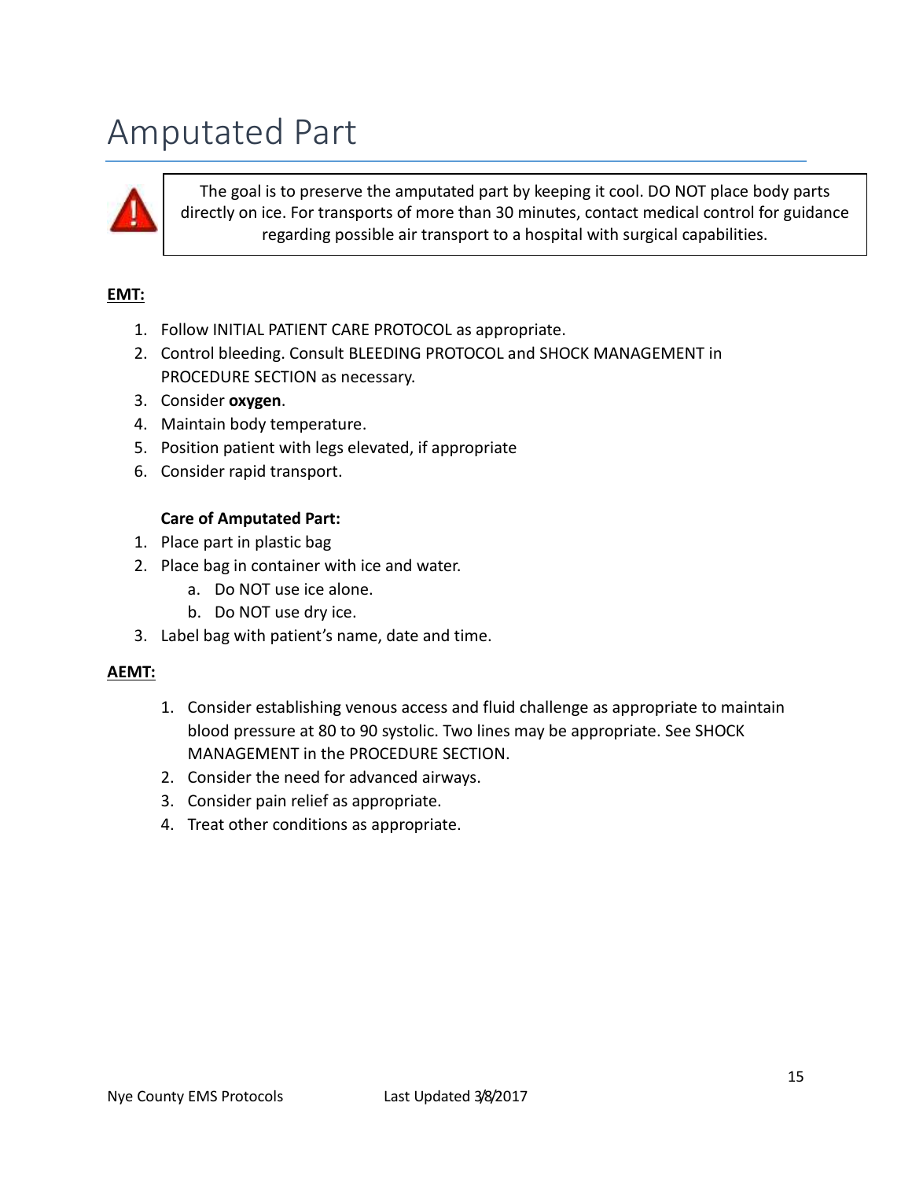# Amputated Part

> The goal is to preserve the amputated part by keeping it cool. DO NOT place body parts directly on ice. For transports of more than 30 minutes, contact medical control for guidance regarding possible air transport to a hospital with surgical capabilities.

**EMT:**

1. Follow INITIAL PATIENT CARE PROTOCOL as appropriate.
2. Control bleeding. Consult BLEEDING PROTOCOL and SHOCK MANAGEMENT in PROCEDURE SECTION as necessary.
3. Consider **oxygen**.
4. Maintain body temperature.
5. Position patient with legs elevated, if appropriate
6. Consider rapid transport.

**Care of Amputated Part:**

1. Place part in plastic bag
2. Place bag in container with ice and water.
   a. Do NOT use ice alone.
   b. Do NOT use dry ice.
3. Label bag with patient's name, date and time.

**AEMT:**

1. Consider establishing venous access and fluid challenge as appropriate to maintain blood pressure at 80 to 90 systolic. Two lines may be appropriate. See SHOCK MANAGEMENT in the PROCEDURE SECTION.
2. Consider the need for advanced airways.
3. Consider pain relief as appropriate.
4. Treat other conditions as appropriate.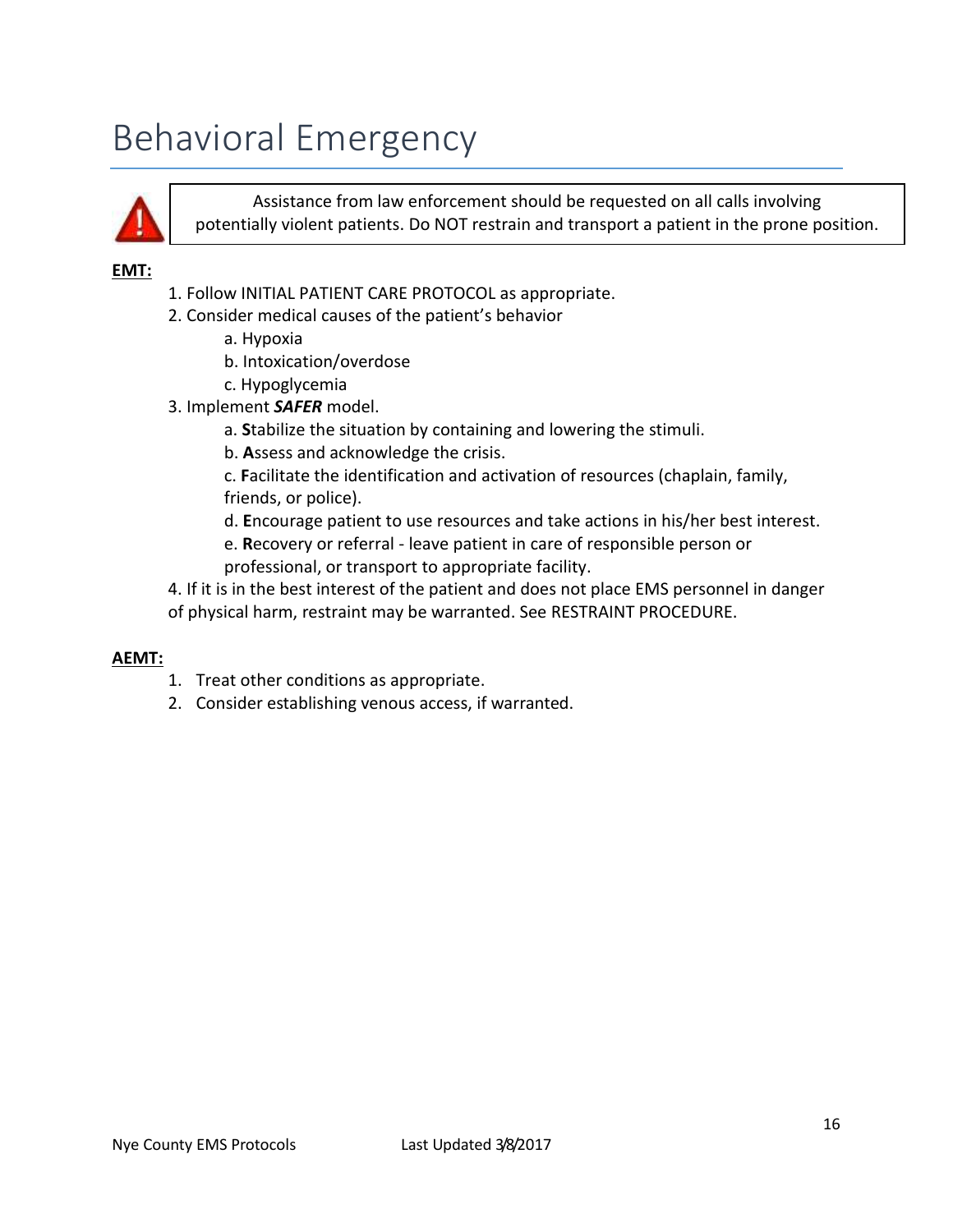# Behavioral Emergency

> Assistance from law enforcement should be requested on all calls involving potentially violent patients. Do NOT restrain and transport a patient in the prone position.

**EMT:**

1. Follow INITIAL PATIENT CARE PROTOCOL as appropriate.
2. Consider medical causes of the patient's behavior
   a. Hypoxia
   b. Intoxication/overdose
   c. Hypoglycemia
3. Implement ***SAFER*** model.
   a. **S**tabilize the situation by containing and lowering the stimuli.
   b. **A**ssess and acknowledge the crisis.
   c. **F**acilitate the identification and activation of resources (chaplain, family, friends, or police).
   d. **E**ncourage patient to use resources and take actions in his/her best interest.
   e. **R**ecovery or referral - leave patient in care of responsible person or professional, or transport to appropriate facility.
4. If it is in the best interest of the patient and does not place EMS personnel in danger of physical harm, restraint may be warranted. See RESTRAINT PROCEDURE.

**AEMT:**

1. Treat other conditions as appropriate.
2. Consider establishing venous access, if warranted.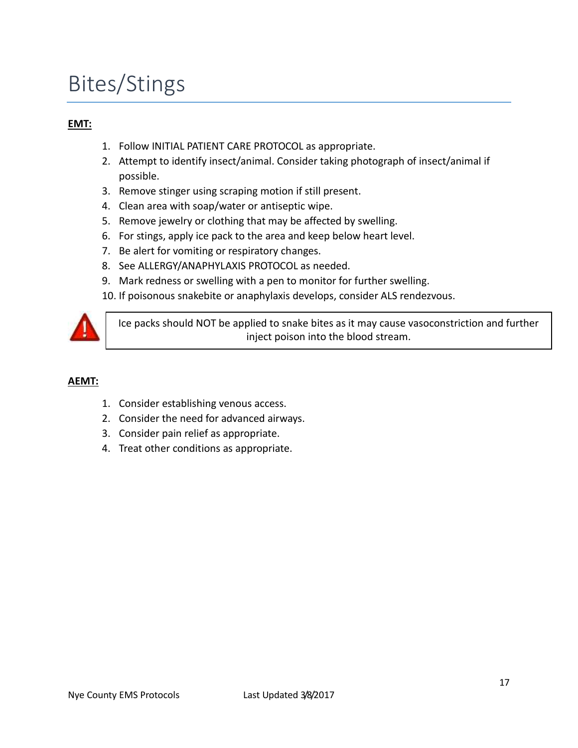# Bites/Stings

**EMT:**

1. Follow INITIAL PATIENT CARE PROTOCOL as appropriate.
2. Attempt to identify insect/animal. Consider taking photograph of insect/animal if possible.
3. Remove stinger using scraping motion if still present.
4. Clean area with soap/water or antiseptic wipe.
5. Remove jewelry or clothing that may be affected by swelling.
6. For stings, apply ice pack to the area and keep below heart level.
7. Be alert for vomiting or respiratory changes.
8. See ALLERGY/ANAPHYLAXIS PROTOCOL as needed.
9. Mark redness or swelling with a pen to monitor for further swelling.
10. If poisonous snakebite or anaphylaxis develops, consider ALS rendezvous.

> Ice packs should NOT be applied to snake bites as it may cause vasoconstriction and further inject poison into the blood stream.

**AEMT:**

1. Consider establishing venous access.
2. Consider the need for advanced airways.
3. Consider pain relief as appropriate.
4. Treat other conditions as appropriate.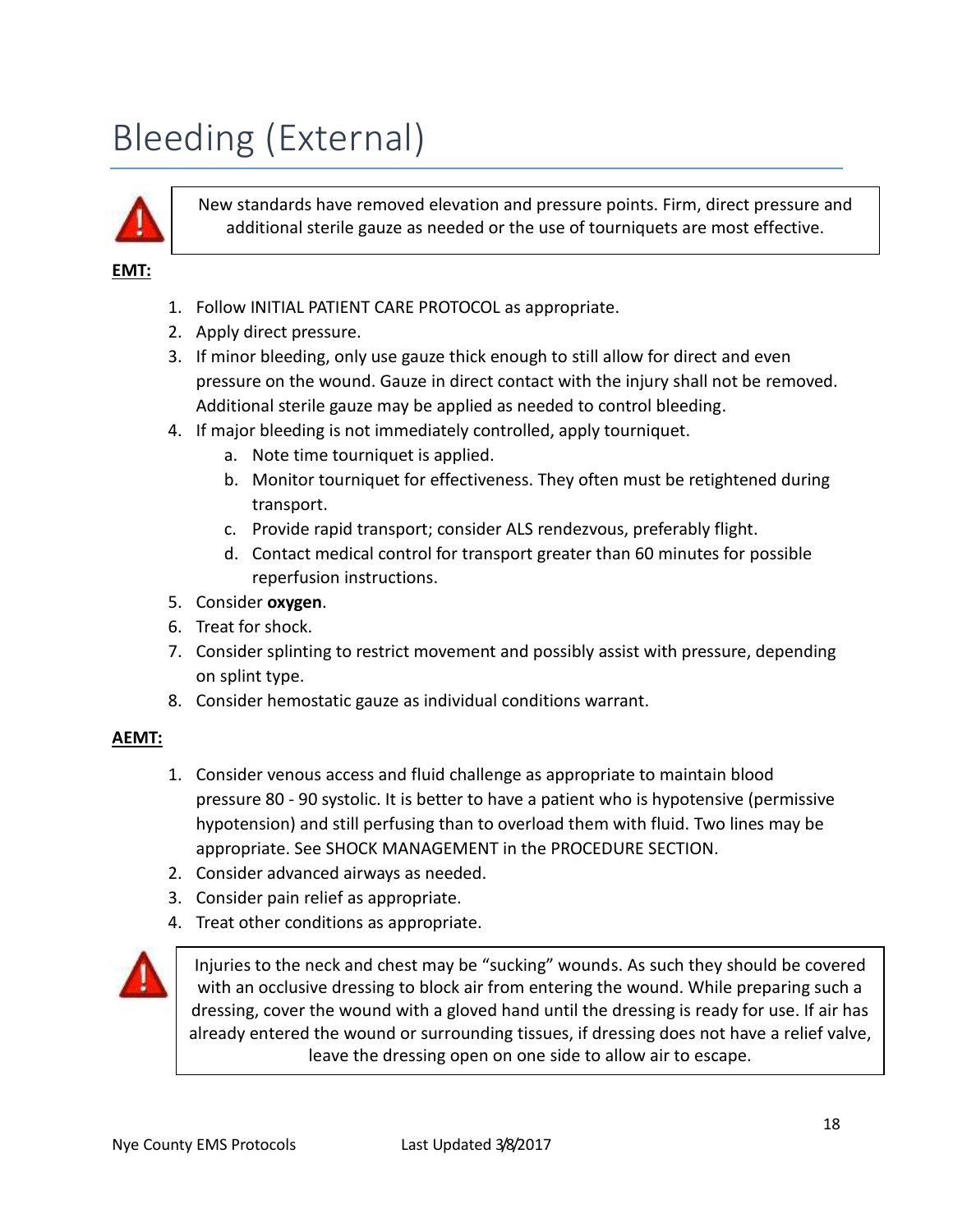# Bleeding (External)

> New standards have removed elevation and pressure points. Firm, direct pressure and additional sterile gauze as needed or the use of tourniquets are most effective.

**EMT:**

1. Follow INITIAL PATIENT CARE PROTOCOL as appropriate.
2. Apply direct pressure.
3. If minor bleeding, only use gauze thick enough to still allow for direct and even pressure on the wound. Gauze in direct contact with the injury shall not be removed. Additional sterile gauze may be applied as needed to control bleeding.
4. If major bleeding is not immediately controlled, apply tourniquet.
   a. Note time tourniquet is applied.
   b. Monitor tourniquet for effectiveness. They often must be retightened during transport.
   c. Provide rapid transport; consider ALS rendezvous, preferably flight.
   d. Contact medical control for transport greater than 60 minutes for possible reperfusion instructions.
5. Consider **oxygen**.
6. Treat for shock.
7. Consider splinting to restrict movement and possibly assist with pressure, depending on splint type.
8. Consider hemostatic gauze as individual conditions warrant.

**AEMT:**

1. Consider venous access and fluid challenge as appropriate to maintain blood pressure 80 - 90 systolic. It is better to have a patient who is hypotensive (permissive hypotension) and still perfusing than to overload them with fluid. Two lines may be appropriate. See SHOCK MANAGEMENT in the PROCEDURE SECTION.
2. Consider advanced airways as needed.
3. Consider pain relief as appropriate.
4. Treat other conditions as appropriate.

> Injuries to the neck and chest may be "sucking" wounds. As such they should be covered with an occlusive dressing to block air from entering the wound. While preparing such a dressing, cover the wound with a gloved hand until the dressing is ready for use. If air has already entered the wound or surrounding tissues, if dressing does not have a relief valve, leave the dressing open on one side to allow air to escape.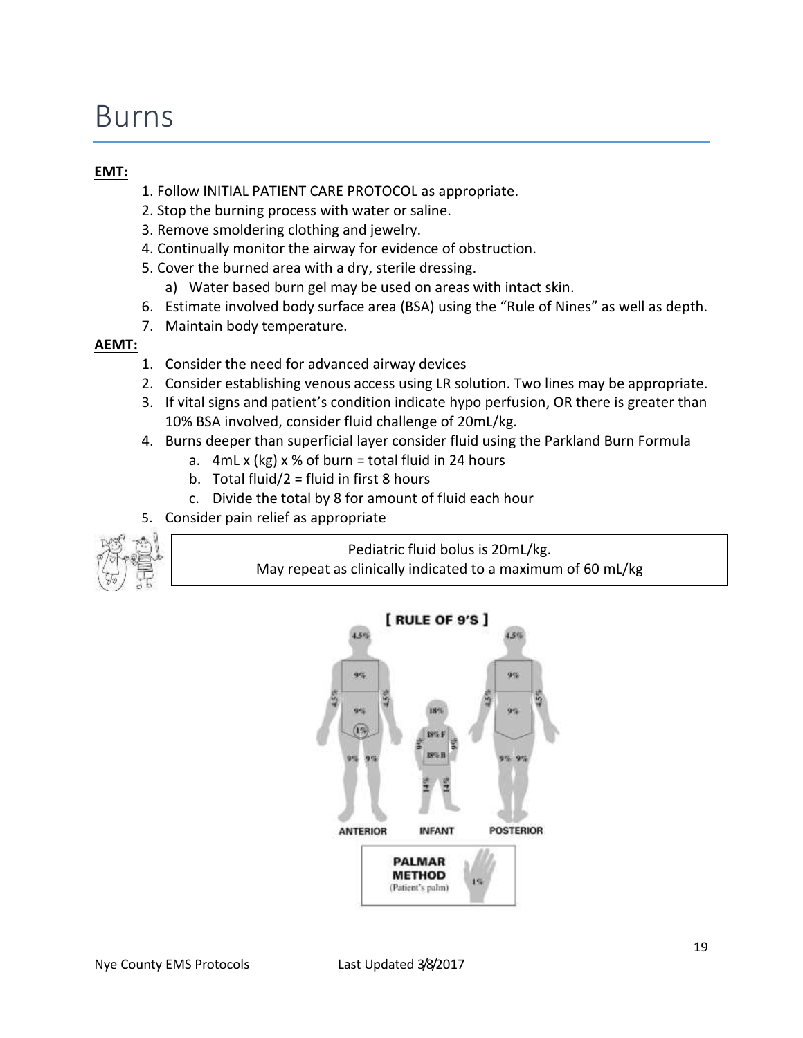# Burns

**EMT:**

1. Follow INITIAL PATIENT CARE PROTOCOL as appropriate.
2. Stop the burning process with water or saline.
3. Remove smoldering clothing and jewelry.
4. Continually monitor the airway for evidence of obstruction.
5. Cover the burned area with a dry, sterile dressing.
   a) Water based burn gel may be used on areas with intact skin.
6. Estimate involved body surface area (BSA) using the "Rule of Nines" as well as depth.
7. Maintain body temperature.

**AEMT:**

1. Consider the need for advanced airway devices
2. Consider establishing venous access using LR solution. Two lines may be appropriate.
3. If vital signs and patient's condition indicate hypo perfusion, OR there is greater than 10% BSA involved, consider fluid challenge of 20mL/kg.
4. Burns deeper than superficial layer consider fluid using the Parkland Burn Formula
   a. 4mL x (kg) x % of burn = total fluid in 24 hours
   b. Total fluid/2 = fluid in first 8 hours
   c. Divide the total by 8 for amount of fluid each hour
5. Consider pain relief as appropriate

Pediatric fluid bolus is 20mL/kg.
May repeat as clinically indicated to a maximum of 60 mL/kg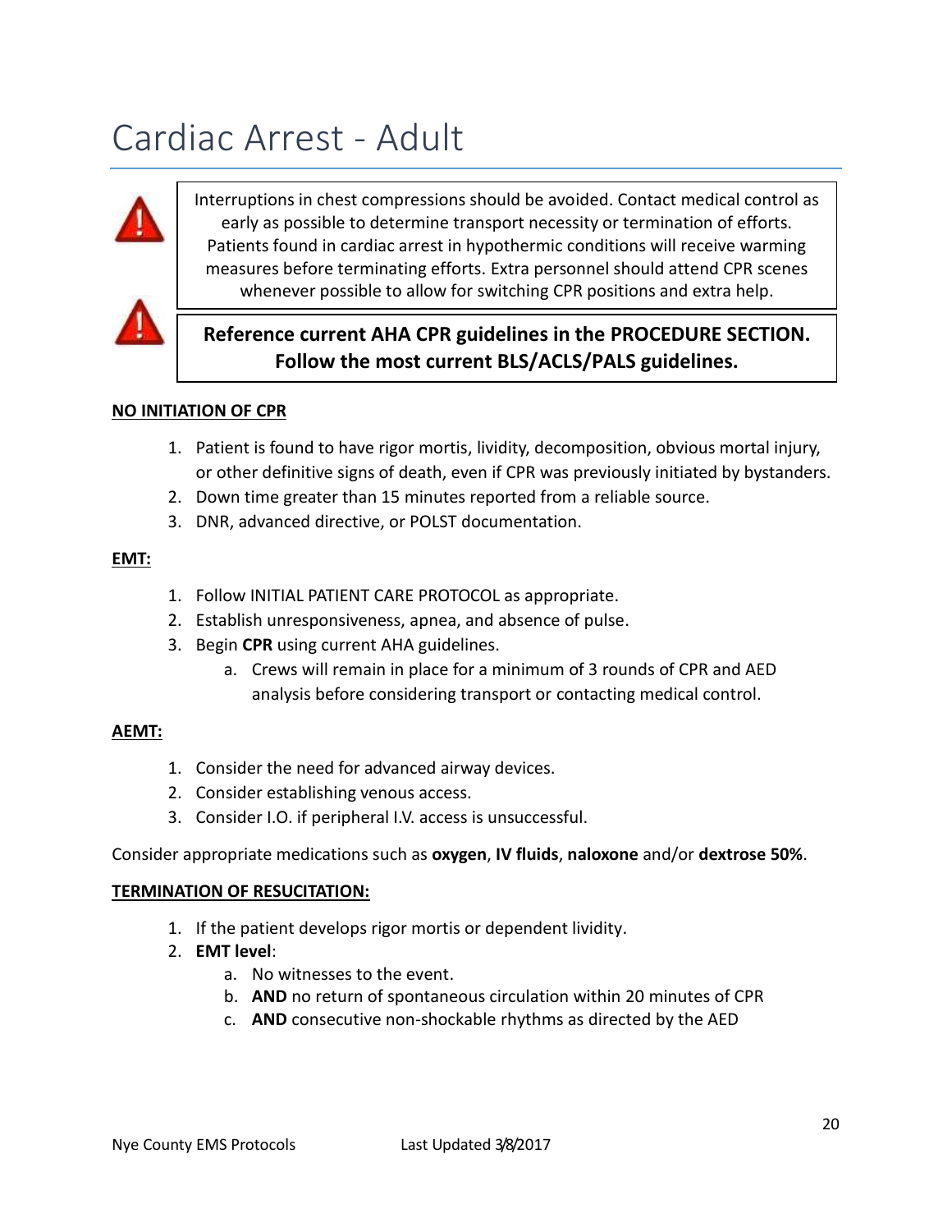# Cardiac Arrest - Adult

> Interruptions in chest compressions should be avoided. Contact medical control as early as possible to determine transport necessity or termination of efforts. Patients found in cardiac arrest in hypothermic conditions will receive warming measures before terminating efforts. Extra personnel should attend CPR scenes whenever possible to allow for switching CPR positions and extra help.

> **Reference current AHA CPR guidelines in the PROCEDURE SECTION. Follow the most current BLS/ACLS/PALS guidelines.**

**NO INITIATION OF CPR**

1. Patient is found to have rigor mortis, lividity, decomposition, obvious mortal injury, or other definitive signs of death, even if CPR was previously initiated by bystanders.
2. Down time greater than 15 minutes reported from a reliable source.
3. DNR, advanced directive, or POLST documentation.

**EMT:**

1. Follow INITIAL PATIENT CARE PROTOCOL as appropriate.
2. Establish unresponsiveness, apnea, and absence of pulse.
3. Begin **CPR** using current AHA guidelines.
   a. Crews will remain in place for a minimum of 3 rounds of CPR and AED analysis before considering transport or contacting medical control.

**AEMT:**

1. Consider the need for advanced airway devices.
2. Consider establishing venous access.
3. Consider I.O. if peripheral I.V. access is unsuccessful.

Consider appropriate medications such as **oxygen**, **IV fluids**, **naloxone** and/or **dextrose 50%**.

**TERMINATION OF RESUCITATION:**

1. If the patient develops rigor mortis or dependent lividity.
2. **EMT level**:
   a. No witnesses to the event.
   b. **AND** no return of spontaneous circulation within 20 minutes of CPR
   c. **AND** consecutive non-shockable rhythms as directed by the AED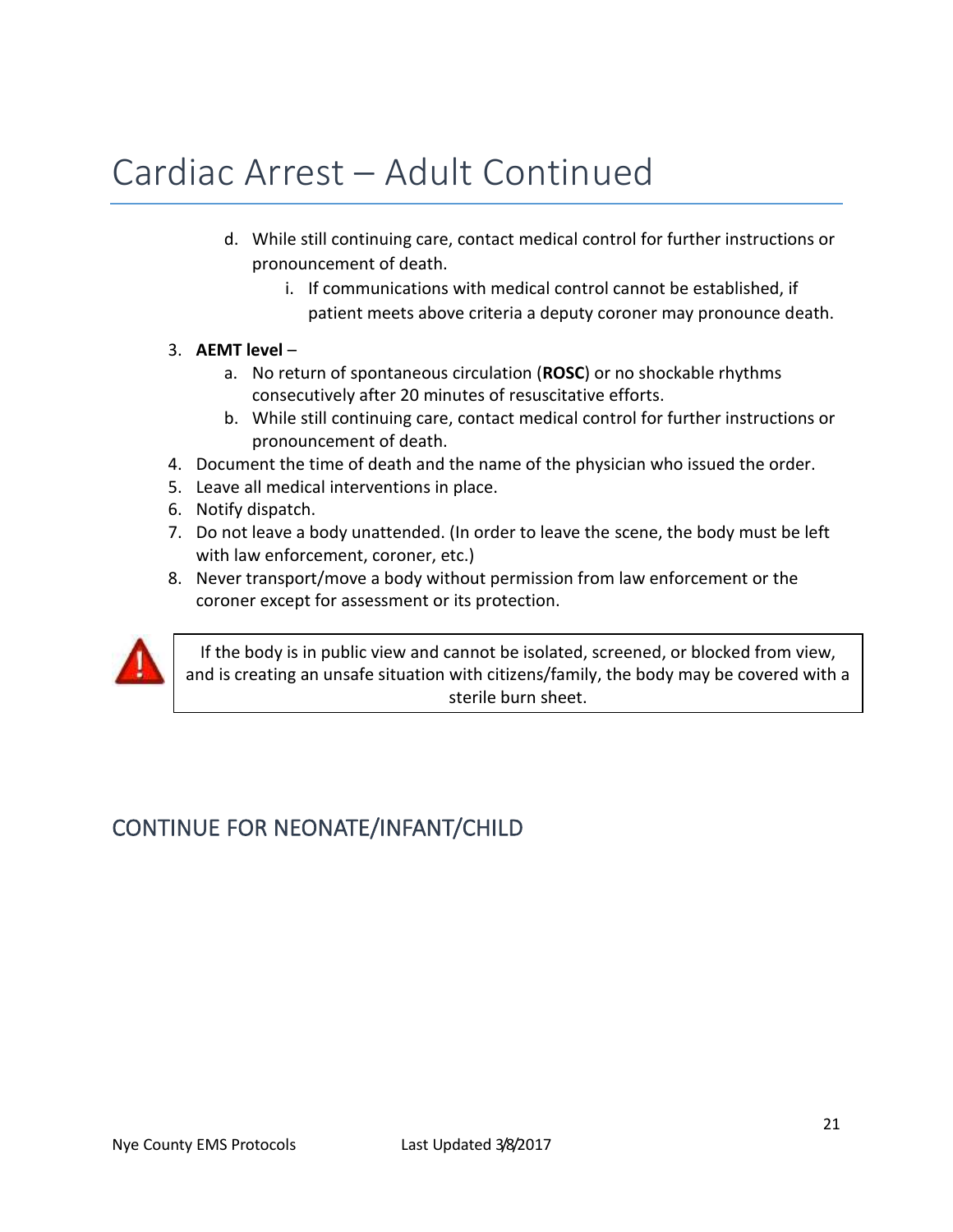# Cardiac Arrest – Adult Continued

d. While still continuing care, contact medical control for further instructions or pronouncement of death.
   i. If communications with medical control cannot be established, if patient meets above criteria a deputy coroner may pronounce death.

3. **AEMT level** –
   a. No return of spontaneous circulation (**ROSC**) or no shockable rhythms consecutively after 20 minutes of resuscitative efforts.
   b. While still continuing care, contact medical control for further instructions or pronouncement of death.
4. Document the time of death and the name of the physician who issued the order.
5. Leave all medical interventions in place.
6. Notify dispatch.
7. Do not leave a body unattended. (In order to leave the scene, the body must be left with law enforcement, coroner, etc.)
8. Never transport/move a body without permission from law enforcement or the coroner except for assessment or its protection.

> If the body is in public view and cannot be isolated, screened, or blocked from view, and is creating an unsafe situation with citizens/family, the body may be covered with a sterile burn sheet.

## CONTINUE FOR NEONATE/INFANT/CHILD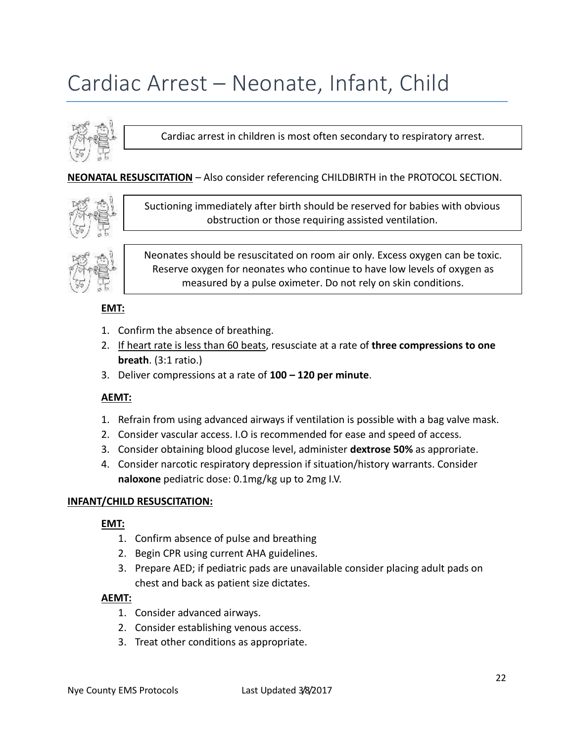# Cardiac Arrest – Neonate, Infant, Child

Cardiac arrest in children is most often secondary to respiratory arrest.

**NEONATAL RESUSCITATION** – Also consider referencing CHILDBIRTH in the PROTOCOL SECTION.

Suctioning immediately after birth should be reserved for babies with obvious obstruction or those requiring assisted ventilation.

Neonates should be resuscitated on room air only. Excess oxygen can be toxic. Reserve oxygen for neonates who continue to have low levels of oxygen as measured by a pulse oximeter. Do not rely on skin conditions.

**EMT:**

1. Confirm the absence of breathing.
2. If heart rate is less than 60 beats, resusciate at a rate of **three compressions to one breath**. (3:1 ratio.)
3. Deliver compressions at a rate of **100 – 120 per minute**.

**AEMT:**

1. Refrain from using advanced airways if ventilation is possible with a bag valve mask.
2. Consider vascular access. I.O is recommended for ease and speed of access.
3. Consider obtaining blood glucose level, administer **dextrose 50%** as approriate.
4. Consider narcotic respiratory depression if situation/history warrants. Consider **naloxone** pediatric dose: 0.1mg/kg up to 2mg I.V.

**INFANT/CHILD RESUSCITATION:**

**EMT:**

1. Confirm absence of pulse and breathing
2. Begin CPR using current AHA guidelines.
3. Prepare AED; if pediatric pads are unavailable consider placing adult pads on chest and back as patient size dictates.

**AEMT:**

1. Consider advanced airways.
2. Consider establishing venous access.
3. Treat other conditions as appropriate.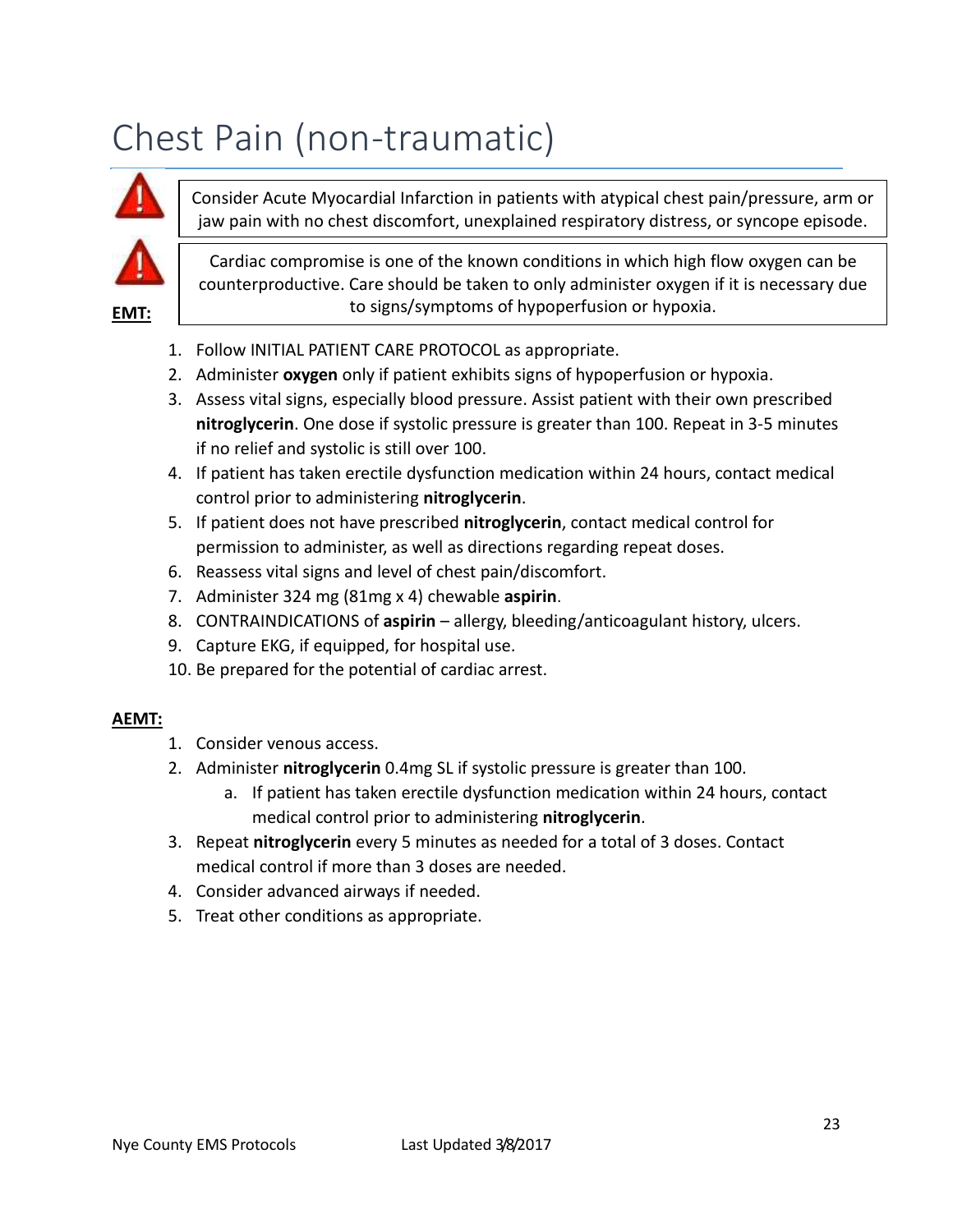# Chest Pain (non-traumatic)

> Consider Acute Myocardial Infarction in patients with atypical chest pain/pressure, arm or jaw pain with no chest discomfort, unexplained respiratory distress, or syncope episode.

> Cardiac compromise is one of the known conditions in which high flow oxygen can be counterproductive. Care should be taken to only administer oxygen if it is necessary due to signs/symptoms of hypoperfusion or hypoxia.

**EMT:**

1. Follow INITIAL PATIENT CARE PROTOCOL as appropriate.
2. Administer **oxygen** only if patient exhibits signs of hypoperfusion or hypoxia.
3. Assess vital signs, especially blood pressure. Assist patient with their own prescribed **nitroglycerin**. One dose if systolic pressure is greater than 100. Repeat in 3-5 minutes if no relief and systolic is still over 100.
4. If patient has taken erectile dysfunction medication within 24 hours, contact medical control prior to administering **nitroglycerin**.
5. If patient does not have prescribed **nitroglycerin**, contact medical control for permission to administer, as well as directions regarding repeat doses.
6. Reassess vital signs and level of chest pain/discomfort.
7. Administer 324 mg (81mg x 4) chewable **aspirin**.
8. CONTRAINDICATIONS of **aspirin** – allergy, bleeding/anticoagulant history, ulcers.
9. Capture EKG, if equipped, for hospital use.
10. Be prepared for the potential of cardiac arrest.

**AEMT:**

1. Consider venous access.
2. Administer **nitroglycerin** 0.4mg SL if systolic pressure is greater than 100.
   a. If patient has taken erectile dysfunction medication within 24 hours, contact medical control prior to administering **nitroglycerin**.
3. Repeat **nitroglycerin** every 5 minutes as needed for a total of 3 doses. Contact medical control if more than 3 doses are needed.
4. Consider advanced airways if needed.
5. Treat other conditions as appropriate.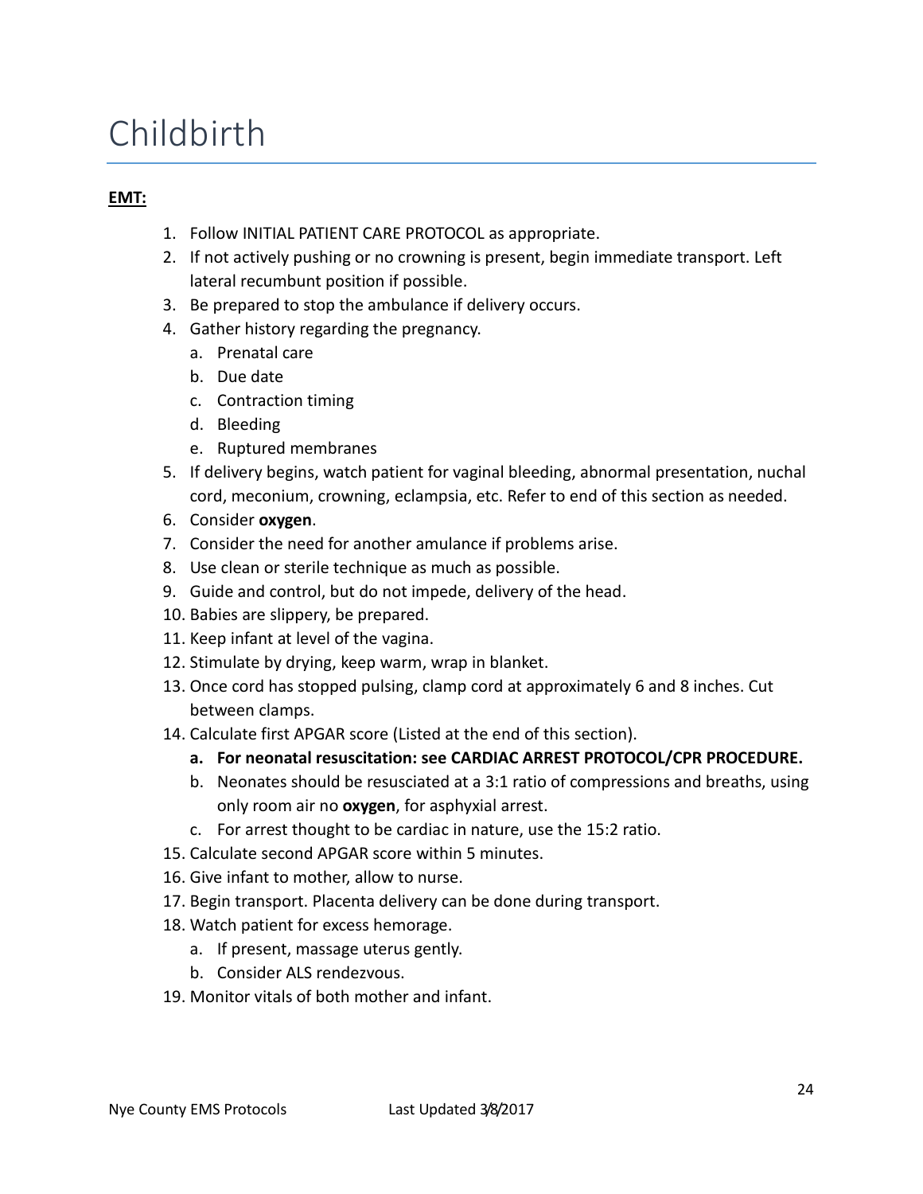# Childbirth

**EMT:**

1. Follow INITIAL PATIENT CARE PROTOCOL as appropriate.
2. If not actively pushing or no crowning is present, begin immediate transport. Left lateral recumbunt position if possible.
3. Be prepared to stop the ambulance if delivery occurs.
4. Gather history regarding the pregnancy.
   a. Prenatal care
   b. Due date
   c. Contraction timing
   d. Bleeding
   e. Ruptured membranes
5. If delivery begins, watch patient for vaginal bleeding, abnormal presentation, nuchal cord, meconium, crowning, eclampsia, etc. Refer to end of this section as needed.
6. Consider **oxygen**.
7. Consider the need for another amulance if problems arise.
8. Use clean or sterile technique as much as possible.
9. Guide and control, but do not impede, delivery of the head.
10. Babies are slippery, be prepared.
11. Keep infant at level of the vagina.
12. Stimulate by drying, keep warm, wrap in blanket.
13. Once cord has stopped pulsing, clamp cord at approximately 6 and 8 inches. Cut between clamps.
14. Calculate first APGAR score (Listed at the end of this section).
    a. **For neonatal resuscitation: see CARDIAC ARREST PROTOCOL/CPR PROCEDURE.**
    b. Neonates should be resusciated at a 3:1 ratio of compressions and breaths, using only room air no **oxygen**, for asphyxial arrest.
    c. For arrest thought to be cardiac in nature, use the 15:2 ratio.
15. Calculate second APGAR score within 5 minutes.
16. Give infant to mother, allow to nurse.
17. Begin transport. Placenta delivery can be done during transport.
18. Watch patient for excess hemorage.
    a. If present, massage uterus gently.
    b. Consider ALS rendezvous.
19. Monitor vitals of both mother and infant.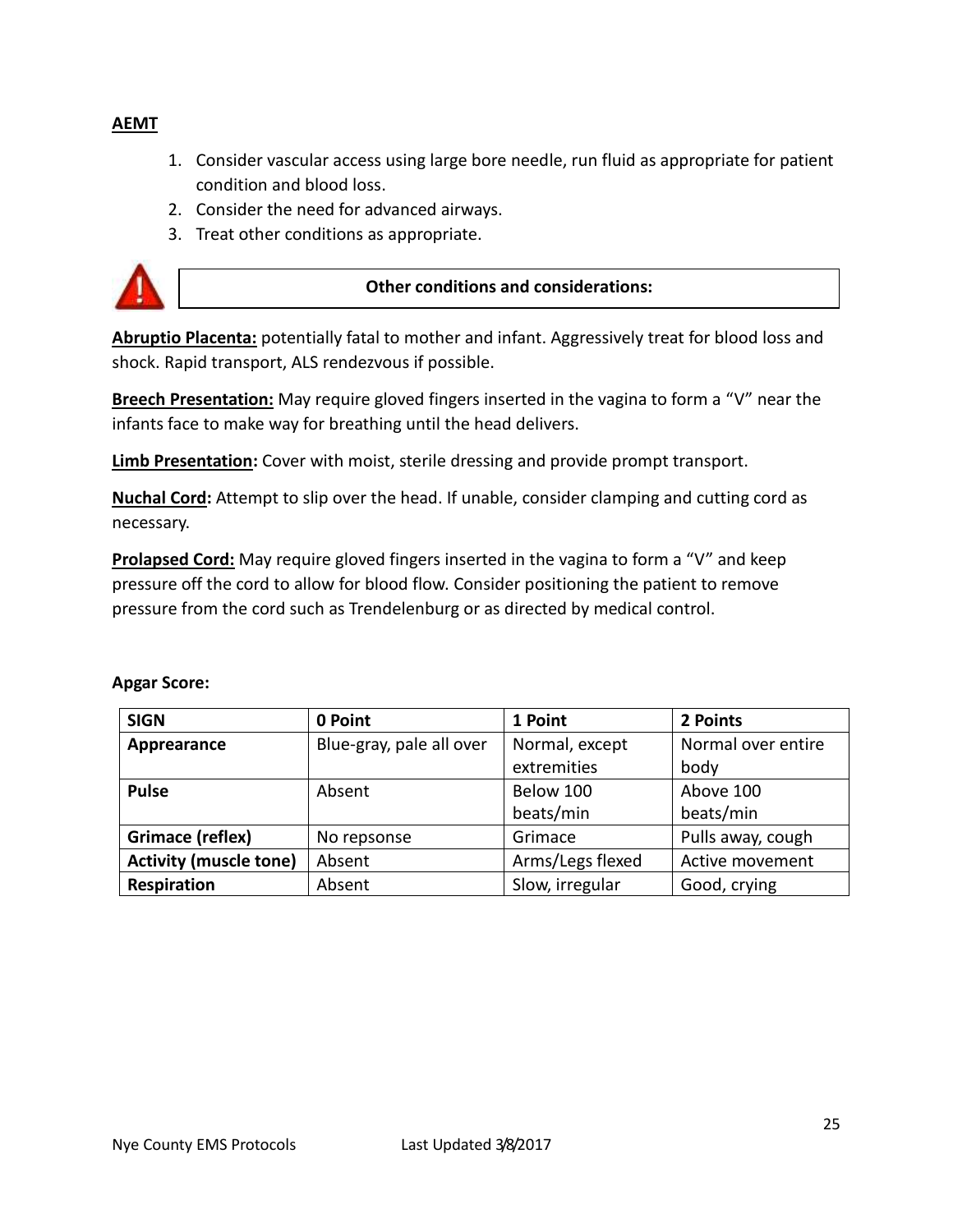**AEMT**

1. Consider vascular access using large bore needle, run fluid as appropriate for patient condition and blood loss.
2. Consider the need for advanced airways.
3. Treat other conditions as appropriate.

**Other conditions and considerations:**

**Abruptio Placenta:** potentially fatal to mother and infant. Aggressively treat for blood loss and shock. Rapid transport, ALS rendezvous if possible.

**Breech Presentation:** May require gloved fingers inserted in the vagina to form a "V" near the infants face to make way for breathing until the head delivers.

**Limb Presentation:** Cover with moist, sterile dressing and provide prompt transport.

**Nuchal Cord:** Attempt to slip over the head. If unable, consider clamping and cutting cord as necessary.

**Prolapsed Cord:** May require gloved fingers inserted in the vagina to form a "V" and keep pressure off the cord to allow for blood flow. Consider positioning the patient to remove pressure from the cord such as Trendelenburg or as directed by medical control.

**Apgar Score:**

| SIGN | 0 Point | 1 Point | 2 Points |
|---|---|---|---|
| **Appearance** | Blue-gray, pale all over | Normal, except extremities | Normal over entire body |
| **Pulse** | Absent | Below 100 beats/min | Above 100 beats/min |
| **Grimace (reflex)** | No repsonse | Grimace | Pulls away, cough |
| **Activity (muscle tone)** | Absent | Arms/Legs flexed | Active movement |
| **Respiration** | Absent | Slow, irregular | Good, crying |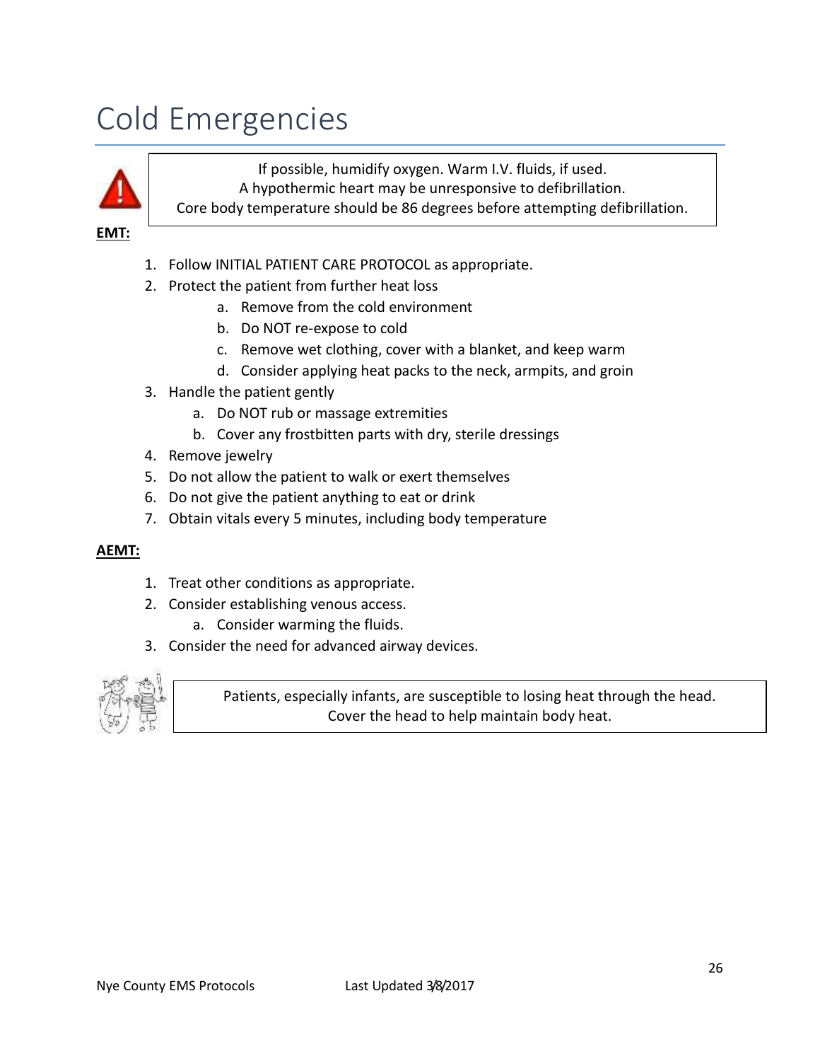# Cold Emergencies

> If possible, humidify oxygen. Warm I.V. fluids, if used.
> A hypothermic heart may be unresponsive to defibrillation.
> Core body temperature should be 86 degrees before attempting defibrillation.

**EMT:**

1. Follow INITIAL PATIENT CARE PROTOCOL as appropriate.
2. Protect the patient from further heat loss
   a. Remove from the cold environment
   b. Do NOT re-expose to cold
   c. Remove wet clothing, cover with a blanket, and keep warm
   d. Consider applying heat packs to the neck, armpits, and groin
3. Handle the patient gently
   a. Do NOT rub or massage extremities
   b. Cover any frostbitten parts with dry, sterile dressings
4. Remove jewelry
5. Do not allow the patient to walk or exert themselves
6. Do not give the patient anything to eat or drink
7. Obtain vitals every 5 minutes, including body temperature

**AEMT:**

1. Treat other conditions as appropriate.
2. Consider establishing venous access.
   a. Consider warming the fluids.
3. Consider the need for advanced airway devices.

> Patients, especially infants, are susceptible to losing heat through the head.
> Cover the head to help maintain body heat.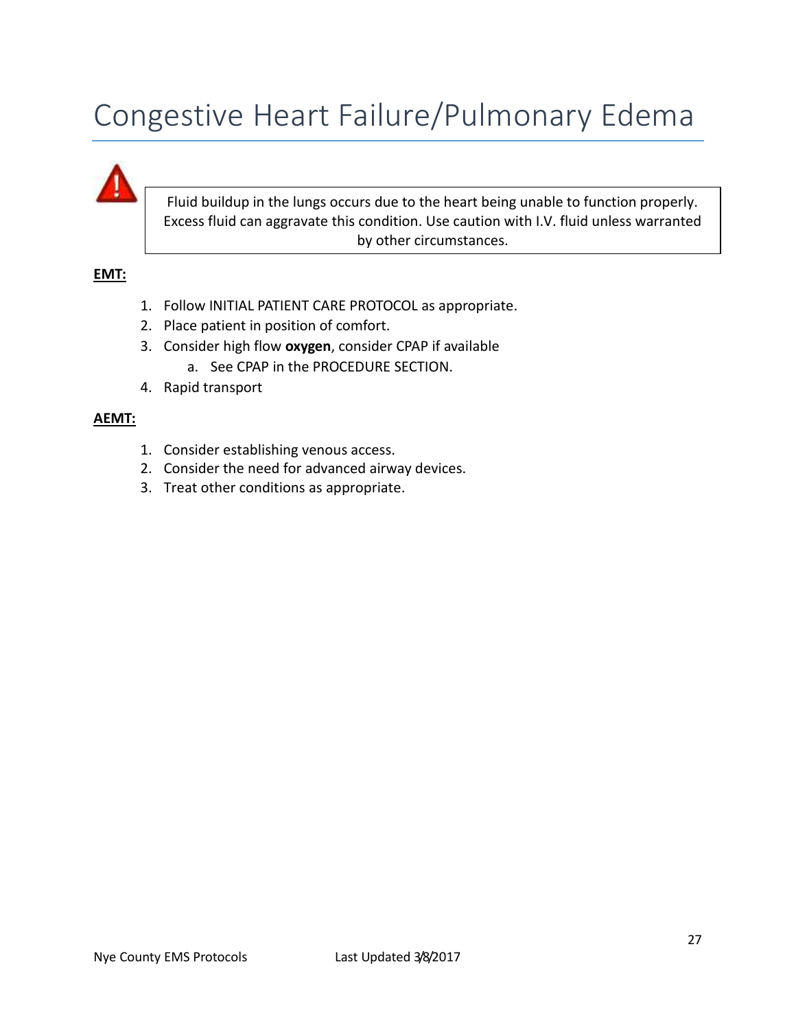# Congestive Heart Failure/Pulmonary Edema

> Fluid buildup in the lungs occurs due to the heart being unable to function properly. Excess fluid can aggravate this condition. Use caution with I.V. fluid unless warranted by other circumstances.

**EMT:**

1. Follow INITIAL PATIENT CARE PROTOCOL as appropriate.
2. Place patient in position of comfort.
3. Consider high flow **oxygen**, consider CPAP if available
   a. See CPAP in the PROCEDURE SECTION.
4. Rapid transport

**AEMT:**

1. Consider establishing venous access.
2. Consider the need for advanced airway devices.
3. Treat other conditions as appropriate.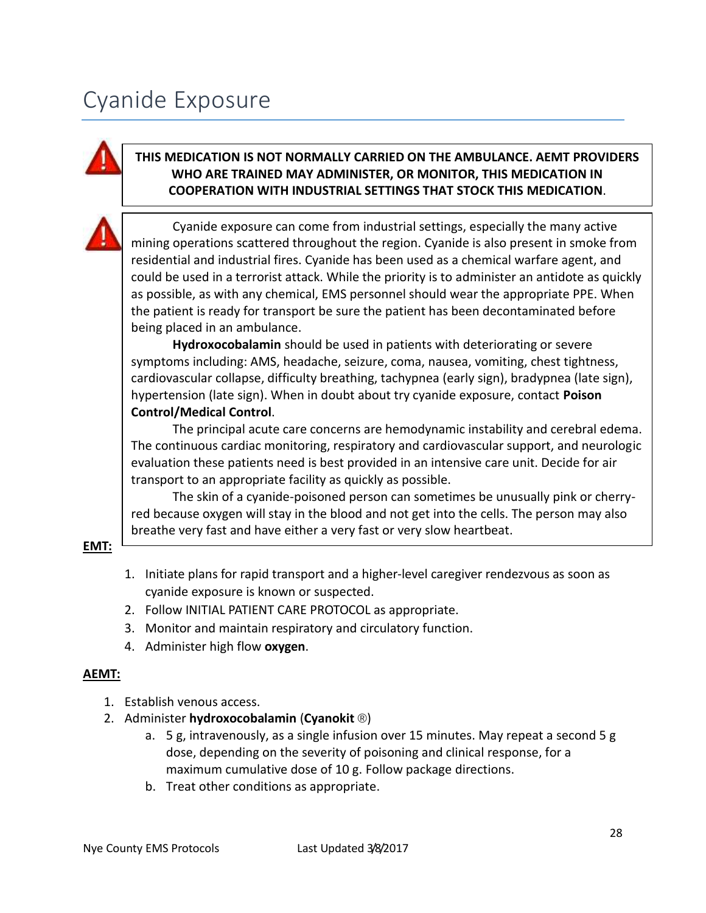# Cyanide Exposure

**THIS MEDICATION IS NOT NORMALLY CARRIED ON THE AMBULANCE. AEMT PROVIDERS WHO ARE TRAINED MAY ADMINISTER, OR MONITOR, THIS MEDICATION IN COOPERATION WITH INDUSTRIAL SETTINGS THAT STOCK THIS MEDICATION**.

Cyanide exposure can come from industrial settings, especially the many active mining operations scattered throughout the region. Cyanide is also present in smoke from residential and industrial fires. Cyanide has been used as a chemical warfare agent, and could be used in a terrorist attack. While the priority is to administer an antidote as quickly as possible, as with any chemical, EMS personnel should wear the appropriate PPE. When the patient is ready for transport be sure the patient has been decontaminated before being placed in an ambulance.

**Hydroxocobalamin** should be used in patients with deteriorating or severe symptoms including: AMS, headache, seizure, coma, nausea, vomiting, chest tightness, cardiovascular collapse, difficulty breathing, tachypnea (early sign), bradypnea (late sign), hypertension (late sign). When in doubt about try cyanide exposure, contact **Poison Control/Medical Control**.

The principal acute care concerns are hemodynamic instability and cerebral edema. The continuous cardiac monitoring, respiratory and cardiovascular support, and neurologic evaluation these patients need is best provided in an intensive care unit. Decide for air transport to an appropriate facility as quickly as possible.

The skin of a cyanide-poisoned person can sometimes be unusually pink or cherry-red because oxygen will stay in the blood and not get into the cells. The person may also breathe very fast and have either a very fast or very slow heartbeat.

**EMT:**

1. Initiate plans for rapid transport and a higher-level caregiver rendezvous as soon as cyanide exposure is known or suspected.
2. Follow INITIAL PATIENT CARE PROTOCOL as appropriate.
3. Monitor and maintain respiratory and circulatory function.
4. Administer high flow **oxygen**.

**AEMT:**

1. Establish venous access.
2. Administer **hydroxocobalamin** (**Cyanokit** ®)
   a. 5 g, intravenously, as a single infusion over 15 minutes. May repeat a second 5 g dose, depending on the severity of poisoning and clinical response, for a maximum cumulative dose of 10 g. Follow package directions.
   b. Treat other conditions as appropriate.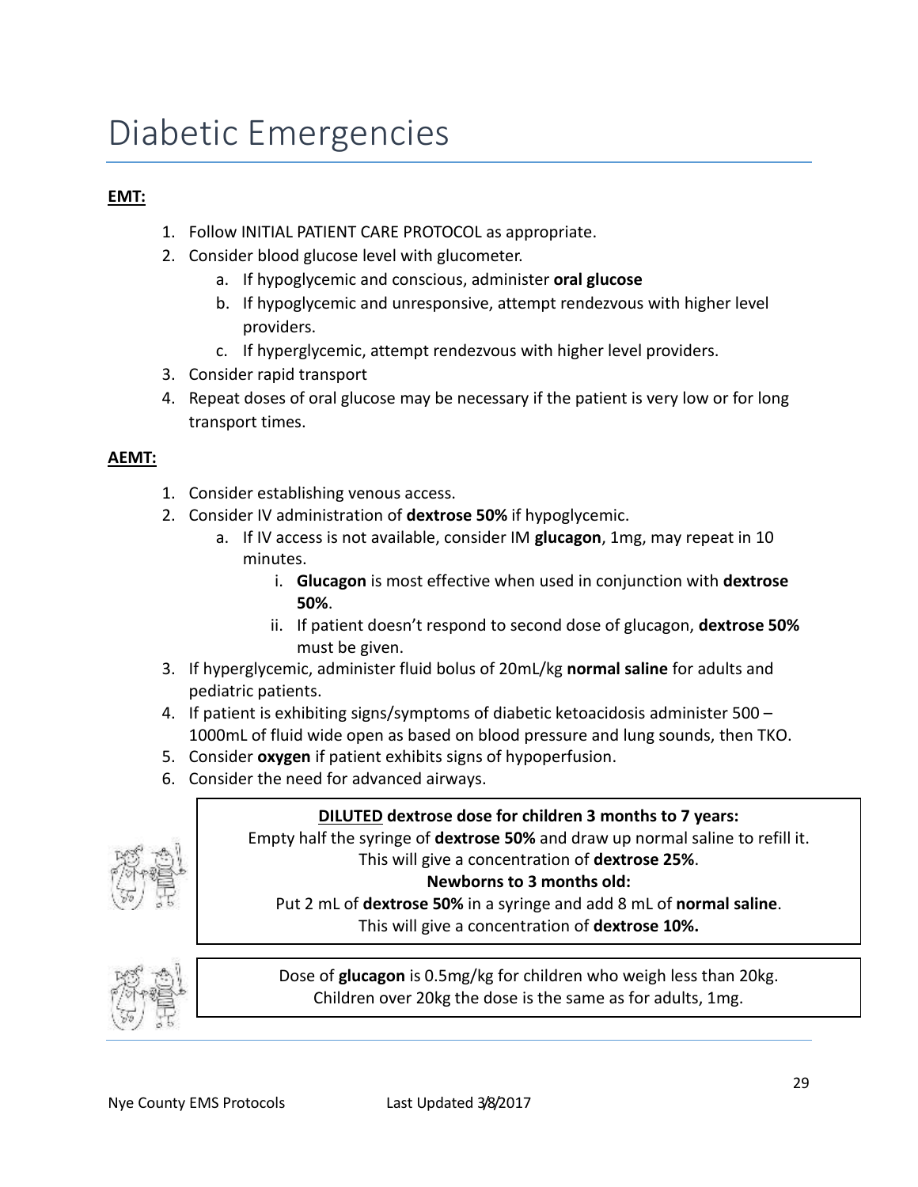# Diabetic Emergencies

**EMT:**

1. Follow INITIAL PATIENT CARE PROTOCOL as appropriate.
2. Consider blood glucose level with glucometer.
   a. If hypoglycemic and conscious, administer **oral glucose**
   b. If hypoglycemic and unresponsive, attempt rendezvous with higher level providers.
   c. If hyperglycemic, attempt rendezvous with higher level providers.
3. Consider rapid transport
4. Repeat doses of oral glucose may be necessary if the patient is very low or for long transport times.

**AEMT:**

1. Consider establishing venous access.
2. Consider IV administration of **dextrose 50%** if hypoglycemic.
   a. If IV access is not available, consider IM **glucagon**, 1mg, may repeat in 10 minutes.
      i. **Glucagon** is most effective when used in conjunction with **dextrose 50%**.
      ii. If patient doesn't respond to second dose of glucagon, **dextrose 50%** must be given.
3. If hyperglycemic, administer fluid bolus of 20mL/kg **normal saline** for adults and pediatric patients.
4. If patient is exhibiting signs/symptoms of diabetic ketoacidosis administer 500 – 1000mL of fluid wide open as based on blood pressure and lung sounds, then TKO.
5. Consider **oxygen** if patient exhibits signs of hypoperfusion.
6. Consider the need for advanced airways.

> **DILUTED dextrose dose for children 3 months to 7 years:**
> Empty half the syringe of **dextrose 50%** and draw up normal saline to refill it.
> This will give a concentration of **dextrose 25%**.
> **Newborns to 3 months old:**
> Put 2 mL of **dextrose 50%** in a syringe and add 8 mL of **normal saline**.
> This will give a concentration of **dextrose 10%.**

> Dose of **glucagon** is 0.5mg/kg for children who weigh less than 20kg.
> Children over 20kg the dose is the same as for adults, 1mg.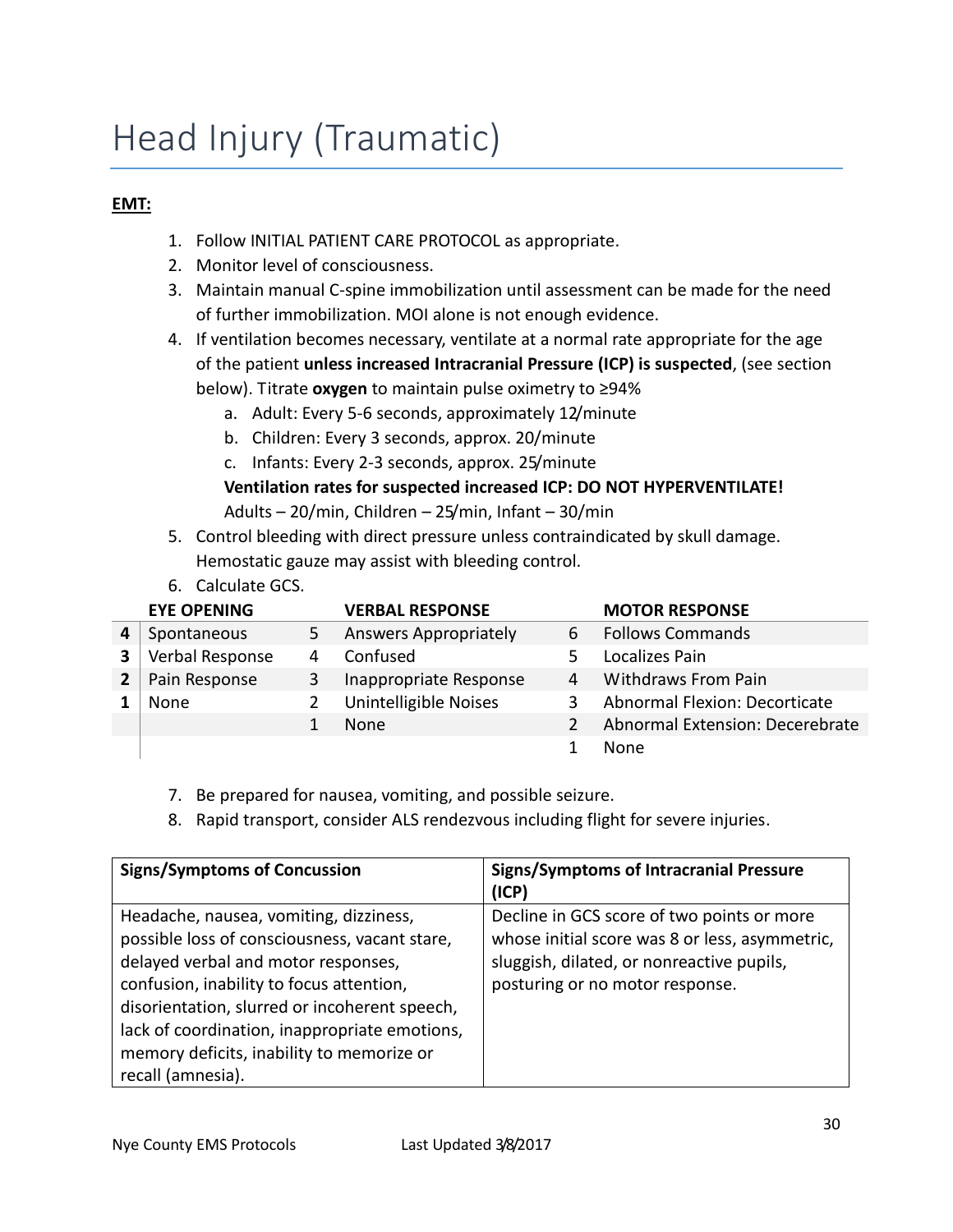# Head Injury (Traumatic)

**EMT:**

1. Follow INITIAL PATIENT CARE PROTOCOL as appropriate.
2. Monitor level of consciousness.
3. Maintain manual C-spine immobilization until assessment can be made for the need of further immobilization. MOI alone is not enough evidence.
4. If ventilation becomes necessary, ventilate at a normal rate appropriate for the age of the patient **unless increased Intracranial Pressure (ICP) is suspected**, (see section below). Titrate **oxygen** to maintain pulse oximetry to ≥94%
    a. Adult: Every 5-6 seconds, approximately 12/minute
    b. Children: Every 3 seconds, approx. 20/minute
    c. Infants: Every 2-3 seconds, approx. 25/minute

    **Ventilation rates for suspected increased ICP: DO NOT HYPERVENTILATE!**
    Adults – 20/min, Children – 25/min, Infant – 30/min
5. Control bleeding with direct pressure unless contraindicated by skull damage. Hemostatic gauze may assist with bleeding control.
6. Calculate GCS.

| | EYE OPENING | | VERBAL RESPONSE | | MOTOR RESPONSE |
|---|---|---|---|---|---|
| 4 | Spontaneous | 5 | Answers Appropriately | 6 | Follows Commands |
| 3 | Verbal Response | 4 | Confused | 5 | Localizes Pain |
| 2 | Pain Response | 3 | Inappropriate Response | 4 | Withdraws From Pain |
| 1 | None | 2 | Unintelligible Noises | 3 | Abnormal Flexion: Decorticate |
| | | 1 | None | 2 | Abnormal Extension: Decerebrate |
| | | | | 1 | None |

7. Be prepared for nausea, vomiting, and possible seizure.
8. Rapid transport, consider ALS rendezvous including flight for severe injuries.

| Signs/Symptoms of Concussion | Signs/Symptoms of Intracranial Pressure (ICP) |
|---|---|
| Headache, nausea, vomiting, dizziness, possible loss of consciousness, vacant stare, delayed verbal and motor responses, confusion, inability to focus attention, disorientation, slurred or incoherent speech, lack of coordination, inappropriate emotions, memory deficits, inability to memorize or recall (amnesia). | Decline in GCS score of two points or more whose initial score was 8 or less, asymmetric, sluggish, dilated, or nonreactive pupils, posturing or no motor response. |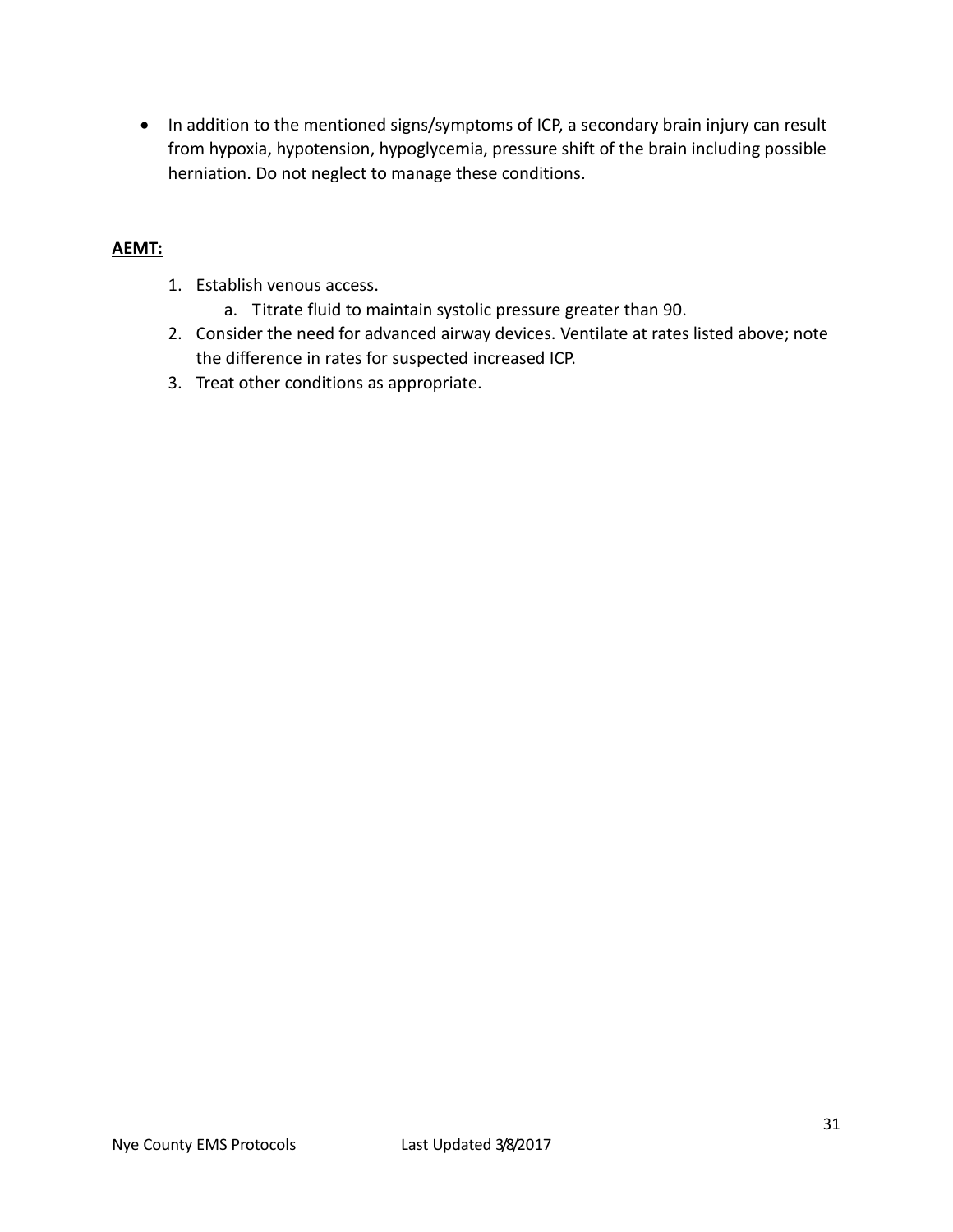- In addition to the mentioned signs/symptoms of ICP, a secondary brain injury can result from hypoxia, hypotension, hypoglycemia, pressure shift of the brain including possible herniation. Do not neglect to manage these conditions.

**AEMT:**

1. Establish venous access.
   a. Titrate fluid to maintain systolic pressure greater than 90.
2. Consider the need for advanced airway devices. Ventilate at rates listed above; note the difference in rates for suspected increased ICP.
3. Treat other conditions as appropriate.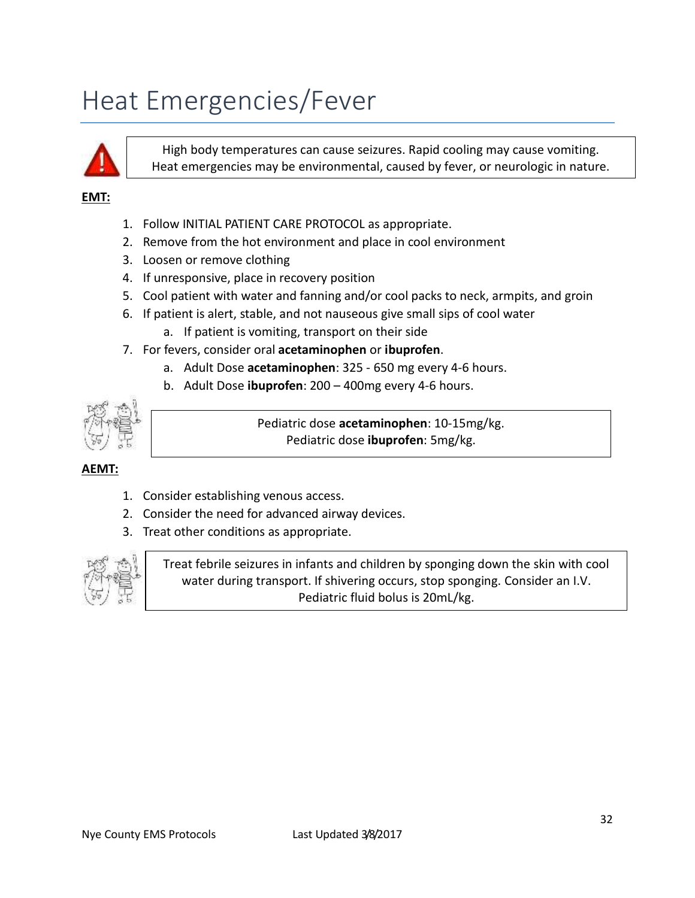# Heat Emergencies/Fever

High body temperatures can cause seizures. Rapid cooling may cause vomiting. Heat emergencies may be environmental, caused by fever, or neurologic in nature.

**EMT:**

1. Follow INITIAL PATIENT CARE PROTOCOL as appropriate.
2. Remove from the hot environment and place in cool environment
3. Loosen or remove clothing
4. If unresponsive, place in recovery position
5. Cool patient with water and fanning and/or cool packs to neck, armpits, and groin
6. If patient is alert, stable, and not nauseous give small sips of cool water
   a. If patient is vomiting, transport on their side
7. For fevers, consider oral **acetaminophen** or **ibuprofen**.
   a. Adult Dose **acetaminophen**: 325 - 650 mg every 4-6 hours.
   b. Adult Dose **ibuprofen**: 200 – 400mg every 4-6 hours.

Pediatric dose **acetaminophen**: 10-15mg/kg.
Pediatric dose **ibuprofen**: 5mg/kg.

**AEMT:**

1. Consider establishing venous access.
2. Consider the need for advanced airway devices.
3. Treat other conditions as appropriate.

Treat febrile seizures in infants and children by sponging down the skin with cool water during transport. If shivering occurs, stop sponging. Consider an I.V. Pediatric fluid bolus is 20mL/kg.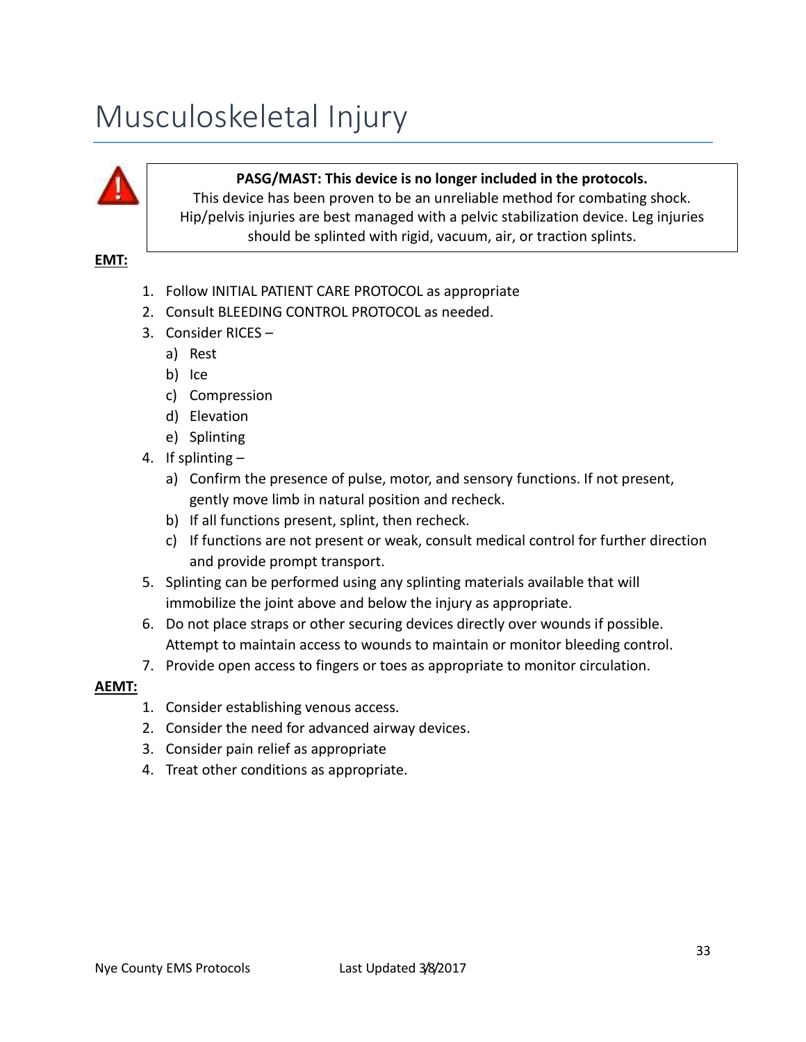# Musculoskeletal Injury

> **PASG/MAST: This device is no longer included in the protocols.**
> This device has been proven to be an unreliable method for combating shock. Hip/pelvis injuries are best managed with a pelvic stabilization device. Leg injuries should be splinted with rigid, vacuum, air, or traction splints.

**EMT:**

1. Follow INITIAL PATIENT CARE PROTOCOL as appropriate
2. Consult BLEEDING CONTROL PROTOCOL as needed.
3. Consider RICES –
   a) Rest
   b) Ice
   c) Compression
   d) Elevation
   e) Splinting
4. If splinting –
   a) Confirm the presence of pulse, motor, and sensory functions. If not present, gently move limb in natural position and recheck.
   b) If all functions present, splint, then recheck.
   c) If functions are not present or weak, consult medical control for further direction and provide prompt transport.
5. Splinting can be performed using any splinting materials available that will immobilize the joint above and below the injury as appropriate.
6. Do not place straps or other securing devices directly over wounds if possible. Attempt to maintain access to wounds to maintain or monitor bleeding control.
7. Provide open access to fingers or toes as appropriate to monitor circulation.

**AEMT:**

1. Consider establishing venous access.
2. Consider the need for advanced airway devices.
3. Consider pain relief as appropriate
4. Treat other conditions as appropriate.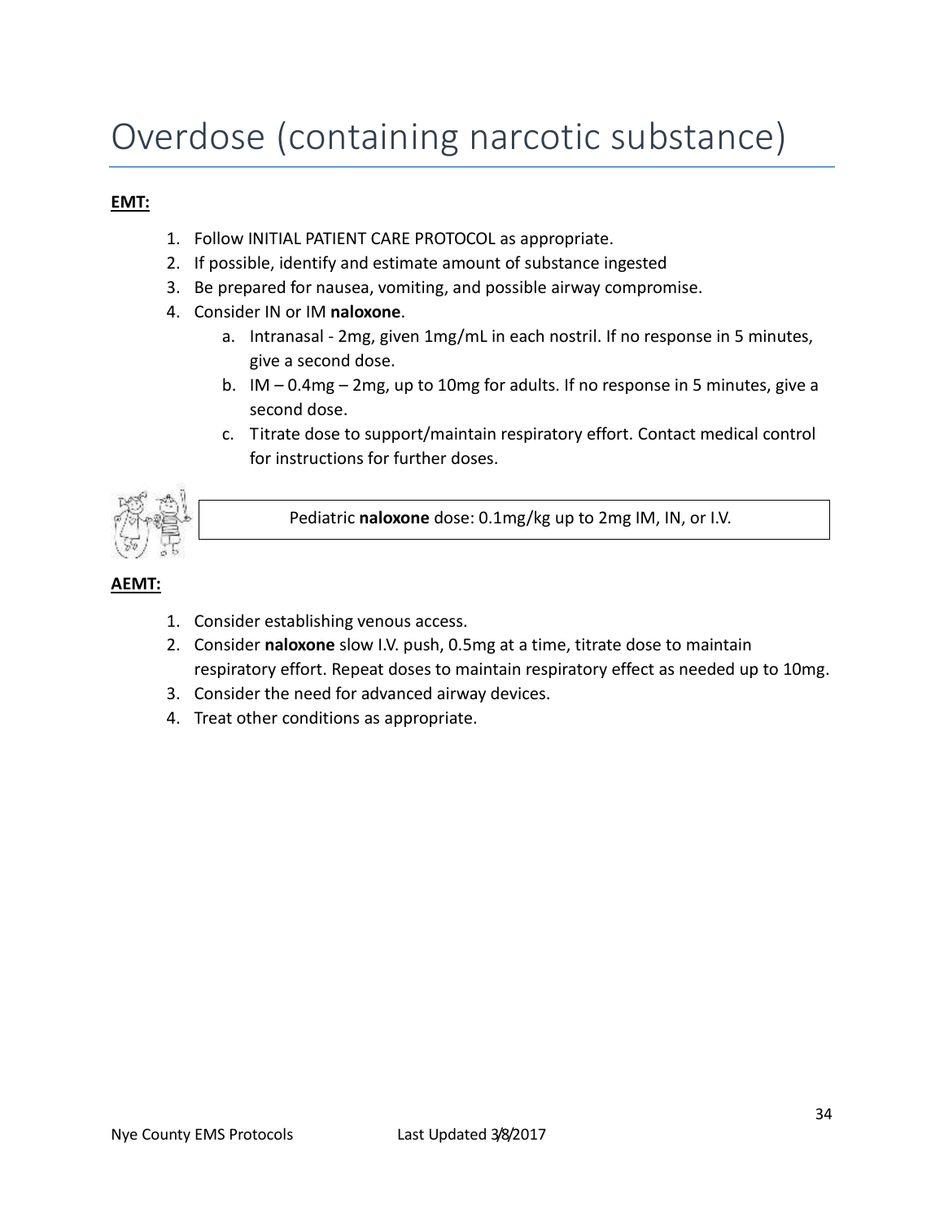# Overdose (containing narcotic substance)

**EMT:**

1. Follow INITIAL PATIENT CARE PROTOCOL as appropriate.
2. If possible, identify and estimate amount of substance ingested
3. Be prepared for nausea, vomiting, and possible airway compromise.
4. Consider IN or IM **naloxone**.
   a. Intranasal - 2mg, given 1mg/mL in each nostril. If no response in 5 minutes, give a second dose.
   b. IM – 0.4mg – 2mg, up to 10mg for adults. If no response in 5 minutes, give a second dose.
   c. Titrate dose to support/maintain respiratory effort. Contact medical control for instructions for further doses.

Pediatric **naloxone** dose: 0.1mg/kg up to 2mg IM, IN, or I.V.

**AEMT:**

1. Consider establishing venous access.
2. Consider **naloxone** slow I.V. push, 0.5mg at a time, titrate dose to maintain respiratory effort. Repeat doses to maintain respiratory effect as needed up to 10mg.
3. Consider the need for advanced airway devices.
4. Treat other conditions as appropriate.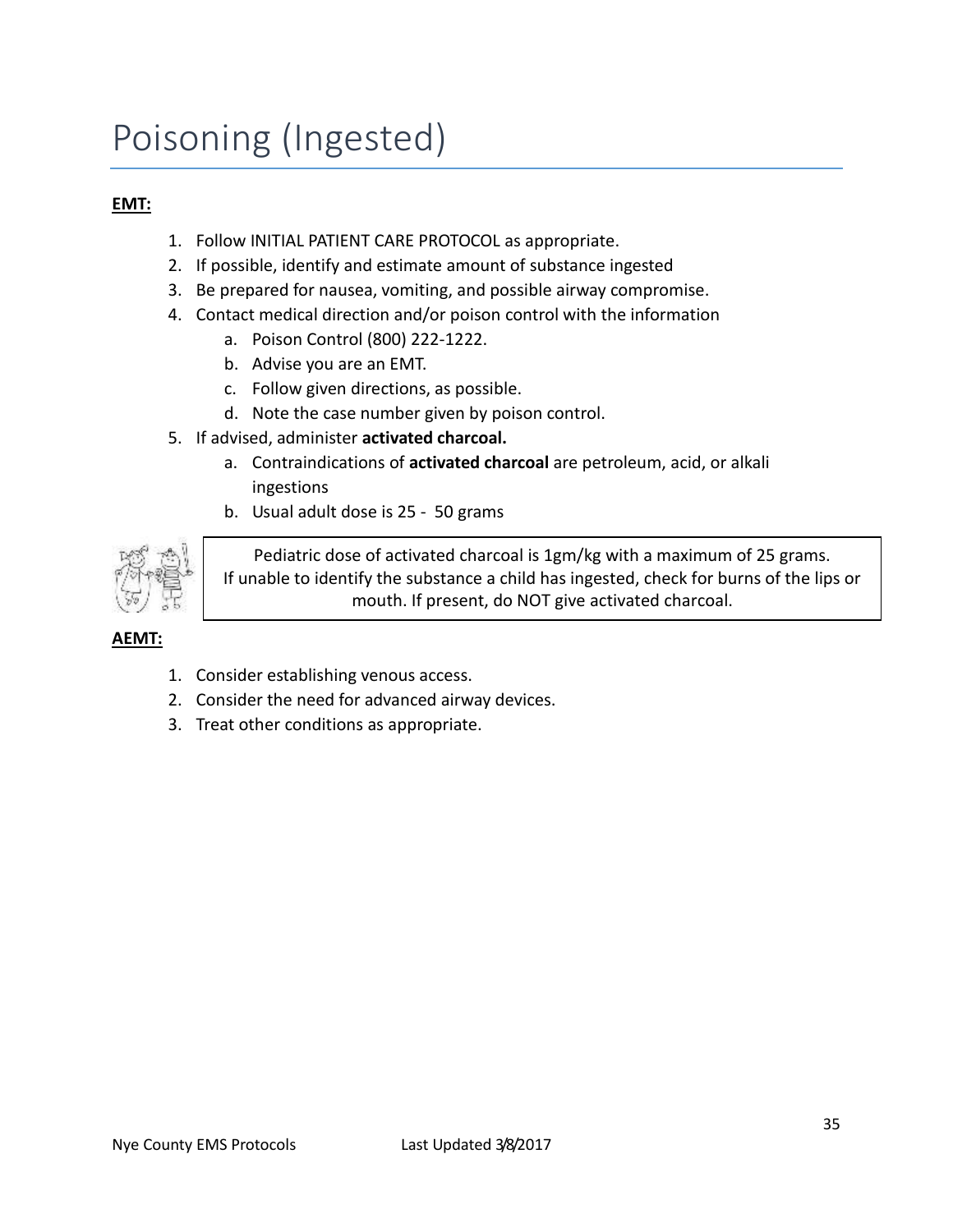# Poisoning (Ingested)

**EMT:**

1. Follow INITIAL PATIENT CARE PROTOCOL as appropriate.
2. If possible, identify and estimate amount of substance ingested
3. Be prepared for nausea, vomiting, and possible airway compromise.
4. Contact medical direction and/or poison control with the information
   a. Poison Control (800) 222-1222.
   b. Advise you are an EMT.
   c. Follow given directions, as possible.
   d. Note the case number given by poison control.
5. If advised, administer **activated charcoal.**
   a. Contraindications of **activated charcoal** are petroleum, acid, or alkali ingestions
   b. Usual adult dose is 25 - 50 grams

Pediatric dose of activated charcoal is 1gm/kg with a maximum of 25 grams. If unable to identify the substance a child has ingested, check for burns of the lips or mouth. If present, do NOT give activated charcoal.

**AEMT:**

1. Consider establishing venous access.
2. Consider the need for advanced airway devices.
3. Treat other conditions as appropriate.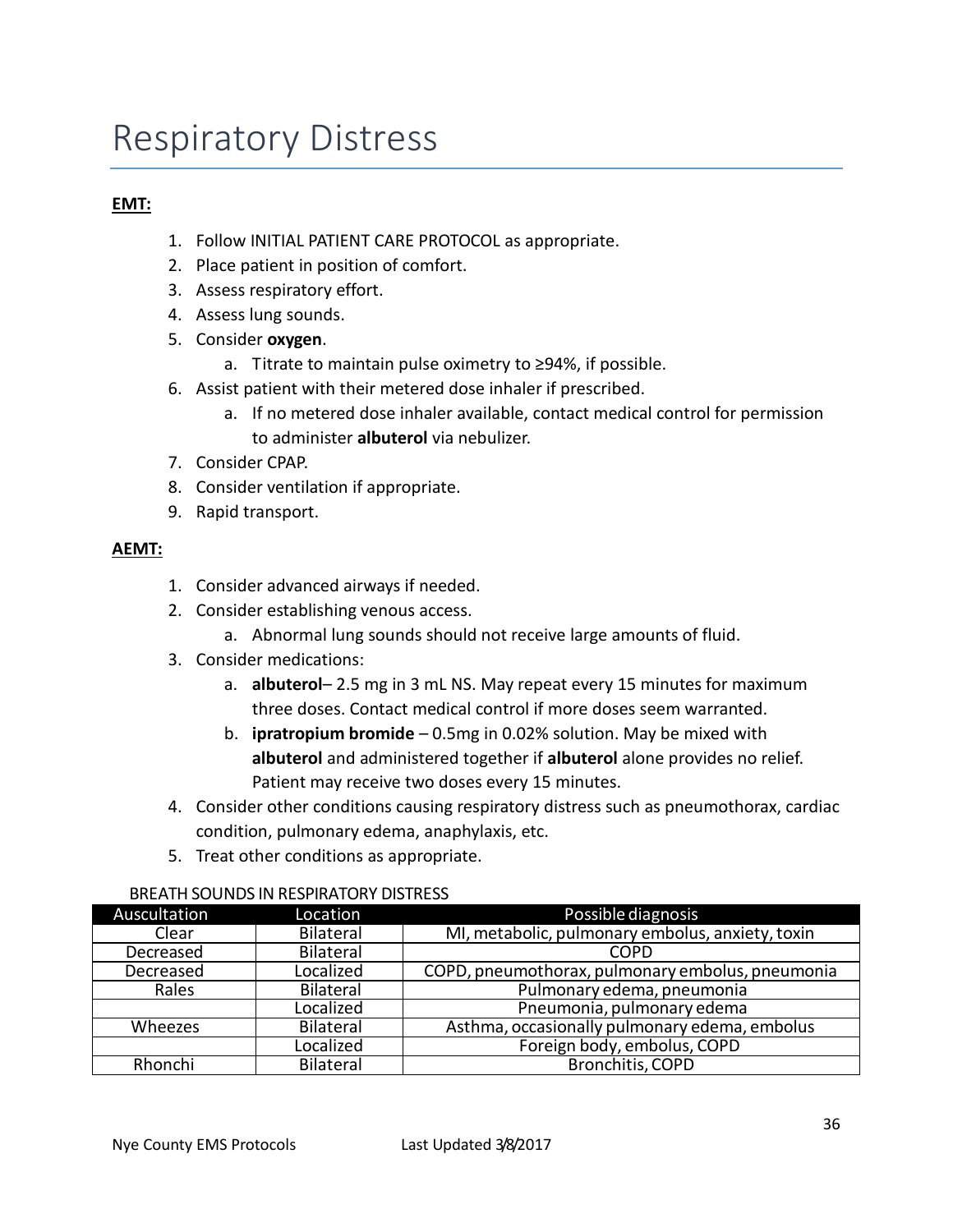# Respiratory Distress

**EMT:**

1. Follow INITIAL PATIENT CARE PROTOCOL as appropriate.
2. Place patient in position of comfort.
3. Assess respiratory effort.
4. Assess lung sounds.
5. Consider **oxygen**.
   a. Titrate to maintain pulse oximetry to ≥94%, if possible.
6. Assist patient with their metered dose inhaler if prescribed.
   a. If no metered dose inhaler available, contact medical control for permission to administer **albuterol** via nebulizer.
7. Consider CPAP.
8. Consider ventilation if appropriate.
9. Rapid transport.

**AEMT:**

1. Consider advanced airways if needed.
2. Consider establishing venous access.
   a. Abnormal lung sounds should not receive large amounts of fluid.
3. Consider medications:
   a. **albuterol**– 2.5 mg in 3 mL NS. May repeat every 15 minutes for maximum three doses. Contact medical control if more doses seem warranted.
   b. **ipratropium bromide** – 0.5mg in 0.02% solution. May be mixed with **albuterol** and administered together if **albuterol** alone provides no relief. Patient may receive two doses every 15 minutes.
4. Consider other conditions causing respiratory distress such as pneumothorax, cardiac condition, pulmonary edema, anaphylaxis, etc.
5. Treat other conditions as appropriate.

BREATH SOUNDS IN RESPIRATORY DISTRESS

| Auscultation | Location | Possible diagnosis |
|---|---|---|
| Clear | Bilateral | MI, metabolic, pulmonary embolus, anxiety, toxin |
| Decreased | Bilateral | COPD |
| Decreased | Localized | COPD, pneumothorax, pulmonary embolus, pneumonia |
| Rales | Bilateral | Pulmonary edema, pneumonia |
| | Localized | Pneumonia, pulmonary edema |
| Wheezes | Bilateral | Asthma, occasionally pulmonary edema, embolus |
| | Localized | Foreign body, embolus, COPD |
| Rhonchi | Bilateral | Bronchitis, COPD |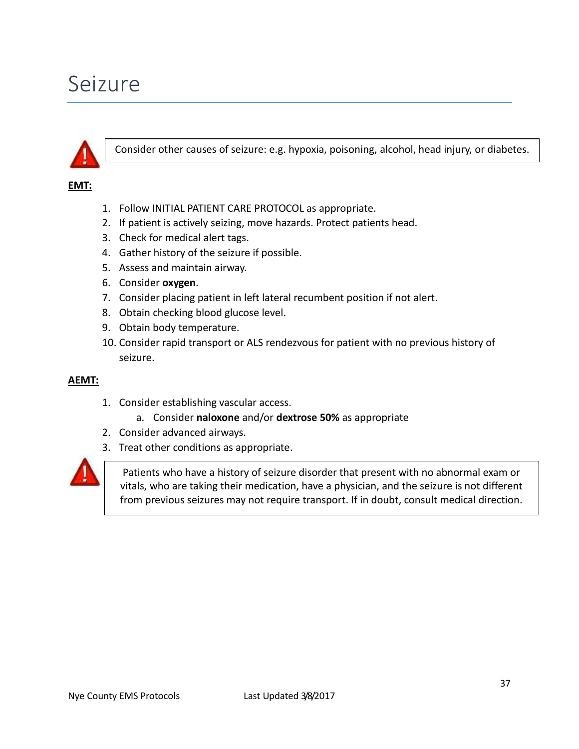# Seizure

> Consider other causes of seizure: e.g. hypoxia, poisoning, alcohol, head injury, or diabetes.

**EMT:**

1. Follow INITIAL PATIENT CARE PROTOCOL as appropriate.
2. If patient is actively seizing, move hazards. Protect patients head.
3. Check for medical alert tags.
4. Gather history of the seizure if possible.
5. Assess and maintain airway.
6. Consider **oxygen**.
7. Consider placing patient in left lateral recumbent position if not alert.
8. Obtain checking blood glucose level.
9. Obtain body temperature.
10. Consider rapid transport or ALS rendezvous for patient with no previous history of seizure.

**AEMT:**

1. Consider establishing vascular access.
   a. Consider **naloxone** and/or **dextrose 50%** as appropriate
2. Consider advanced airways.
3. Treat other conditions as appropriate.

> Patients who have a history of seizure disorder that present with no abnormal exam or vitals, who are taking their medication, have a physician, and the seizure is not different from previous seizures may not require transport. If in doubt, consult medical direction.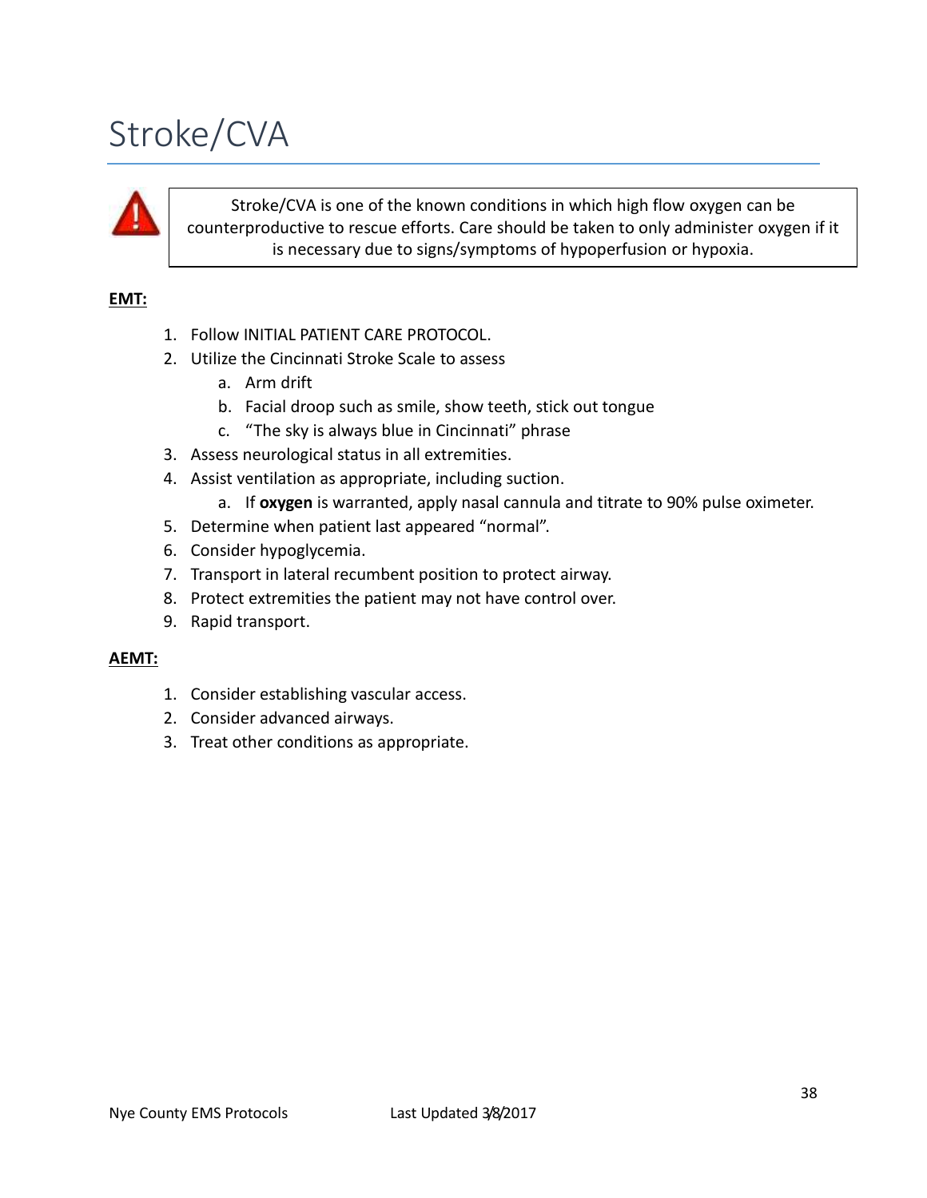# Stroke/CVA

> Stroke/CVA is one of the known conditions in which high flow oxygen can be counterproductive to rescue efforts. Care should be taken to only administer oxygen if it is necessary due to signs/symptoms of hypoperfusion or hypoxia.

**EMT:**

1. Follow INITIAL PATIENT CARE PROTOCOL.
2. Utilize the Cincinnati Stroke Scale to assess
   a. Arm drift
   b. Facial droop such as smile, show teeth, stick out tongue
   c. "The sky is always blue in Cincinnati" phrase
3. Assess neurological status in all extremities.
4. Assist ventilation as appropriate, including suction.
   a. If **oxygen** is warranted, apply nasal cannula and titrate to 90% pulse oximeter.
5. Determine when patient last appeared "normal".
6. Consider hypoglycemia.
7. Transport in lateral recumbent position to protect airway.
8. Protect extremities the patient may not have control over.
9. Rapid transport.

**AEMT:**

1. Consider establishing vascular access.
2. Consider advanced airways.
3. Treat other conditions as appropriate.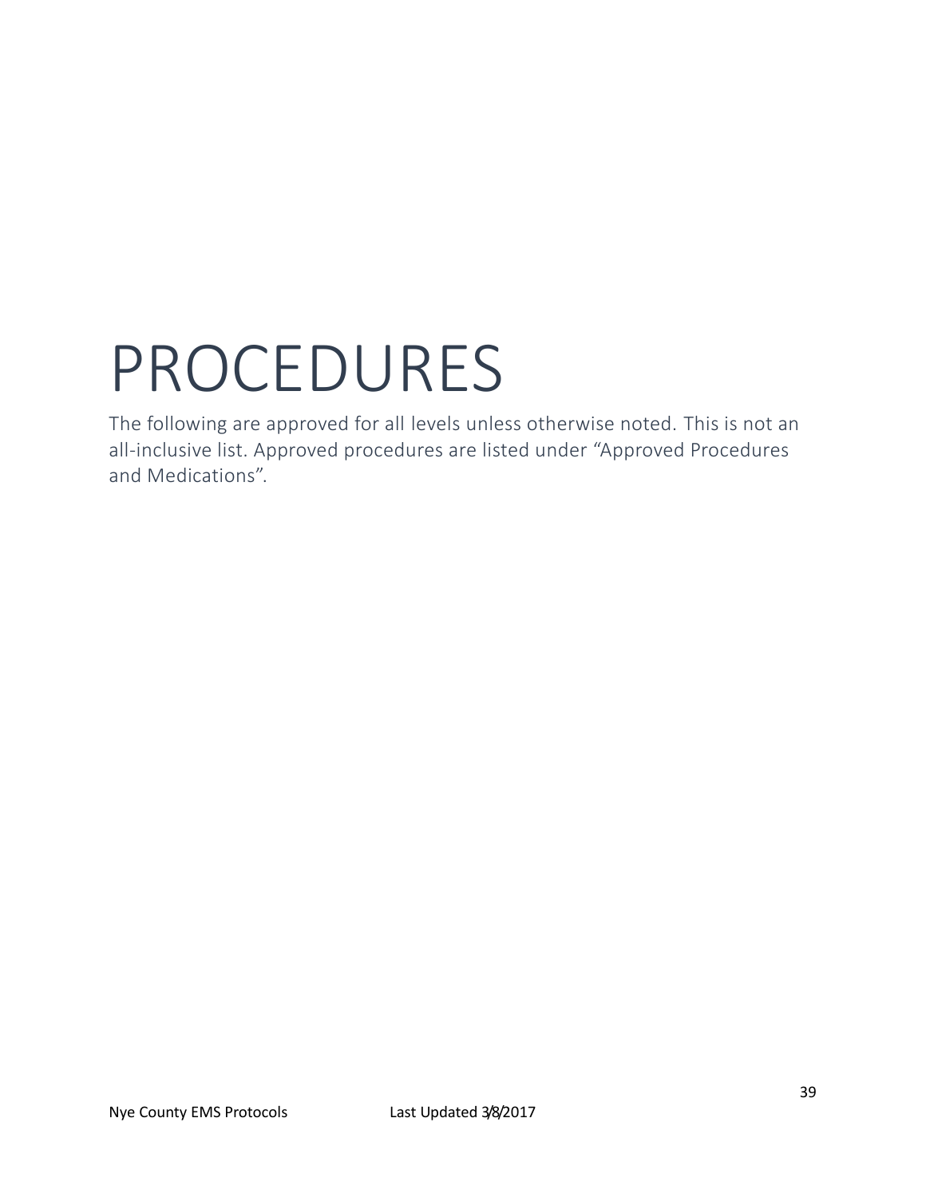# PROCEDURES

The following are approved for all levels unless otherwise noted. This is not an all-inclusive list. Approved procedures are listed under "Approved Procedures and Medications".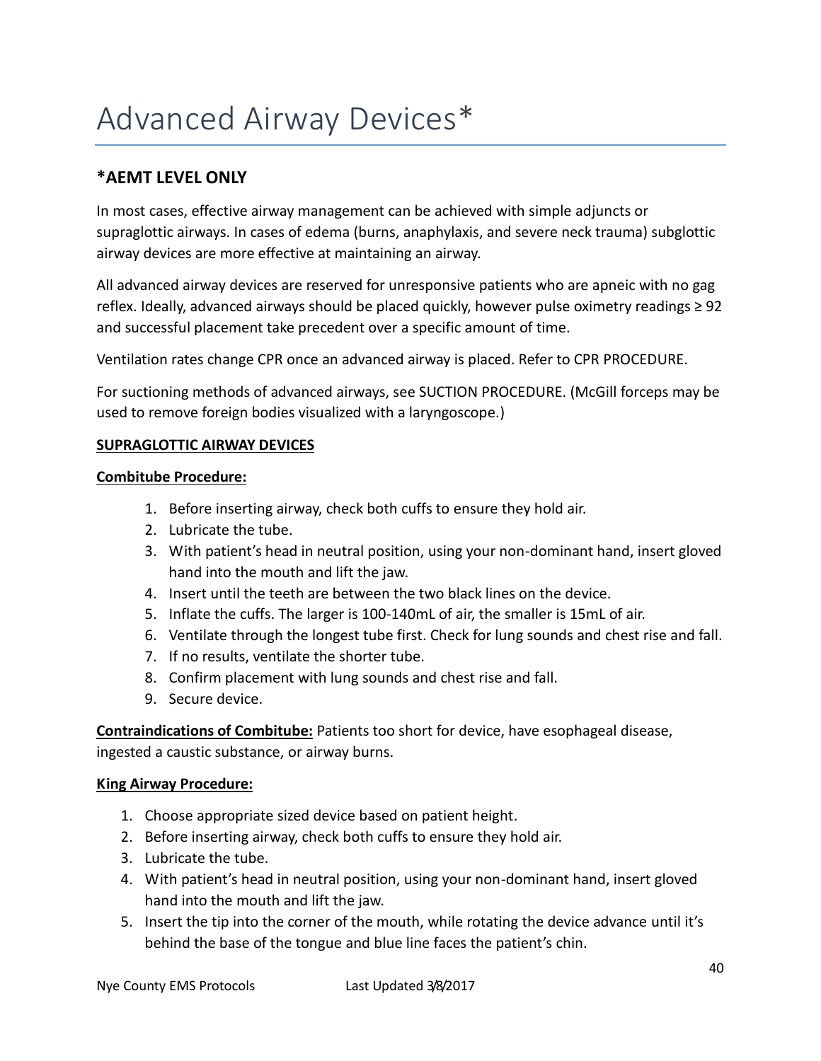# Advanced Airway Devices*

## *AEMT LEVEL ONLY

In most cases, effective airway management can be achieved with simple adjuncts or supraglottic airways. In cases of edema (burns, anaphylaxis, and severe neck trauma) subglottic airway devices are more effective at maintaining an airway.

All advanced airway devices are reserved for unresponsive patients who are apneic with no gag reflex. Ideally, advanced airways should be placed quickly, however pulse oximetry readings ≥ 92 and successful placement take precedent over a specific amount of time.

Ventilation rates change CPR once an advanced airway is placed. Refer to CPR PROCEDURE.

For suctioning methods of advanced airways, see SUCTION PROCEDURE. (McGill forceps may be used to remove foreign bodies visualized with a laryngoscope.)

**SUPRAGLOTTIC AIRWAY DEVICES**

**Combitube Procedure:**

1. Before inserting airway, check both cuffs to ensure they hold air.
2. Lubricate the tube.
3. With patient's head in neutral position, using your non-dominant hand, insert gloved hand into the mouth and lift the jaw.
4. Insert until the teeth are between the two black lines on the device.
5. Inflate the cuffs. The larger is 100-140mL of air, the smaller is 15mL of air.
6. Ventilate through the longest tube first. Check for lung sounds and chest rise and fall.
7. If no results, ventilate the shorter tube.
8. Confirm placement with lung sounds and chest rise and fall.
9. Secure device.

**Contraindications of Combitube:** Patients too short for device, have esophageal disease, ingested a caustic substance, or airway burns.

**King Airway Procedure:**

1. Choose appropriate sized device based on patient height.
2. Before inserting airway, check both cuffs to ensure they hold air.
3. Lubricate the tube.
4. With patient's head in neutral position, using your non-dominant hand, insert gloved hand into the mouth and lift the jaw.
5. Insert the tip into the corner of the mouth, while rotating the device advance until it's behind the base of the tongue and blue line faces the patient's chin.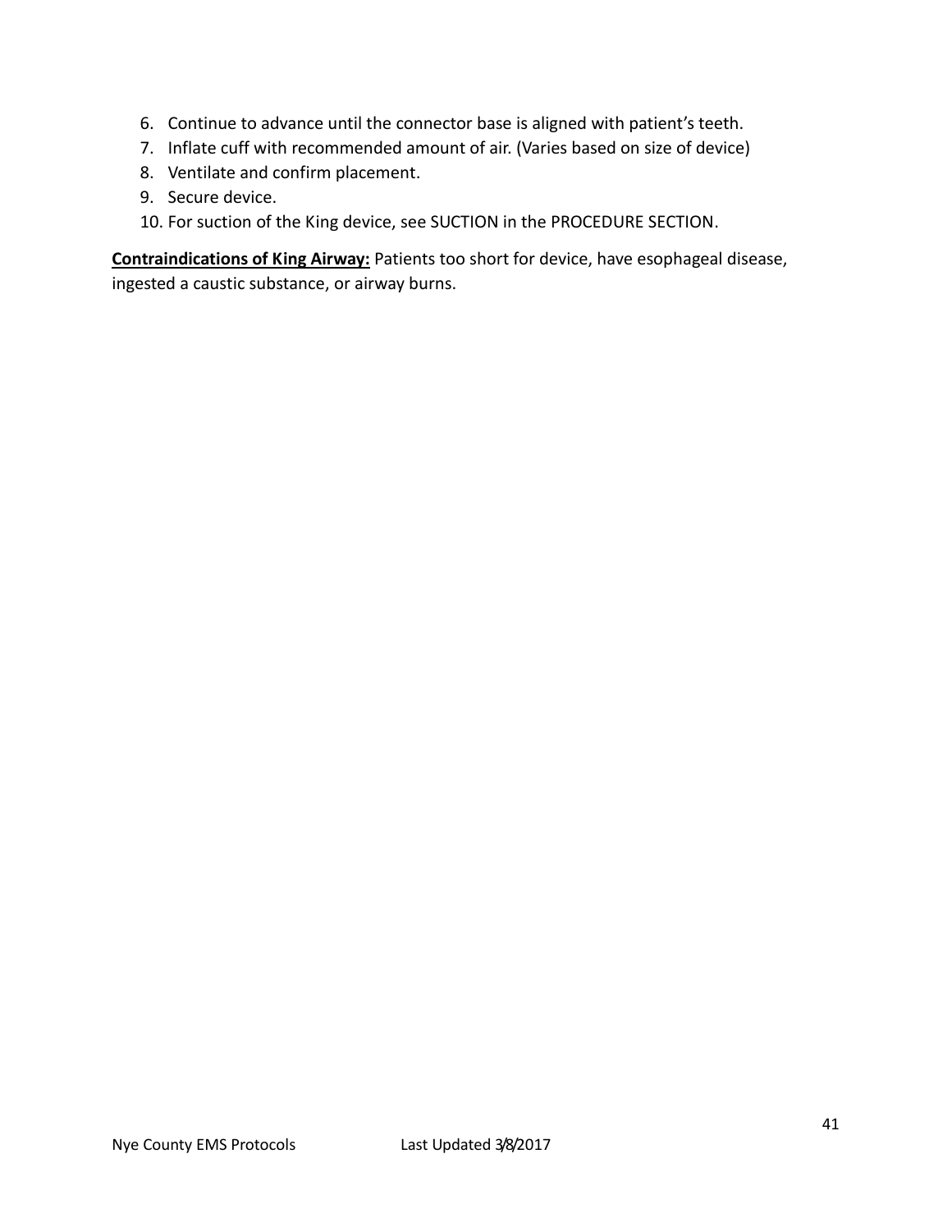6. Continue to advance until the connector base is aligned with patient's teeth.
7. Inflate cuff with recommended amount of air. (Varies based on size of device)
8. Ventilate and confirm placement.
9. Secure device.
10. For suction of the King device, see SUCTION in the PROCEDURE SECTION.

**<u>Contraindications of King Airway:</u>** Patients too short for device, have esophageal disease, ingested a caustic substance, or airway burns.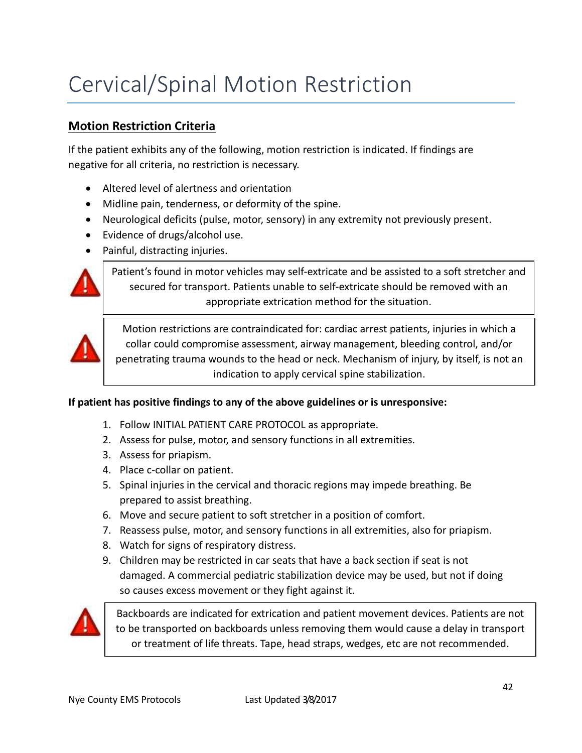# Cervical/Spinal Motion Restriction

## Motion Restriction Criteria

If the patient exhibits any of the following, motion restriction is indicated. If findings are negative for all criteria, no restriction is necessary.

- Altered level of alertness and orientation
- Midline pain, tenderness, or deformity of the spine.
- Neurological deficits (pulse, motor, sensory) in any extremity not previously present.
- Evidence of drugs/alcohol use.
- Painful, distracting injuries.

> Patient's found in motor vehicles may self-extricate and be assisted to a soft stretcher and secured for transport. Patients unable to self-extricate should be removed with an appropriate extrication method for the situation.

> Motion restrictions are contraindicated for: cardiac arrest patients, injuries in which a collar could compromise assessment, airway management, bleeding control, and/or penetrating trauma wounds to the head or neck. Mechanism of injury, by itself, is not an indication to apply cervical spine stabilization.

**If patient has positive findings to any of the above guidelines or is unresponsive:**

1. Follow INITIAL PATIENT CARE PROTOCOL as appropriate.
2. Assess for pulse, motor, and sensory functions in all extremities.
3. Assess for priapism.
4. Place c-collar on patient.
5. Spinal injuries in the cervical and thoracic regions may impede breathing. Be prepared to assist breathing.
6. Move and secure patient to soft stretcher in a position of comfort.
7. Reassess pulse, motor, and sensory functions in all extremities, also for priapism.
8. Watch for signs of respiratory distress.
9. Children may be restricted in car seats that have a back section if seat is not damaged. A commercial pediatric stabilization device may be used, but not if doing so causes excess movement or they fight against it.

> Backboards are indicated for extrication and patient movement devices. Patients are not to be transported on backboards unless removing them would cause a delay in transport or treatment of life threats. Tape, head straps, wedges, etc are not recommended.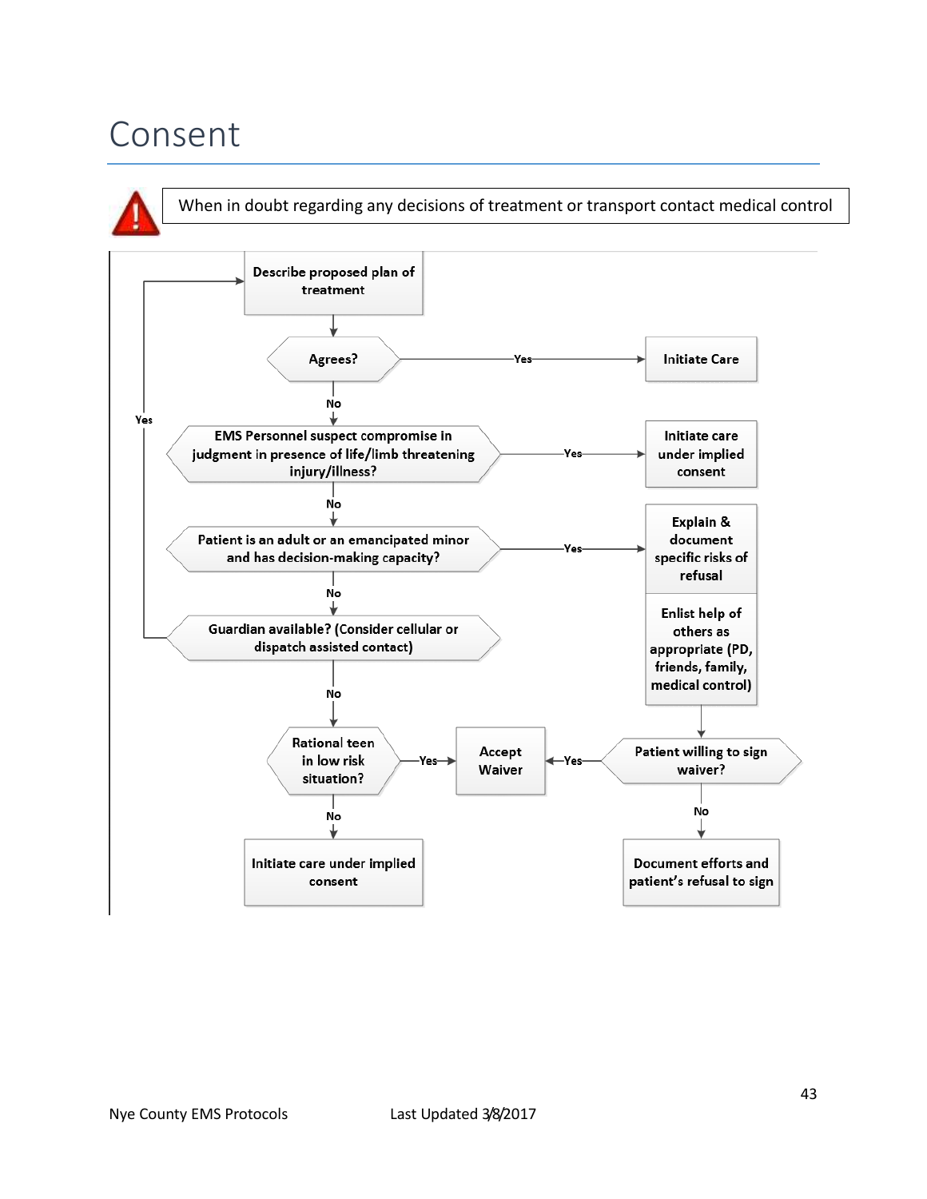# Consent

When in doubt regarding any decisions of treatment or transport contact medical control

- Describe proposed plan of treatment
- Agrees?
  - Yes → Initiate Care
  - No → EMS Personnel suspect compromise in judgment in presence of life/limb threatening injury/illness?
    - Yes → Initiate care under implied consent
    - No → Patient is an adult or an emancipated minor and has decision-making capacity?
      - Yes → Explain & document specific risks of refusal; Enlist help of others as appropriate (PD, friends, family, medical control) → Patient willing to sign waiver?
        - Yes → Accept Waiver
        - No → Document efforts and patient's refusal to sign
      - No → Guardian available? (Consider cellular or dispatch assisted contact)
        - Yes → Describe proposed plan of treatment
        - No → Rational teen in low risk situation?
          - Yes → Accept Waiver
          - No → Initiate care under implied consent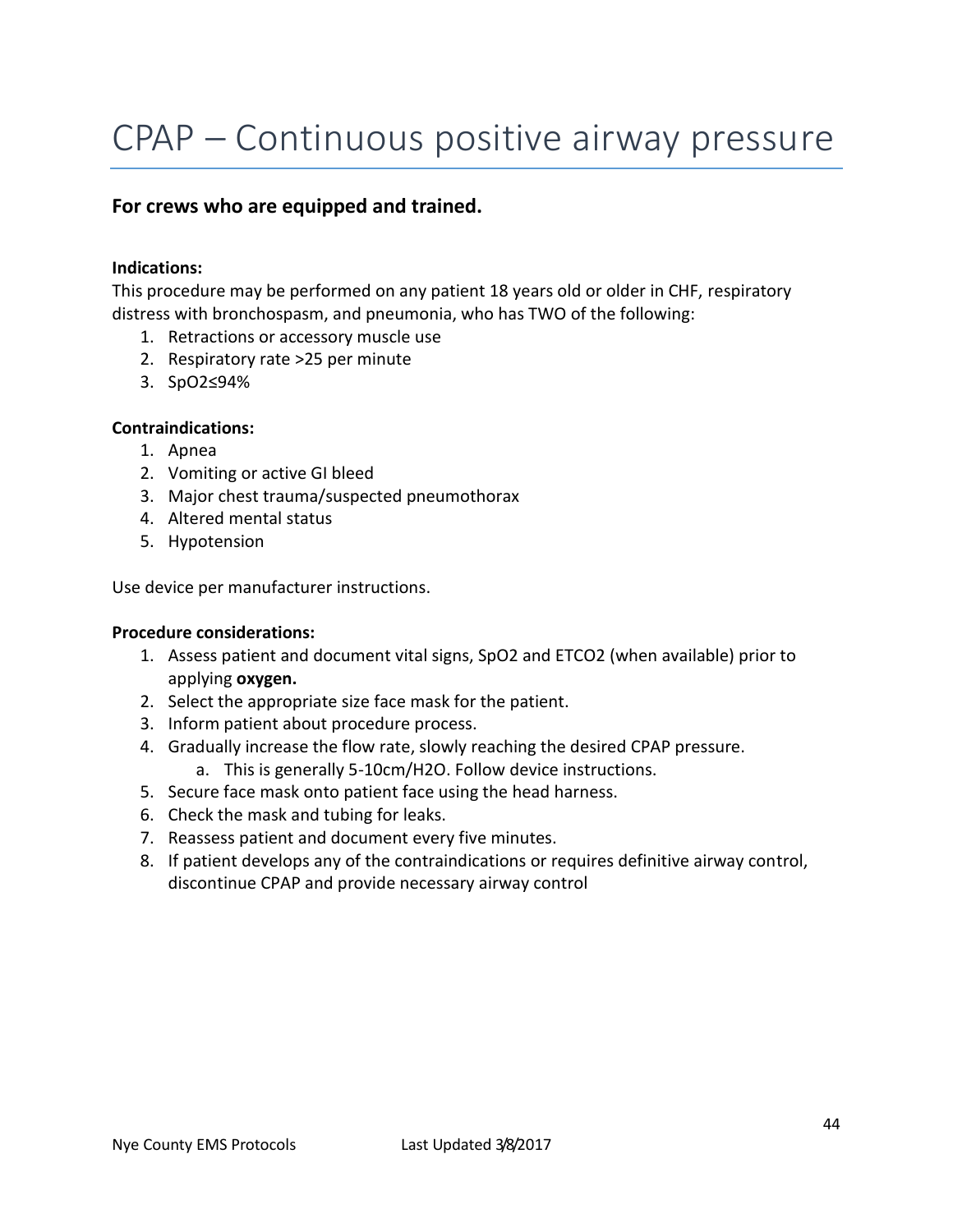# CPAP – Continuous positive airway pressure

**For crews who are equipped and trained.**

**Indications:**
This procedure may be performed on any patient 18 years old or older in CHF, respiratory distress with bronchospasm, and pneumonia, who has TWO of the following:

1. Retractions or accessory muscle use
2. Respiratory rate >25 per minute
3. SpO2≤94%

**Contraindications:**

1. Apnea
2. Vomiting or active GI bleed
3. Major chest trauma/suspected pneumothorax
4. Altered mental status
5. Hypotension

Use device per manufacturer instructions.

**Procedure considerations:**

1. Assess patient and document vital signs, SpO2 and ETCO2 (when available) prior to applying **oxygen.**
2. Select the appropriate size face mask for the patient.
3. Inform patient about procedure process.
4. Gradually increase the flow rate, slowly reaching the desired CPAP pressure.
    a. This is generally 5-10cm/H2O. Follow device instructions.
5. Secure face mask onto patient face using the head harness.
6. Check the mask and tubing for leaks.
7. Reassess patient and document every five minutes.
8. If patient develops any of the contraindications or requires definitive airway control, discontinue CPAP and provide necessary airway control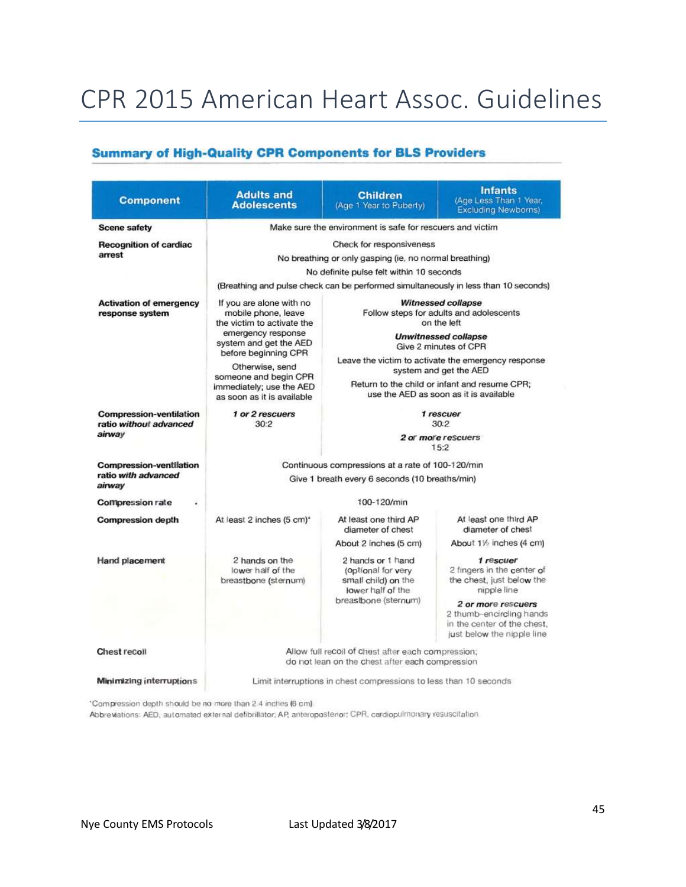# CPR 2015 American Heart Assoc. Guidelines

## Summary of High-Quality CPR Components for BLS Providers

| Component | Adults and Adolescents | Children (Age 1 Year to Puberty) | Infants (Age Less Than 1 Year, Excluding Newborns) |
|---|---|---|---|
| **Scene safety** | Make sure the environment is safe for rescuers and victim | | |
| **Recognition of cardiac arrest** | Check for responsiveness<br>No breathing or only gasping (ie, no normal breathing)<br>No definite pulse felt within 10 seconds<br>(Breathing and pulse check can be performed simultaneously in less than 10 seconds) | | |
| **Activation of emergency response system** | If you are alone with no mobile phone, leave the victim to activate the emergency response system and get the AED before beginning CPR<br>Otherwise, send someone and begin CPR immediately; use the AED as soon as it is available | ***Witnessed collapse***<br>Follow steps for adults and adolescents on the left<br>***Unwitnessed collapse***<br>Give 2 minutes of CPR<br>Leave the victim to activate the emergency response system and get the AED<br>Return to the child or infant and resume CPR; use the AED as soon as it is available | |
| **Compression-ventilation ratio *without advanced airway*** | ***1 or 2 rescuers***<br>30:2 | ***1 rescuer***<br>30:2<br>***2 or more rescuers***<br>15:2 | |
| **Compression-ventilation ratio *with advanced airway*** | Continuous compressions at a rate of 100-120/min<br>Give 1 breath every 6 seconds (10 breaths/min) | | |
| **Compression rate** | 100-120/min | | |
| **Compression depth** | At least 2 inches (5 cm)* | At least one third AP diameter of chest<br>About 2 inches (5 cm) | At least one third AP diameter of chest<br>About 1½ inches (4 cm) |
| **Hand placement** | 2 hands on the lower half of the breastbone (sternum) | 2 hands or 1 hand (optional for very small child) on the lower half of the breastbone (sternum) | ***1 rescuer***<br>2 fingers in the center of the chest, just below the nipple line<br>***2 or more rescuers***<br>2 thumb–encircling hands in the center of the chest, just below the nipple line |
| **Chest recoil** | Allow full recoil of chest after each compression; do not lean on the chest after each compression | | |
| **Minimizing interruptions** | Limit interruptions in chest compressions to less than 10 seconds | | |

*Compression depth should be no more than 2.4 inches (6 cm).

Abbreviations: AED, automated external defibrillator; AP, anteroposterior; CPR, cardiopulmonary resuscitation.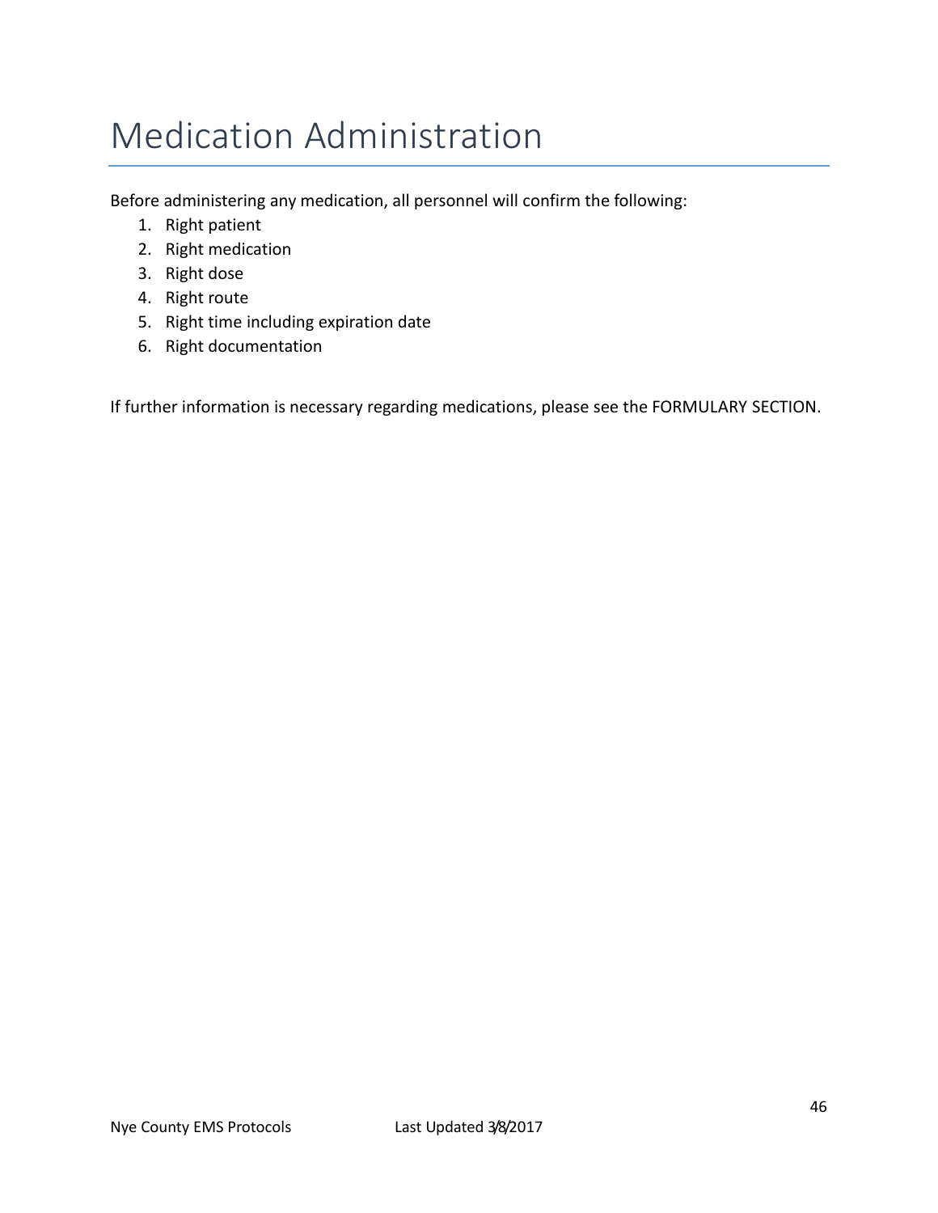# Medication Administration

Before administering any medication, all personnel will confirm the following:

1. Right patient
2. Right medication
3. Right dose
4. Right route
5. Right time including expiration date
6. Right documentation

If further information is necessary regarding medications, please see the FORMULARY SECTION.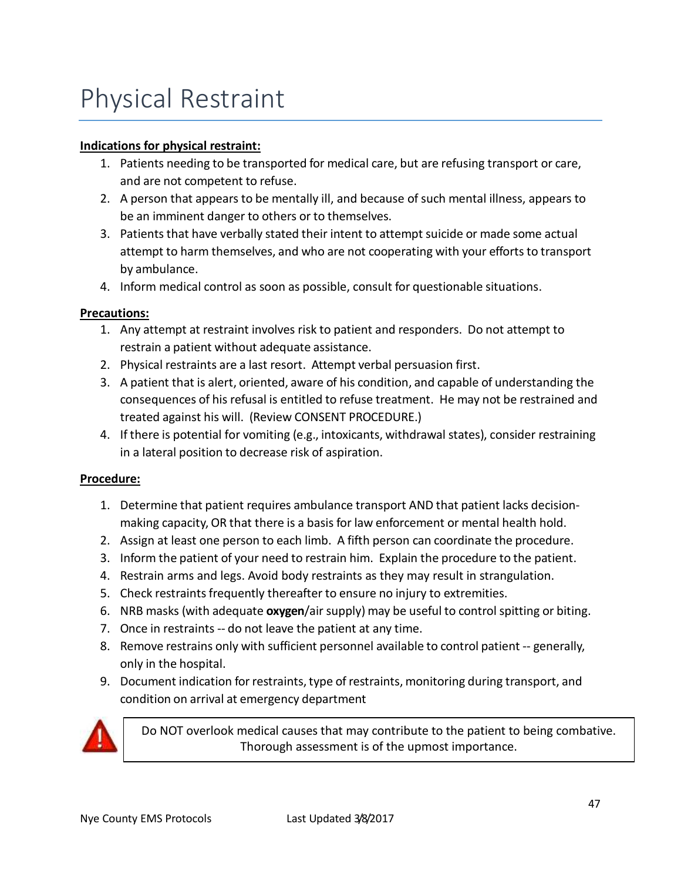# Physical Restraint

**Indications for physical restraint:**

1. Patients needing to be transported for medical care, but are refusing transport or care, and are not competent to refuse.
2. A person that appears to be mentally ill, and because of such mental illness, appears to be an imminent danger to others or to themselves.
3. Patients that have verbally stated their intent to attempt suicide or made some actual attempt to harm themselves, and who are not cooperating with your efforts to transport by ambulance.
4. Inform medical control as soon as possible, consult for questionable situations.

**Precautions:**

1. Any attempt at restraint involves risk to patient and responders. Do not attempt to restrain a patient without adequate assistance.
2. Physical restraints are a last resort. Attempt verbal persuasion first.
3. A patient that is alert, oriented, aware of his condition, and capable of understanding the consequences of his refusal is entitled to refuse treatment. He may not be restrained and treated against his will. (Review CONSENT PROCEDURE.)
4. If there is potential for vomiting (e.g., intoxicants, withdrawal states), consider restraining in a lateral position to decrease risk of aspiration.

**Procedure:**

1. Determine that patient requires ambulance transport AND that patient lacks decision-making capacity, OR that there is a basis for law enforcement or mental health hold.
2. Assign at least one person to each limb. A fifth person can coordinate the procedure.
3. Inform the patient of your need to restrain him. Explain the procedure to the patient.
4. Restrain arms and legs. Avoid body restraints as they may result in strangulation.
5. Check restraints frequently thereafter to ensure no injury to extremities.
6. NRB masks (with adequate **oxygen**/air supply) may be useful to control spitting or biting.
7. Once in restraints -- do not leave the patient at any time.
8. Remove restrains only with sufficient personnel available to control patient -- generally, only in the hospital.
9. Document indication for restraints, type of restraints, monitoring during transport, and condition on arrival at emergency department

> Do NOT overlook medical causes that may contribute to the patient to being combative. Thorough assessment is of the upmost importance.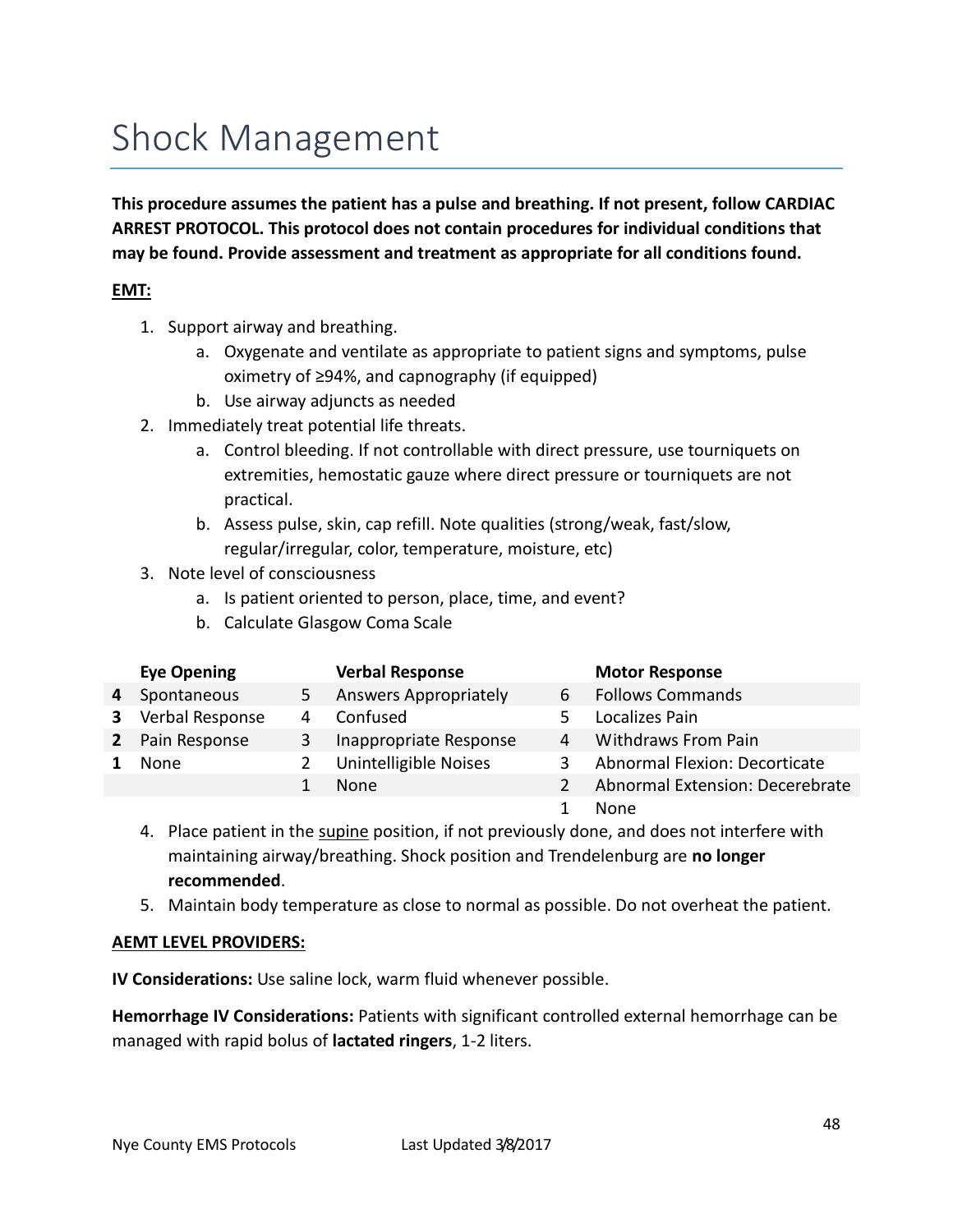# Shock Management

**This procedure assumes the patient has a pulse and breathing. If not present, follow CARDIAC ARREST PROTOCOL. This protocol does not contain procedures for individual conditions that may be found. Provide assessment and treatment as appropriate for all conditions found.**

**EMT:**

1. Support airway and breathing.
   a. Oxygenate and ventilate as appropriate to patient signs and symptoms, pulse oximetry of ≥94%, and capnography (if equipped)
   b. Use airway adjuncts as needed
2. Immediately treat potential life threats.
   a. Control bleeding. If not controllable with direct pressure, use tourniquets on extremities, hemostatic gauze where direct pressure or tourniquets are not practical.
   b. Assess pulse, skin, cap refill. Note qualities (strong/weak, fast/slow, regular/irregular, color, temperature, moisture, etc)
3. Note level of consciousness
   a. Is patient oriented to person, place, time, and event?
   b. Calculate Glasgow Coma Scale

| | Eye Opening | | Verbal Response | | Motor Response |
|---|---|---|---|---|---|
| 4 | Spontaneous | 5 | Answers Appropriately | 6 | Follows Commands |
| 3 | Verbal Response | 4 | Confused | 5 | Localizes Pain |
| 2 | Pain Response | 3 | Inappropriate Response | 4 | Withdraws From Pain |
| 1 | None | 2 | Unintelligible Noises | 3 | Abnormal Flexion: Decorticate |
| | | 1 | None | 2 | Abnormal Extension: Decerebrate |
| | | | | 1 | None |

4. Place patient in the supine position, if not previously done, and does not interfere with maintaining airway/breathing. Shock position and Trendelenburg are **no longer recommended**.
5. Maintain body temperature as close to normal as possible. Do not overheat the patient.

**AEMT LEVEL PROVIDERS:**

**IV Considerations:** Use saline lock, warm fluid whenever possible.

**Hemorrhage IV Considerations:** Patients with significant controlled external hemorrhage can be managed with rapid bolus of **lactated ringers**, 1-2 liters.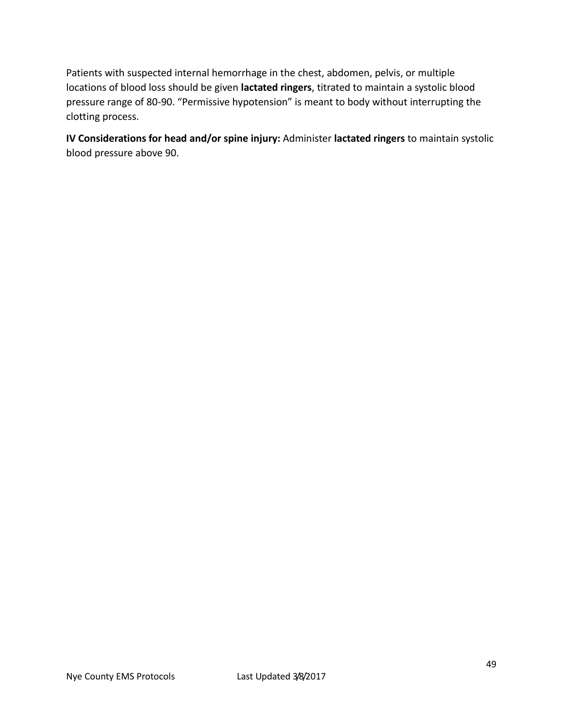Patients with suspected internal hemorrhage in the chest, abdomen, pelvis, or multiple locations of blood loss should be given **lactated ringers**, titrated to maintain a systolic blood pressure range of 80-90. "Permissive hypotension" is meant to body without interrupting the clotting process.

**IV Considerations for head and/or spine injury:** Administer **lactated ringers** to maintain systolic blood pressure above 90.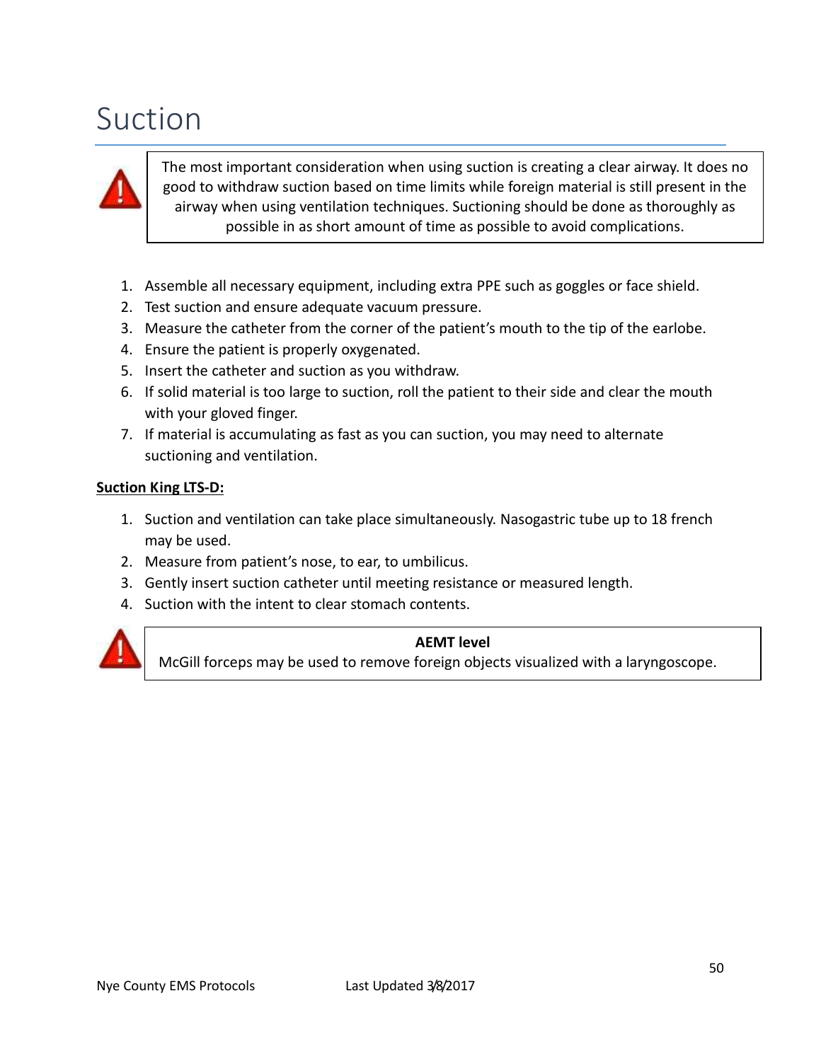# Suction

> The most important consideration when using suction is creating a clear airway. It does no good to withdraw suction based on time limits while foreign material is still present in the airway when using ventilation techniques. Suctioning should be done as thoroughly as possible in as short amount of time as possible to avoid complications.

1. Assemble all necessary equipment, including extra PPE such as goggles or face shield.
2. Test suction and ensure adequate vacuum pressure.
3. Measure the catheter from the corner of the patient's mouth to the tip of the earlobe.
4. Ensure the patient is properly oxygenated.
5. Insert the catheter and suction as you withdraw.
6. If solid material is too large to suction, roll the patient to their side and clear the mouth with your gloved finger.
7. If material is accumulating as fast as you can suction, you may need to alternate suctioning and ventilation.

**Suction King LTS-D:**

1. Suction and ventilation can take place simultaneously. Nasogastric tube up to 18 french may be used.
2. Measure from patient's nose, to ear, to umbilicus.
3. Gently insert suction catheter until meeting resistance or measured length.
4. Suction with the intent to clear stomach contents.

> **AEMT level**
> McGill forceps may be used to remove foreign objects visualized with a laryngoscope.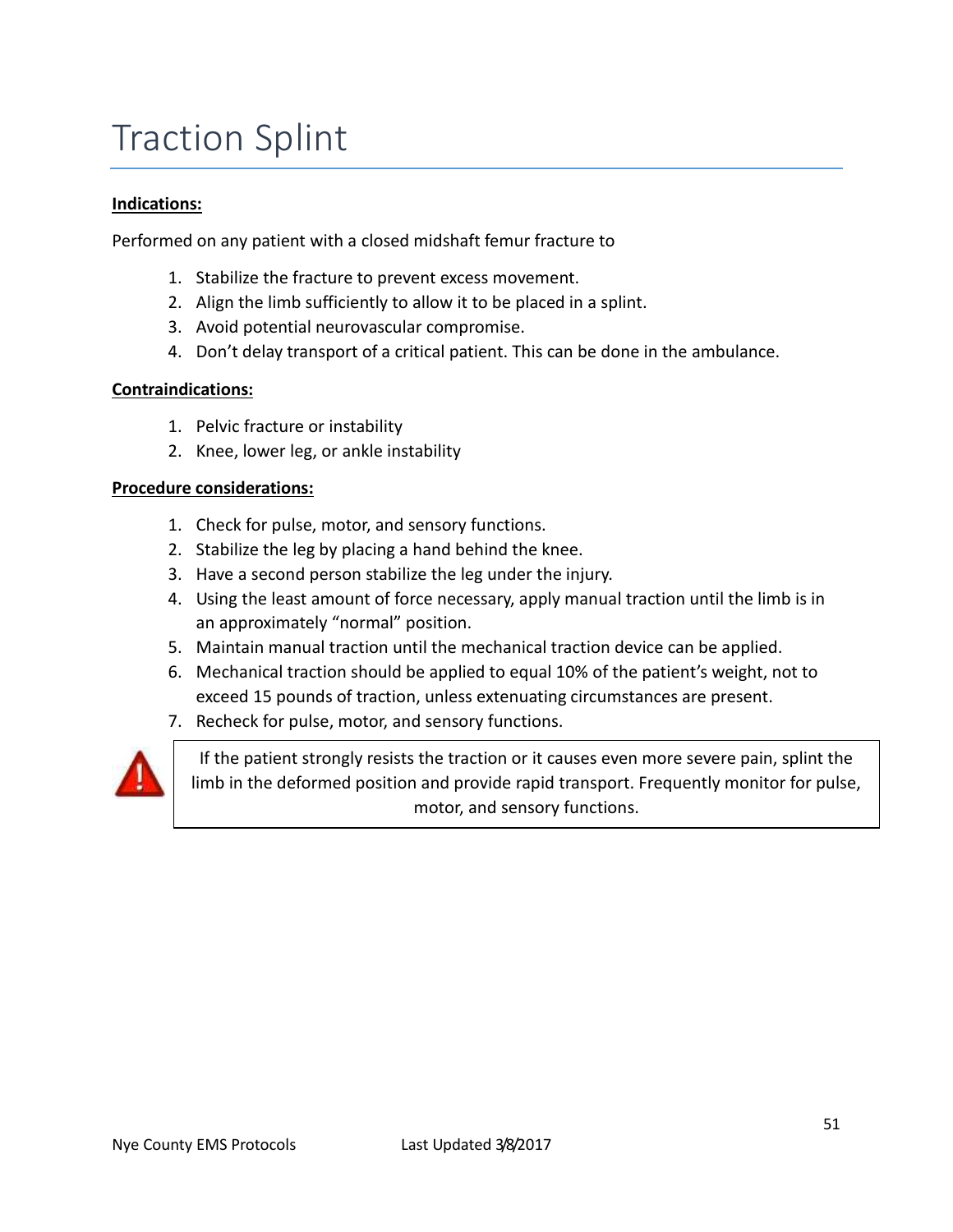# Traction Splint

**Indications:**

Performed on any patient with a closed midshaft femur fracture to

1. Stabilize the fracture to prevent excess movement.
2. Align the limb sufficiently to allow it to be placed in a splint.
3. Avoid potential neurovascular compromise.
4. Don't delay transport of a critical patient. This can be done in the ambulance.

**Contraindications:**

1. Pelvic fracture or instability
2. Knee, lower leg, or ankle instability

**Procedure considerations:**

1. Check for pulse, motor, and sensory functions.
2. Stabilize the leg by placing a hand behind the knee.
3. Have a second person stabilize the leg under the injury.
4. Using the least amount of force necessary, apply manual traction until the limb is in an approximately "normal" position.
5. Maintain manual traction until the mechanical traction device can be applied.
6. Mechanical traction should be applied to equal 10% of the patient's weight, not to exceed 15 pounds of traction, unless extenuating circumstances are present.
7. Recheck for pulse, motor, and sensory functions.

> If the patient strongly resists the traction or it causes even more severe pain, splint the limb in the deformed position and provide rapid transport. Frequently monitor for pulse, motor, and sensory functions.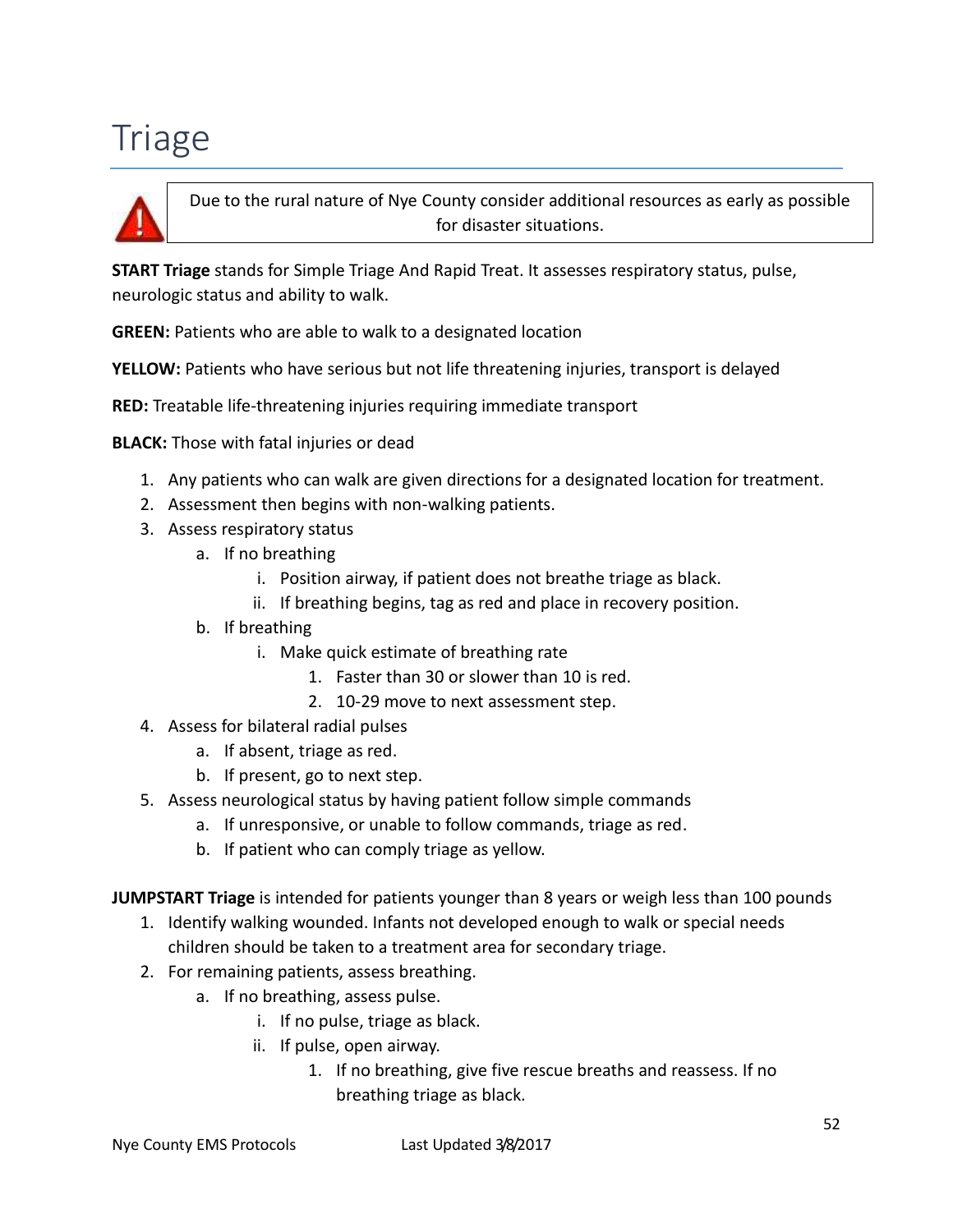# Triage

> Due to the rural nature of Nye County consider additional resources as early as possible for disaster situations.

**START Triage** stands for Simple Triage And Rapid Treat. It assesses respiratory status, pulse, neurologic status and ability to walk.

**GREEN:** Patients who are able to walk to a designated location

**YELLOW:** Patients who have serious but not life threatening injuries, transport is delayed

**RED:** Treatable life-threatening injuries requiring immediate transport

**BLACK:** Those with fatal injuries or dead

1. Any patients who can walk are given directions for a designated location for treatment.
2. Assessment then begins with non-walking patients.
3. Assess respiratory status
   a. If no breathing
      i. Position airway, if patient does not breathe triage as black.
      ii. If breathing begins, tag as red and place in recovery position.
   b. If breathing
      i. Make quick estimate of breathing rate
         1. Faster than 30 or slower than 10 is red.
         2. 10-29 move to next assessment step.
4. Assess for bilateral radial pulses
   a. If absent, triage as red.
   b. If present, go to next step.
5. Assess neurological status by having patient follow simple commands
   a. If unresponsive, or unable to follow commands, triage as red.
   b. If patient who can comply triage as yellow.

**JUMPSTART Triage** is intended for patients younger than 8 years or weigh less than 100 pounds

1. Identify walking wounded. Infants not developed enough to walk or special needs children should be taken to a treatment area for secondary triage.
2. For remaining patients, assess breathing.
   a. If no breathing, assess pulse.
      i. If no pulse, triage as black.
      ii. If pulse, open airway.
         1. If no breathing, give five rescue breaths and reassess. If no breathing triage as black.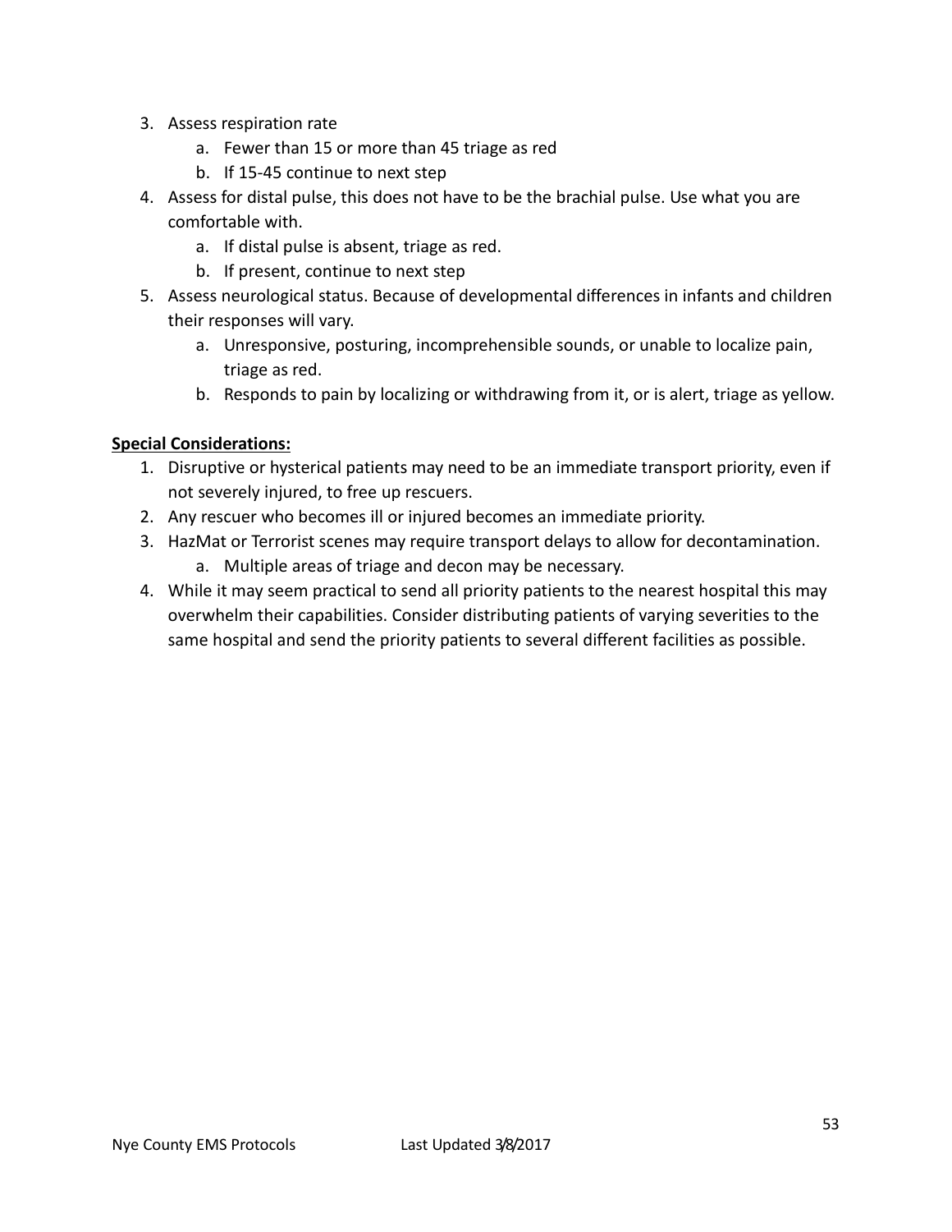3. Assess respiration rate
    a. Fewer than 15 or more than 45 triage as red
    b. If 15-45 continue to next step
4. Assess for distal pulse, this does not have to be the brachial pulse. Use what you are comfortable with.
    a. If distal pulse is absent, triage as red.
    b. If present, continue to next step
5. Assess neurological status. Because of developmental differences in infants and children their responses will vary.
    a. Unresponsive, posturing, incomprehensible sounds, or unable to localize pain, triage as red.
    b. Responds to pain by localizing or withdrawing from it, or is alert, triage as yellow.

**Special Considerations:**

1. Disruptive or hysterical patients may need to be an immediate transport priority, even if not severely injured, to free up rescuers.
2. Any rescuer who becomes ill or injured becomes an immediate priority.
3. HazMat or Terrorist scenes may require transport delays to allow for decontamination.
    a. Multiple areas of triage and decon may be necessary.
4. While it may seem practical to send all priority patients to the nearest hospital this may overwhelm their capabilities. Consider distributing patients of varying severities to the same hospital and send the priority patients to several different facilities as possible.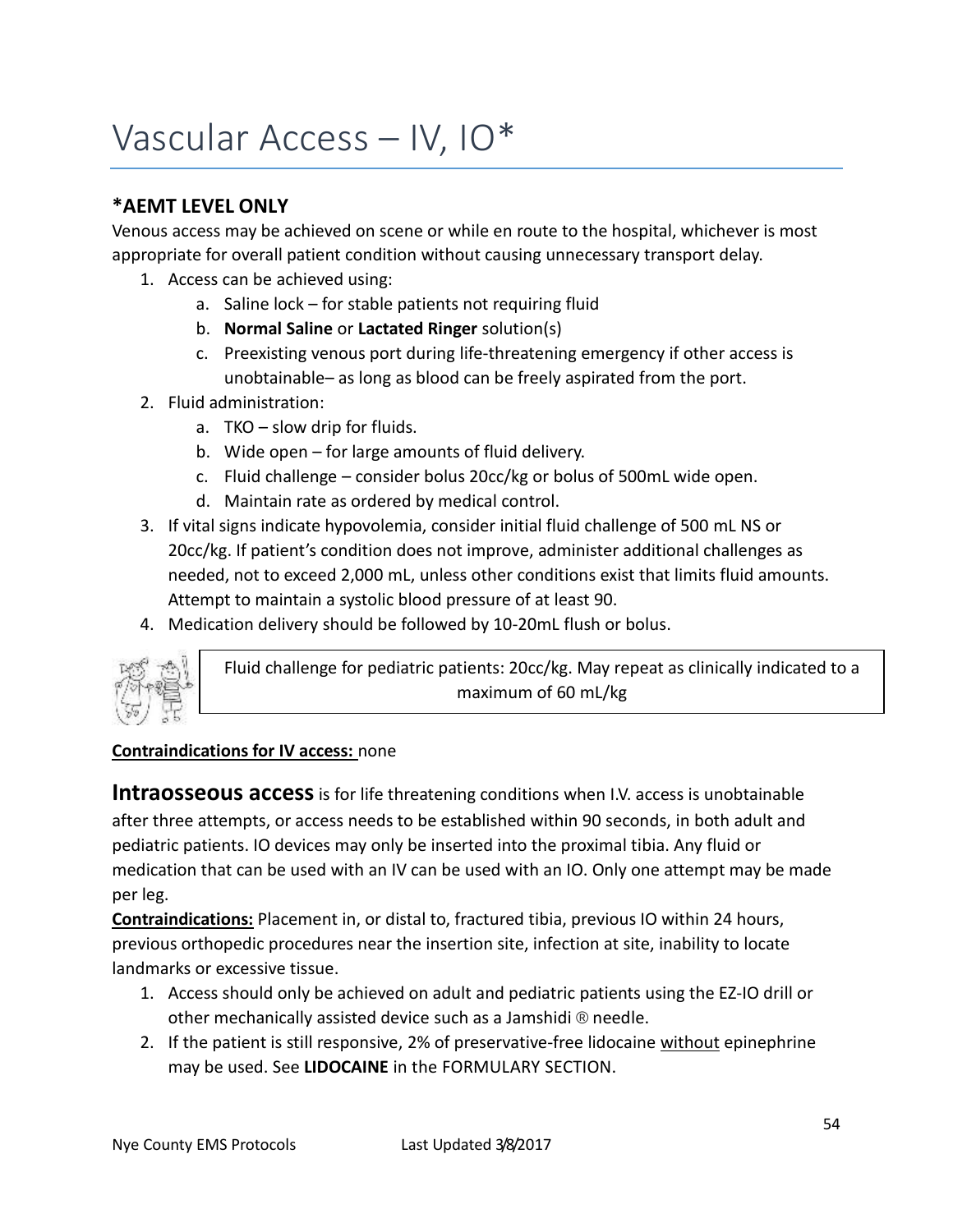# Vascular Access – IV, IO*

### *AEMT LEVEL ONLY

Venous access may be achieved on scene or while en route to the hospital, whichever is most appropriate for overall patient condition without causing unnecessary transport delay.

1. Access can be achieved using:
    a. Saline lock – for stable patients not requiring fluid
    b. **Normal Saline** or **Lactated Ringer** solution(s)
    c. Preexisting venous port during life-threatening emergency if other access is unobtainable– as long as blood can be freely aspirated from the port.
2. Fluid administration:
    a. TKO – slow drip for fluids.
    b. Wide open – for large amounts of fluid delivery.
    c. Fluid challenge – consider bolus 20cc/kg or bolus of 500mL wide open.
    d. Maintain rate as ordered by medical control.
3. If vital signs indicate hypovolemia, consider initial fluid challenge of 500 mL NS or 20cc/kg. If patient's condition does not improve, administer additional challenges as needed, not to exceed 2,000 mL, unless other conditions exist that limits fluid amounts. Attempt to maintain a systolic blood pressure of at least 90.
4. Medication delivery should be followed by 10-20mL flush or bolus.

Fluid challenge for pediatric patients: 20cc/kg. May repeat as clinically indicated to a maximum of 60 mL/kg

**Contraindications for IV access:** none

**Intraosseous access** is for life threatening conditions when I.V. access is unobtainable after three attempts, or access needs to be established within 90 seconds, in both adult and pediatric patients. IO devices may only be inserted into the proximal tibia. Any fluid or medication that can be used with an IV can be used with an IO. Only one attempt may be made per leg.

**Contraindications:** Placement in, or distal to, fractured tibia, previous IO within 24 hours, previous orthopedic procedures near the insertion site, infection at site, inability to locate landmarks or excessive tissue.

1. Access should only be achieved on adult and pediatric patients using the EZ-IO drill or other mechanically assisted device such as a Jamshidi ® needle.
2. If the patient is still responsive, 2% of preservative-free lidocaine <u>without</u> epinephrine may be used. See **LIDOCAINE** in the FORMULARY SECTION.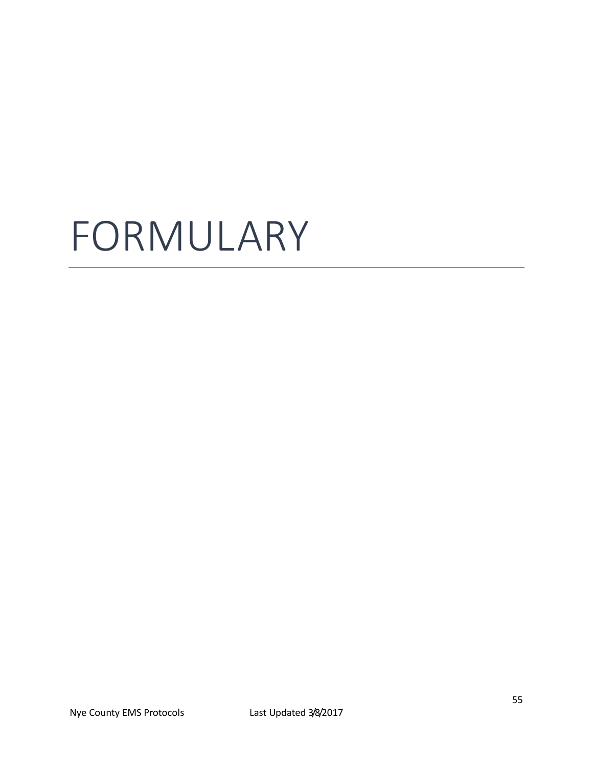# FORMULARY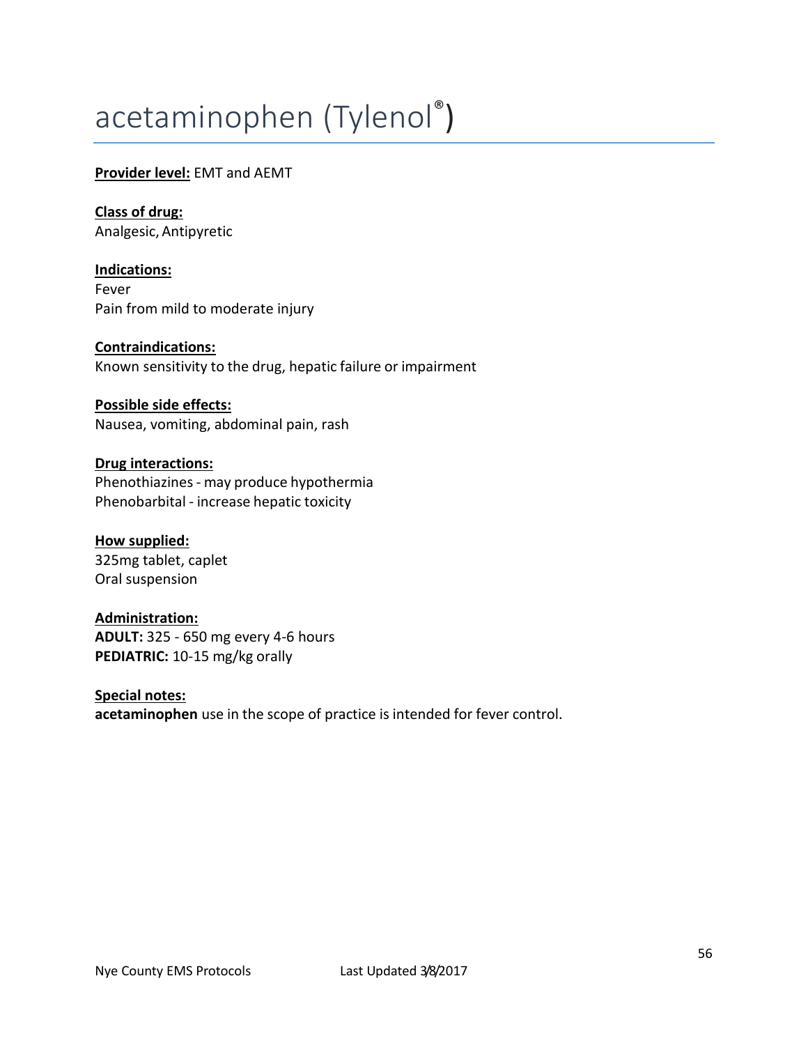# acetaminophen (Tylenol®)

**Provider level:** EMT and AEMT

**Class of drug:**
Analgesic, Antipyretic

**Indications:**
Fever
Pain from mild to moderate injury

**Contraindications:**
Known sensitivity to the drug, hepatic failure or impairment

**Possible side effects:**
Nausea, vomiting, abdominal pain, rash

**Drug interactions:**
Phenothiazines - may produce hypothermia
Phenobarbital - increase hepatic toxicity

**How supplied:**
325mg tablet, caplet
Oral suspension

**Administration:**
**ADULT:** 325 - 650 mg every 4-6 hours
**PEDIATRIC:** 10-15 mg/kg orally

**Special notes:**
**acetaminophen** use in the scope of practice is intended for fever control.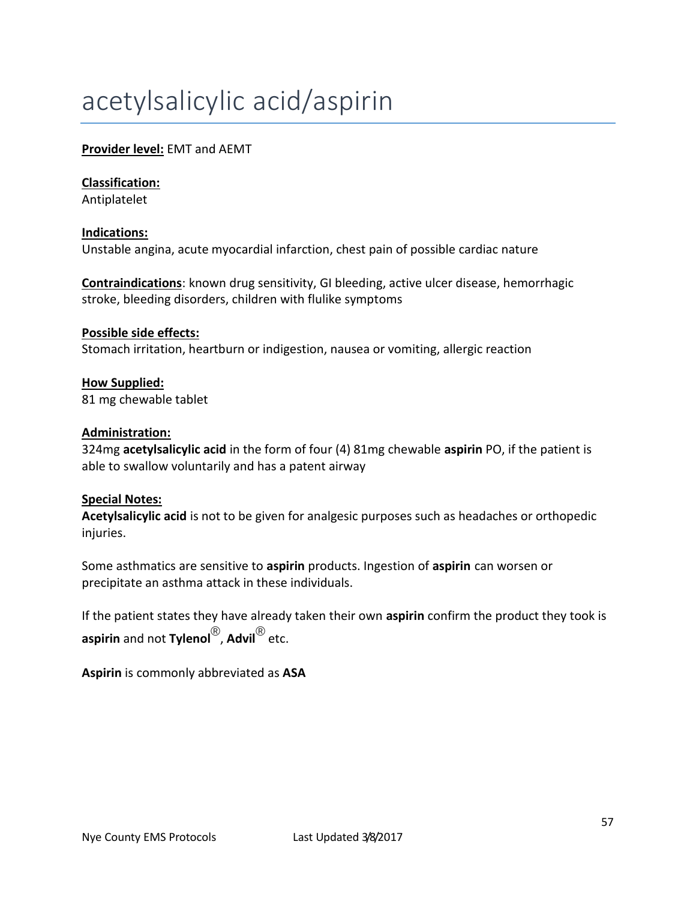# acetylsalicylic acid/aspirin

**Provider level:** EMT and AEMT

**Classification:**
Antiplatelet

**Indications:**
Unstable angina, acute myocardial infarction, chest pain of possible cardiac nature

**Contraindications**: known drug sensitivity, GI bleeding, active ulcer disease, hemorrhagic stroke, bleeding disorders, children with flulike symptoms

**Possible side effects:**
Stomach irritation, heartburn or indigestion, nausea or vomiting, allergic reaction

**How Supplied:**
81 mg chewable tablet

**Administration:**
324mg **acetylsalicylic acid** in the form of four (4) 81mg chewable **aspirin** PO, if the patient is able to swallow voluntarily and has a patent airway

**Special Notes:**
**Acetylsalicylic acid** is not to be given for analgesic purposes such as headaches or orthopedic injuries.

Some asthmatics are sensitive to **aspirin** products. Ingestion of **aspirin** can worsen or precipitate an asthma attack in these individuals.

If the patient states they have already taken their own **aspirin** confirm the product they took is **aspirin** and not **Tylenol**®, **Advil**® etc.

**Aspirin** is commonly abbreviated as **ASA**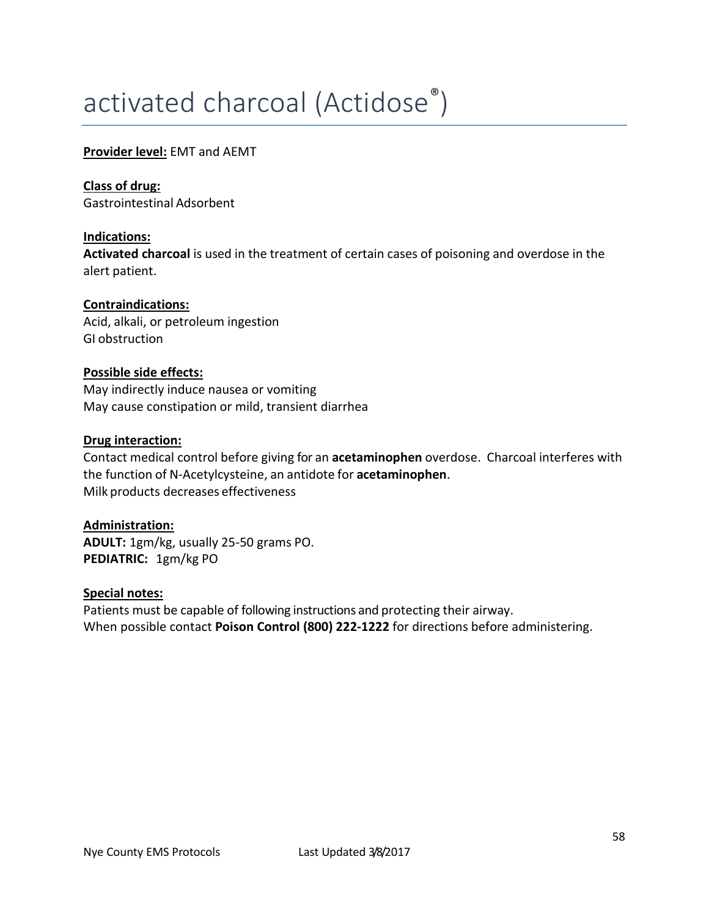# activated charcoal (Actidose®)

**Provider level:** EMT and AEMT

**Class of drug:**
Gastrointestinal Adsorbent

**Indications:**
**Activated charcoal** is used in the treatment of certain cases of poisoning and overdose in the alert patient.

**Contraindications:**
Acid, alkali, or petroleum ingestion
GI obstruction

**Possible side effects:**
May indirectly induce nausea or vomiting
May cause constipation or mild, transient diarrhea

**Drug interaction:**
Contact medical control before giving for an **acetaminophen** overdose. Charcoal interferes with the function of N-Acetylcysteine, an antidote for **acetaminophen**.
Milk products decreases effectiveness

**Administration:**
**ADULT:** 1gm/kg, usually 25-50 grams PO.
**PEDIATRIC:** 1gm/kg PO

**Special notes:**
Patients must be capable of following instructions and protecting their airway.
When possible contact **Poison Control (800) 222-1222** for directions before administering.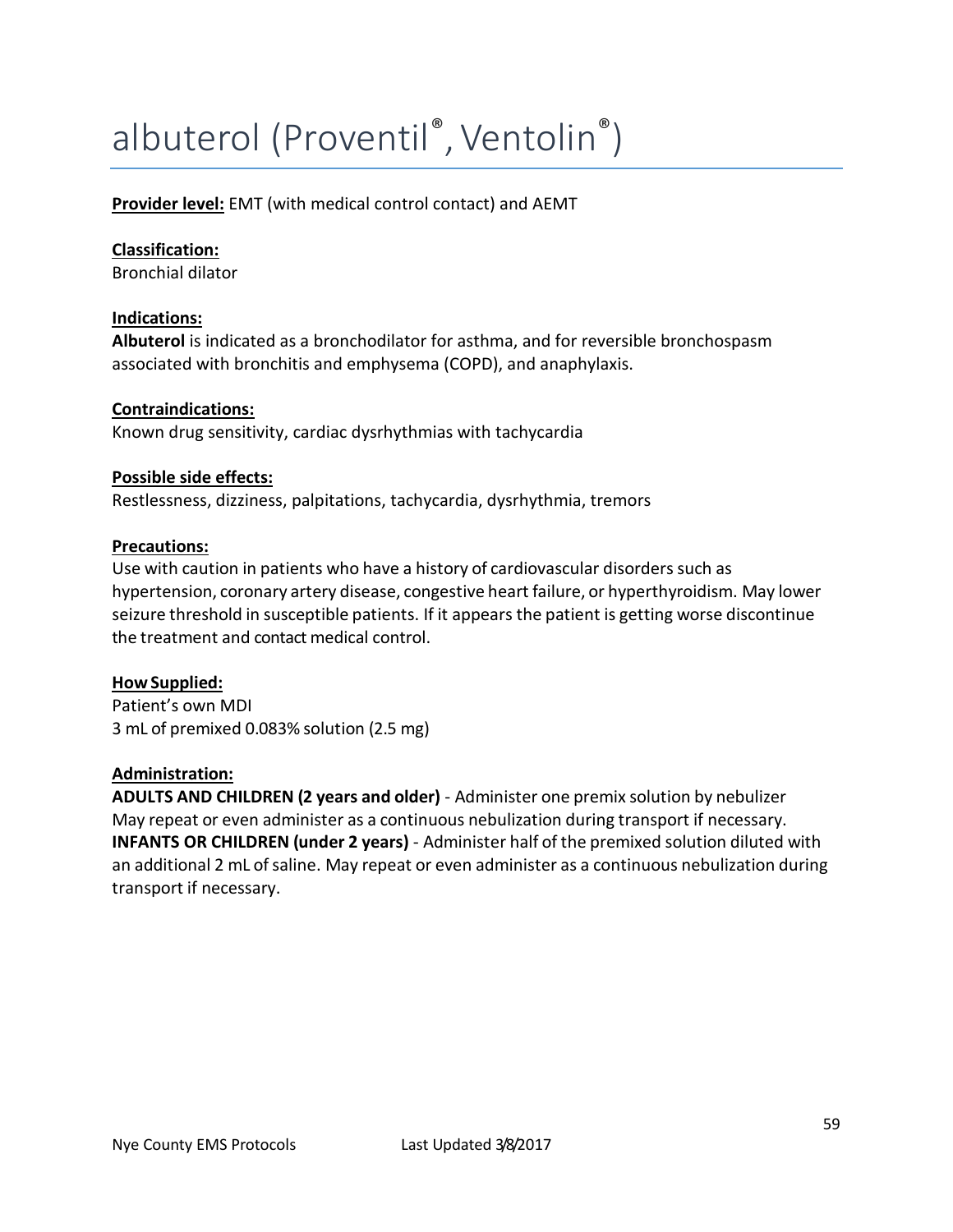# albuterol (Proventil®, Ventolin®)

**Provider level:** EMT (with medical control contact) and AEMT

**Classification:**
Bronchial dilator

**Indications:**
**Albuterol** is indicated as a bronchodilator for asthma, and for reversible bronchospasm associated with bronchitis and emphysema (COPD), and anaphylaxis.

**Contraindications:**
Known drug sensitivity, cardiac dysrhythmias with tachycardia

**Possible side effects:**
Restlessness, dizziness, palpitations, tachycardia, dysrhythmia, tremors

**Precautions:**
Use with caution in patients who have a history of cardiovascular disorders such as hypertension, coronary artery disease, congestive heart failure, or hyperthyroidism. May lower seizure threshold in susceptible patients. If it appears the patient is getting worse discontinue the treatment and contact medical control.

**How Supplied:**
Patient's own MDI
3 mL of premixed 0.083% solution (2.5 mg)

**Administration:**
**ADULTS AND CHILDREN (2 years and older)** - Administer one premix solution by nebulizer May repeat or even administer as a continuous nebulization during transport if necessary.
**INFANTS OR CHILDREN (under 2 years)** - Administer half of the premixed solution diluted with an additional 2 mL of saline. May repeat or even administer as a continuous nebulization during transport if necessary.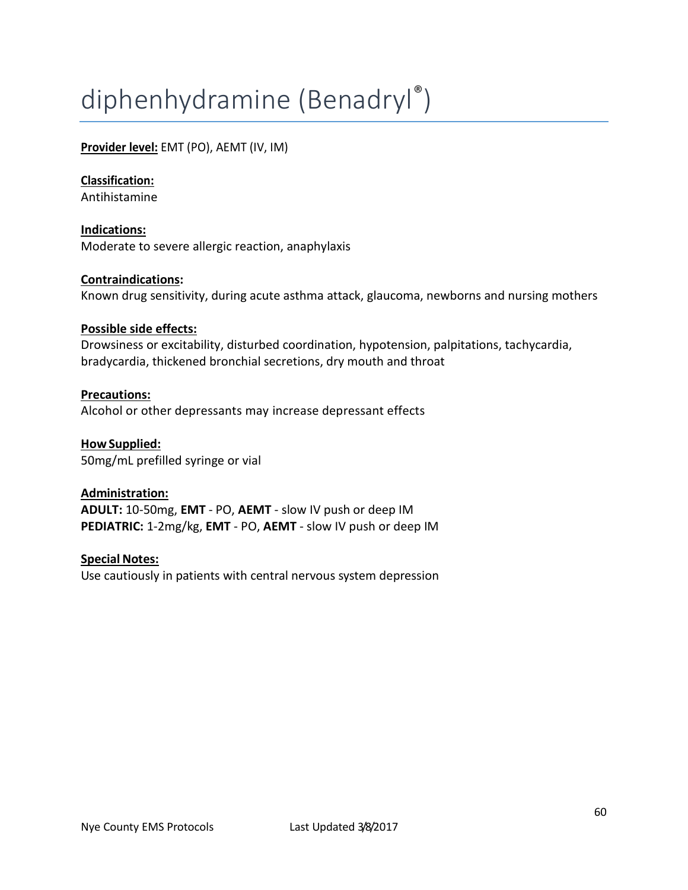# diphenhydramine (Benadryl®)

**Provider level:** EMT (PO), AEMT (IV, IM)

**Classification:**
Antihistamine

**Indications:**
Moderate to severe allergic reaction, anaphylaxis

**Contraindications:**
Known drug sensitivity, during acute asthma attack, glaucoma, newborns and nursing mothers

**Possible side effects:**
Drowsiness or excitability, disturbed coordination, hypotension, palpitations, tachycardia, bradycardia, thickened bronchial secretions, dry mouth and throat

**Precautions:**
Alcohol or other depressants may increase depressant effects

**How Supplied:**
50mg/mL prefilled syringe or vial

**Administration:**
**ADULT:** 10-50mg, **EMT** - PO, **AEMT** - slow IV push or deep IM
**PEDIATRIC:** 1-2mg/kg, **EMT** - PO, **AEMT** - slow IV push or deep IM

**Special Notes:**
Use cautiously in patients with central nervous system depression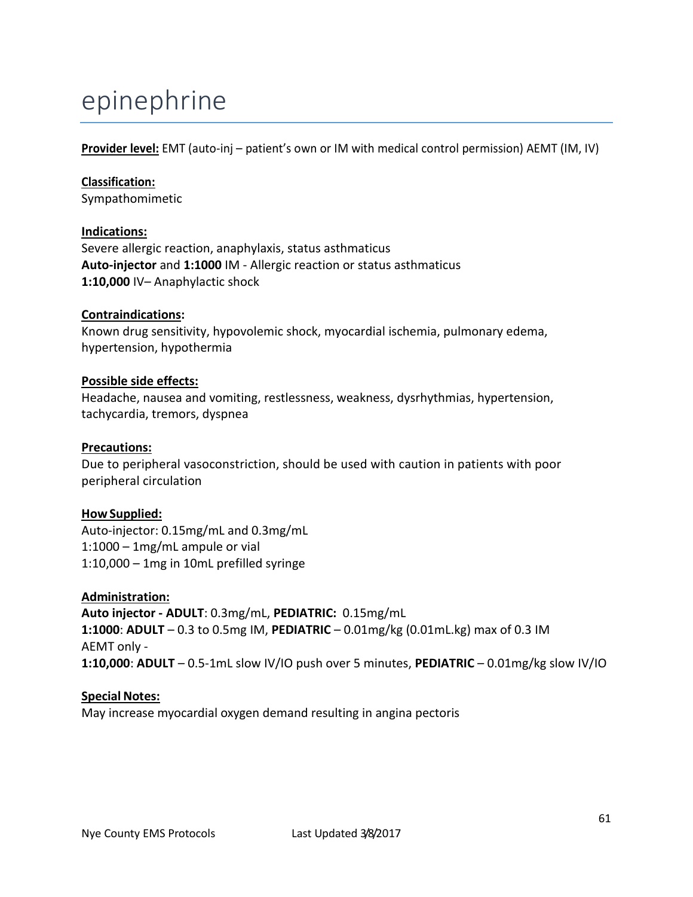# epinephrine

**Provider level:** EMT (auto-inj – patient's own or IM with medical control permission) AEMT (IM, IV)

**Classification:**
Sympathomimetic

**Indications:**
Severe allergic reaction, anaphylaxis, status asthmaticus
**Auto-injector** and **1:1000** IM - Allergic reaction or status asthmaticus
**1:10,000** IV– Anaphylactic shock

**Contraindications:**
Known drug sensitivity, hypovolemic shock, myocardial ischemia, pulmonary edema, hypertension, hypothermia

**Possible side effects:**
Headache, nausea and vomiting, restlessness, weakness, dysrhythmias, hypertension, tachycardia, tremors, dyspnea

**Precautions:**
Due to peripheral vasoconstriction, should be used with caution in patients with poor peripheral circulation

**How Supplied:**
Auto-injector: 0.15mg/mL and 0.3mg/mL
1:1000 – 1mg/mL ampule or vial
1:10,000 – 1mg in 10mL prefilled syringe

**Administration:**
**Auto injector - ADULT**: 0.3mg/mL, **PEDIATRIC:** 0.15mg/mL
**1:1000**: **ADULT** – 0.3 to 0.5mg IM, **PEDIATRIC** – 0.01mg/kg (0.01mL.kg) max of 0.3 IM
AEMT only -
**1:10,000**: **ADULT** – 0.5-1mL slow IV/IO push over 5 minutes, **PEDIATRIC** – 0.01mg/kg slow IV/IO

**Special Notes:**
May increase myocardial oxygen demand resulting in angina pectoris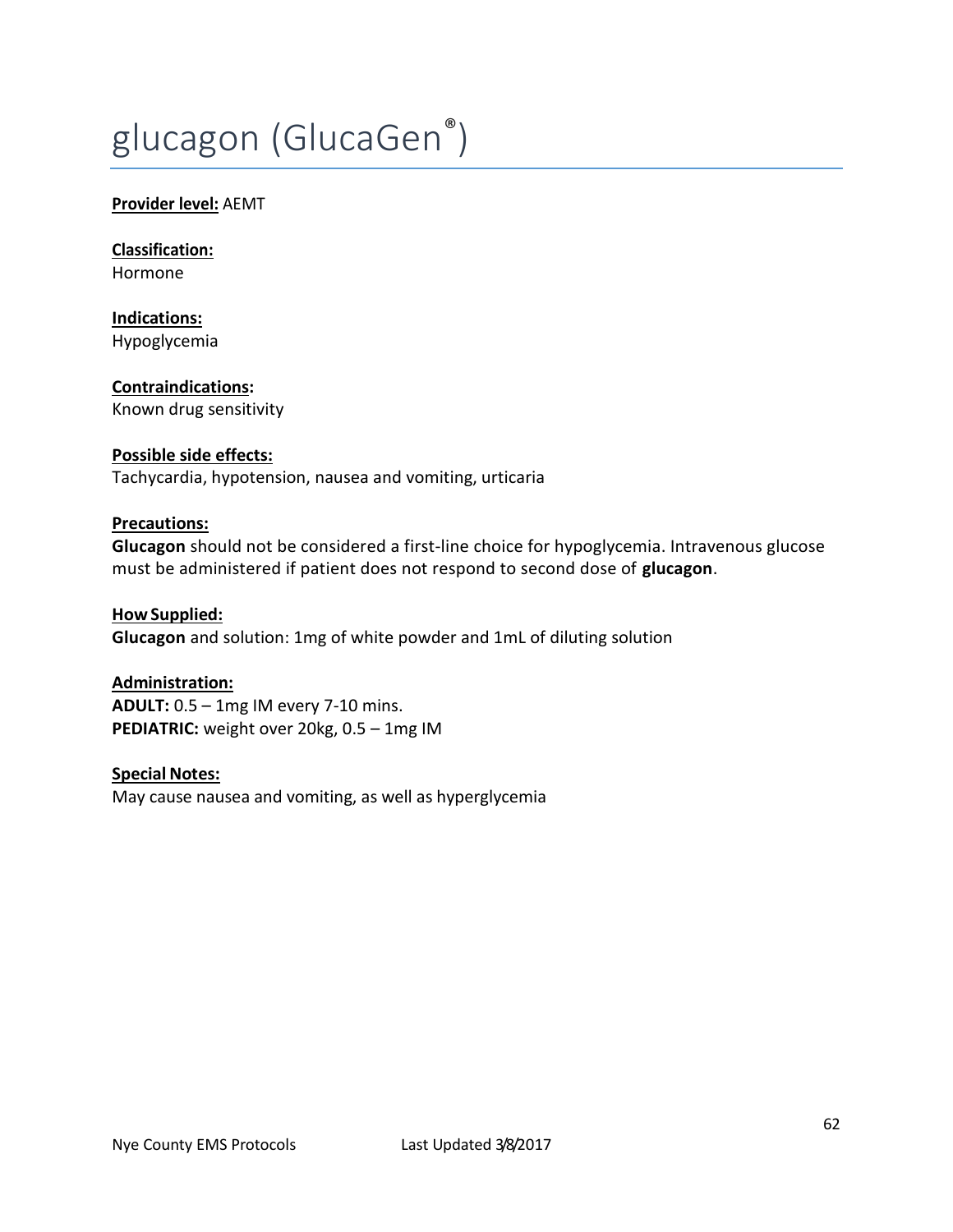# glucagon (GlucaGen®)

**Provider level:** AEMT

**Classification:**
Hormone

**Indications:**
Hypoglycemia

**Contraindications:**
Known drug sensitivity

**Possible side effects:**
Tachycardia, hypotension, nausea and vomiting, urticaria

**Precautions:**
**Glucagon** should not be considered a first-line choice for hypoglycemia. Intravenous glucose must be administered if patient does not respond to second dose of **glucagon**.

**How Supplied:**
**Glucagon** and solution: 1mg of white powder and 1mL of diluting solution

**Administration:**
**ADULT:** 0.5 – 1mg IM every 7-10 mins.
**PEDIATRIC:** weight over 20kg, 0.5 – 1mg IM

**Special Notes:**
May cause nausea and vomiting, as well as hyperglycemia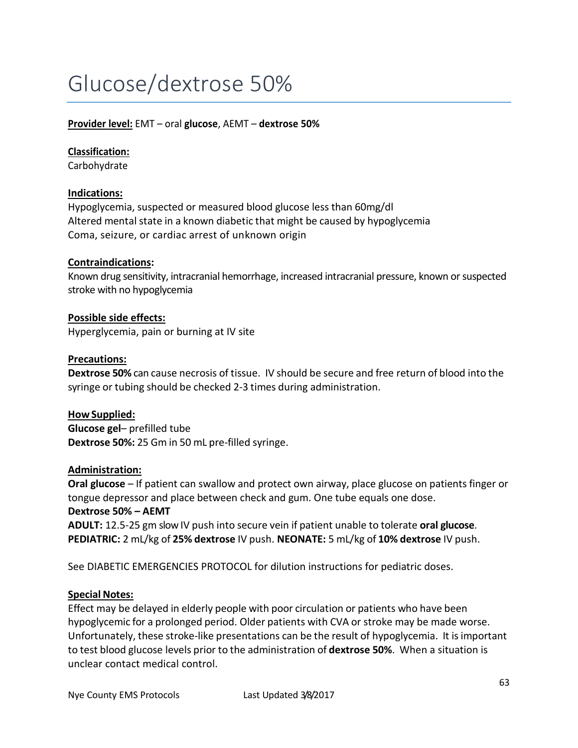# Glucose/dextrose 50%

**Provider level:** EMT – oral **glucose**, AEMT – **dextrose 50%**

**Classification:**
Carbohydrate

**Indications:**
Hypoglycemia, suspected or measured blood glucose less than 60mg/dl
Altered mental state in a known diabetic that might be caused by hypoglycemia
Coma, seizure, or cardiac arrest of unknown origin

**Contraindications:**
Known drug sensitivity, intracranial hemorrhage, increased intracranial pressure, known or suspected stroke with no hypoglycemia

**Possible side effects:**
Hyperglycemia, pain or burning at IV site

**Precautions:**
**Dextrose 50%** can cause necrosis of tissue. IV should be secure and free return of blood into the syringe or tubing should be checked 2-3 times during administration.

**How Supplied:**
**Glucose gel**– prefilled tube
**Dextrose 50%:** 25 Gm in 50 mL pre-filled syringe.

**Administration:**
**Oral glucose** – If patient can swallow and protect own airway, place glucose on patients finger or tongue depressor and place between check and gum. One tube equals one dose.
**Dextrose 50% – AEMT**
**ADULT:** 12.5-25 gm slow IV push into secure vein if patient unable to tolerate **oral glucose**.
**PEDIATRIC:** 2 mL/kg of **25% dextrose** IV push. **NEONATE:** 5 mL/kg of **10% dextrose** IV push.

See DIABETIC EMERGENCIES PROTOCOL for dilution instructions for pediatric doses.

**Special Notes:**
Effect may be delayed in elderly people with poor circulation or patients who have been hypoglycemic for a prolonged period. Older patients with CVA or stroke may be made worse. Unfortunately, these stroke-like presentations can be the result of hypoglycemia. It is important to test blood glucose levels prior to the administration of **dextrose 50%**. When a situation is unclear contact medical control.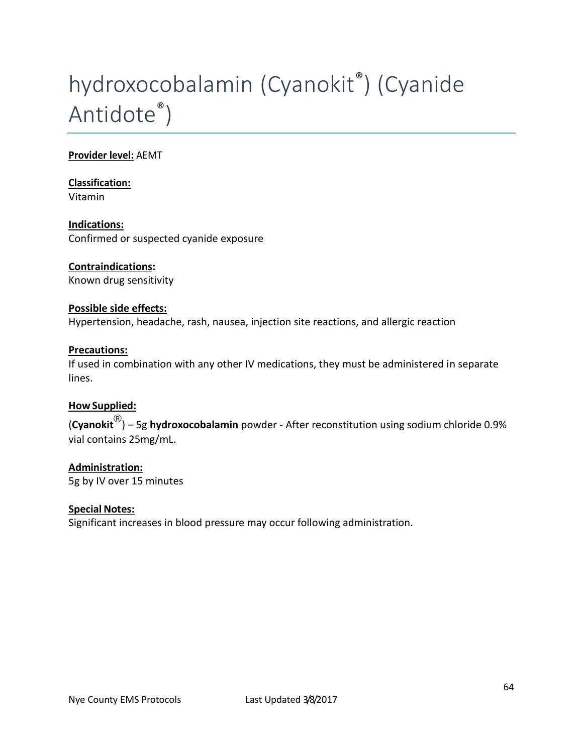# hydroxocobalamin (Cyanokit®) (Cyanide Antidote®)

**Provider level:** AEMT

**Classification:**
Vitamin

**Indications:**
Confirmed or suspected cyanide exposure

**Contraindications:**
Known drug sensitivity

**Possible side effects:**
Hypertension, headache, rash, nausea, injection site reactions, and allergic reaction

**Precautions:**
If used in combination with any other IV medications, they must be administered in separate lines.

**How Supplied:**

(**Cyanokit**®) – 5g **hydroxocobalamin** powder - After reconstitution using sodium chloride 0.9% vial contains 25mg/mL.

**Administration:**
5g by IV over 15 minutes

**Special Notes:**
Significant increases in blood pressure may occur following administration.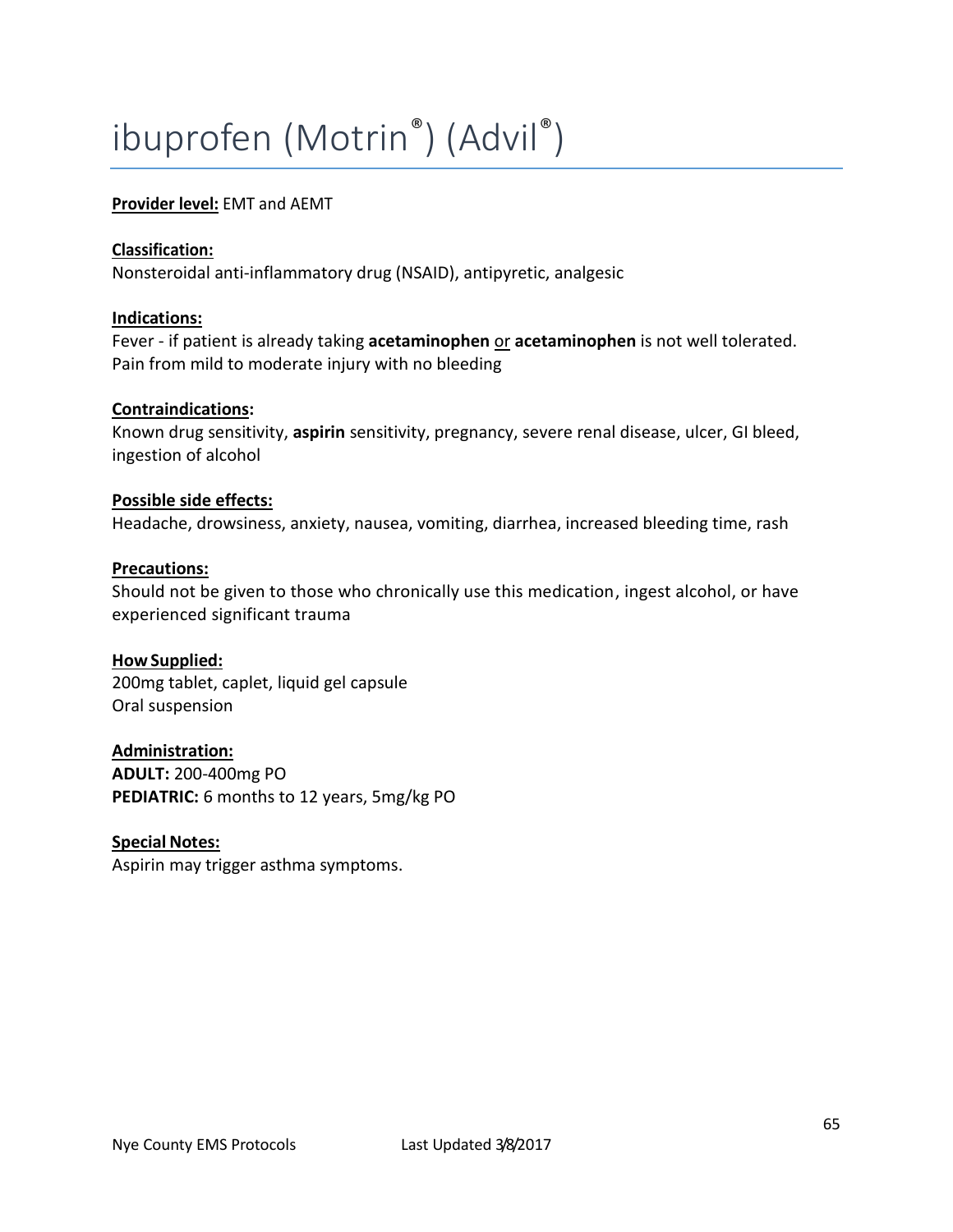# ibuprofen (Motrin®) (Advil®)

**Provider level:** EMT and AEMT

**Classification:**
Nonsteroidal anti-inflammatory drug (NSAID), antipyretic, analgesic

**Indications:**
Fever - if patient is already taking **acetaminophen** or **acetaminophen** is not well tolerated.
Pain from mild to moderate injury with no bleeding

**Contraindications:**
Known drug sensitivity, **aspirin** sensitivity, pregnancy, severe renal disease, ulcer, GI bleed, ingestion of alcohol

**Possible side effects:**
Headache, drowsiness, anxiety, nausea, vomiting, diarrhea, increased bleeding time, rash

**Precautions:**
Should not be given to those who chronically use this medication, ingest alcohol, or have experienced significant trauma

**How Supplied:**
200mg tablet, caplet, liquid gel capsule
Oral suspension

**Administration:**
**ADULT:** 200-400mg PO
**PEDIATRIC:** 6 months to 12 years, 5mg/kg PO

**Special Notes:**
Aspirin may trigger asthma symptoms.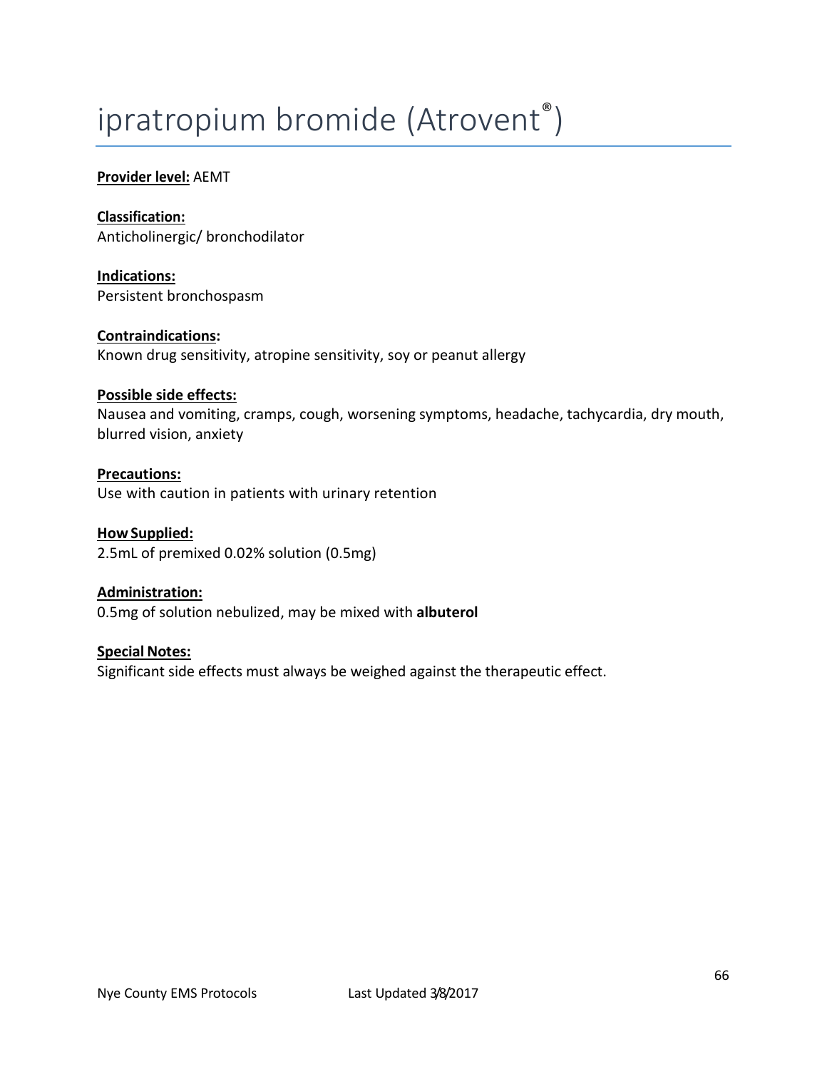# ipratropium bromide (Atrovent®)

**Provider level:** AEMT

**Classification:**
Anticholinergic/ bronchodilator

**Indications:**
Persistent bronchospasm

**Contraindications:**
Known drug sensitivity, atropine sensitivity, soy or peanut allergy

**Possible side effects:**
Nausea and vomiting, cramps, cough, worsening symptoms, headache, tachycardia, dry mouth, blurred vision, anxiety

**Precautions:**
Use with caution in patients with urinary retention

**How Supplied:**
2.5mL of premixed 0.02% solution (0.5mg)

**Administration:**
0.5mg of solution nebulized, may be mixed with **albuterol**

**Special Notes:**
Significant side effects must always be weighed against the therapeutic effect.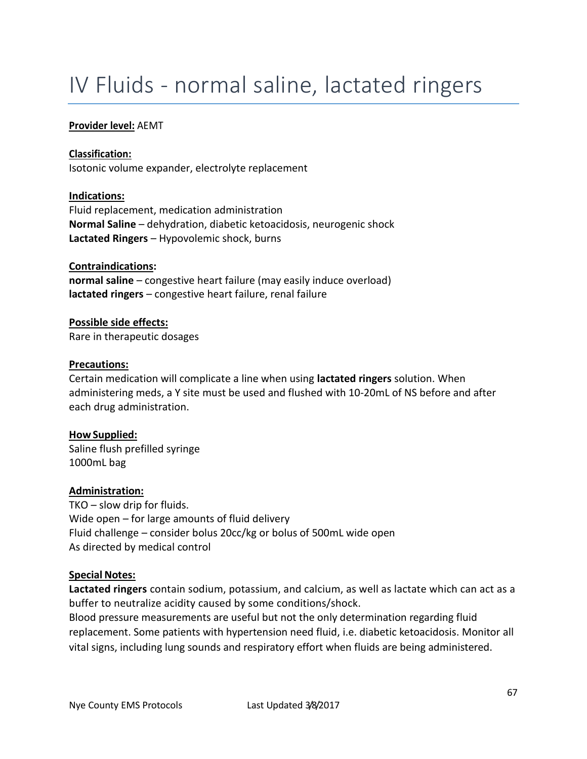# IV Fluids - normal saline, lactated ringers

**Provider level:** AEMT

**Classification:**
Isotonic volume expander, electrolyte replacement

**Indications:**
Fluid replacement, medication administration
**Normal Saline** – dehydration, diabetic ketoacidosis, neurogenic shock
**Lactated Ringers** – Hypovolemic shock, burns

**Contraindications:**
**normal saline** – congestive heart failure (may easily induce overload)
**lactated ringers** – congestive heart failure, renal failure

**Possible side effects:**
Rare in therapeutic dosages

**Precautions:**
Certain medication will complicate a line when using **lactated ringers** solution. When administering meds, a Y site must be used and flushed with 10-20mL of NS before and after each drug administration.

**How Supplied:**
Saline flush prefilled syringe
1000mL bag

**Administration:**
TKO – slow drip for fluids.
Wide open – for large amounts of fluid delivery
Fluid challenge – consider bolus 20cc/kg or bolus of 500mL wide open
As directed by medical control

**Special Notes:**
**Lactated ringers** contain sodium, potassium, and calcium, as well as lactate which can act as a buffer to neutralize acidity caused by some conditions/shock.
Blood pressure measurements are useful but not the only determination regarding fluid replacement. Some patients with hypertension need fluid, i.e. diabetic ketoacidosis. Monitor all vital signs, including lung sounds and respiratory effort when fluids are being administered.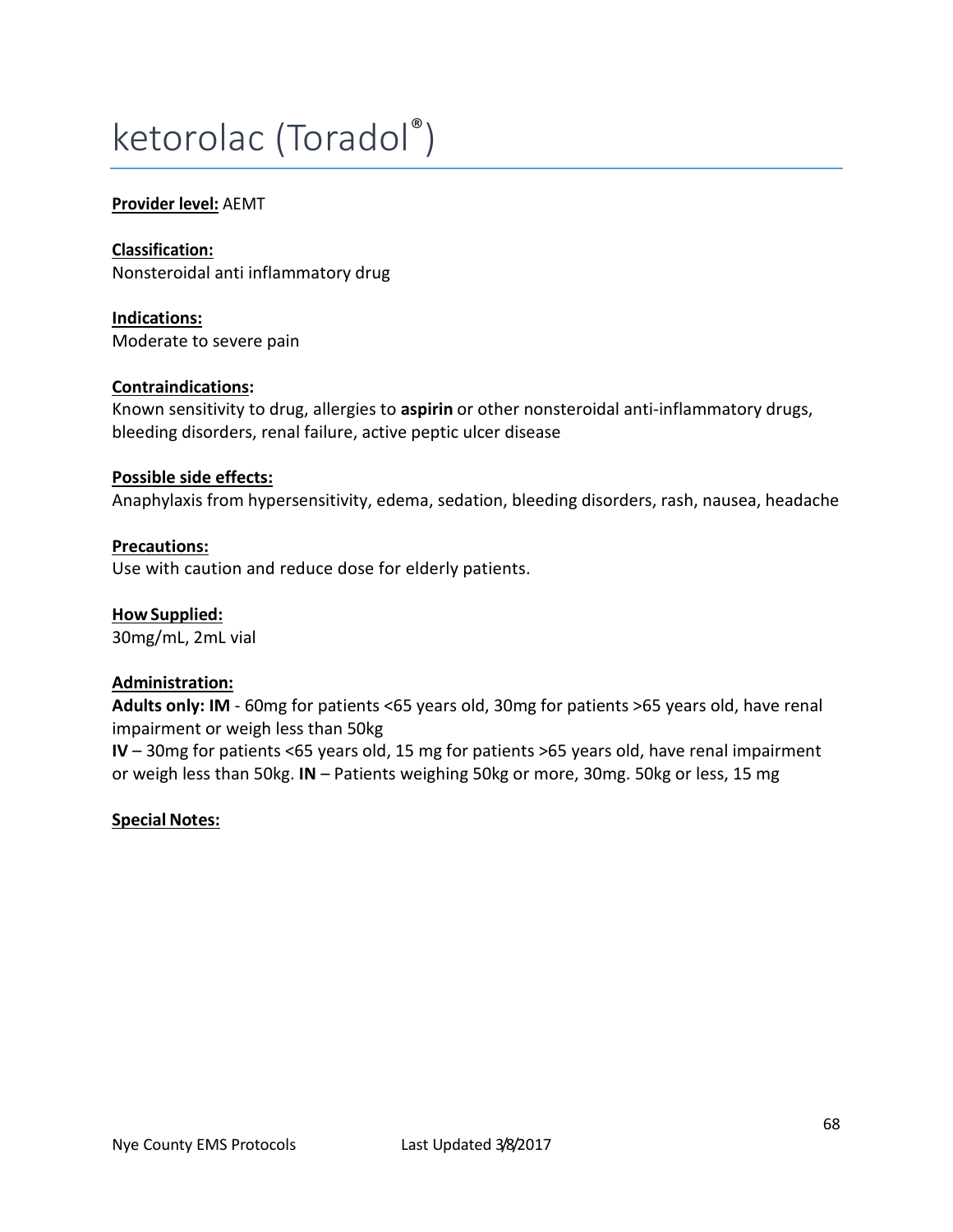# ketorolac (Toradol®)

**Provider level:** AEMT

**Classification:**
Nonsteroidal anti inflammatory drug

**Indications:**
Moderate to severe pain

**Contraindications:**
Known sensitivity to drug, allergies to **aspirin** or other nonsteroidal anti-inflammatory drugs, bleeding disorders, renal failure, active peptic ulcer disease

**Possible side effects:**
Anaphylaxis from hypersensitivity, edema, sedation, bleeding disorders, rash, nausea, headache

**Precautions:**
Use with caution and reduce dose for elderly patients.

**How Supplied:**
30mg/mL, 2mL vial

**Administration:**
**Adults only: IM** - 60mg for patients <65 years old, 30mg for patients >65 years old, have renal impairment or weigh less than 50kg
**IV** – 30mg for patients <65 years old, 15 mg for patients >65 years old, have renal impairment or weigh less than 50kg. **IN** – Patients weighing 50kg or more, 30mg. 50kg or less, 15 mg

**Special Notes:**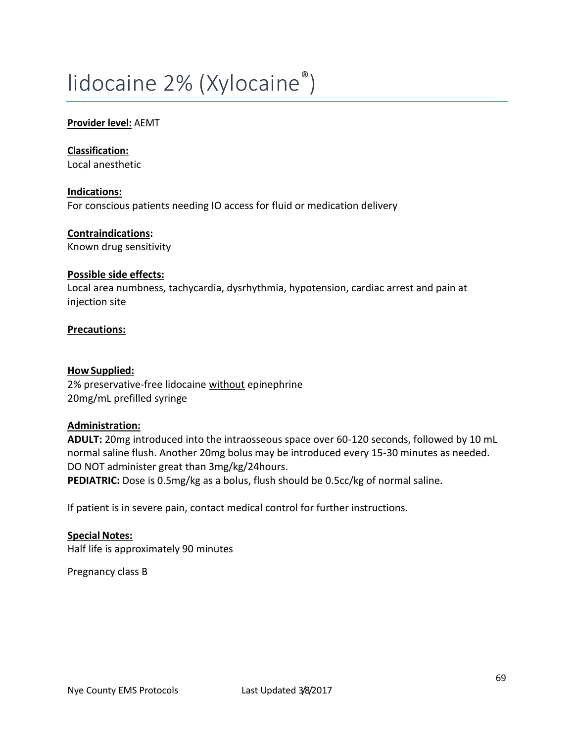# lidocaine 2% (Xylocaine®)

**Provider level:** AEMT

**Classification:**
Local anesthetic

**Indications:**
For conscious patients needing IO access for fluid or medication delivery

**Contraindications:**
Known drug sensitivity

**Possible side effects:**
Local area numbness, tachycardia, dysrhythmia, hypotension, cardiac arrest and pain at injection site

**Precautions:**

**How Supplied:**
2% preservative-free lidocaine without epinephrine
20mg/mL prefilled syringe

**Administration:**
**ADULT:** 20mg introduced into the intraosseous space over 60-120 seconds, followed by 10 mL normal saline flush. Another 20mg bolus may be introduced every 15-30 minutes as needed. DO NOT administer great than 3mg/kg/24hours.
**PEDIATRIC:** Dose is 0.5mg/kg as a bolus, flush should be 0.5cc/kg of normal saline.

If patient is in severe pain, contact medical control for further instructions.

**Special Notes:**
Half life is approximately 90 minutes

Pregnancy class B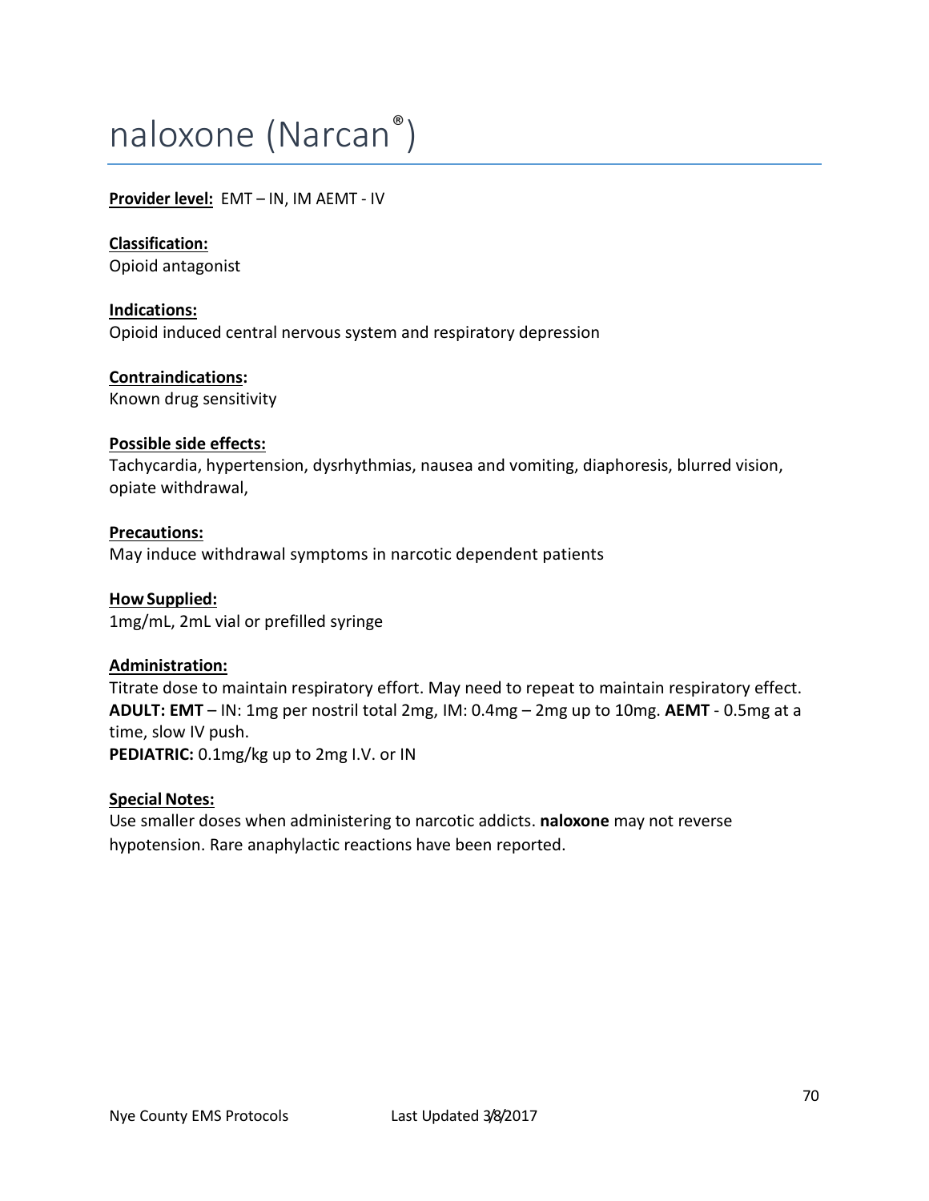# naloxone (Narcan®)

**Provider level:** EMT – IN, IM AEMT - IV

**Classification:**
Opioid antagonist

**Indications:**
Opioid induced central nervous system and respiratory depression

**Contraindications:**
Known drug sensitivity

**Possible side effects:**
Tachycardia, hypertension, dysrhythmias, nausea and vomiting, diaphoresis, blurred vision, opiate withdrawal,

**Precautions:**
May induce withdrawal symptoms in narcotic dependent patients

**How Supplied:**
1mg/mL, 2mL vial or prefilled syringe

**Administration:**
Titrate dose to maintain respiratory effort. May need to repeat to maintain respiratory effect.
**ADULT: EMT** – IN: 1mg per nostril total 2mg, IM: 0.4mg – 2mg up to 10mg. **AEMT** - 0.5mg at a time, slow IV push.
**PEDIATRIC:** 0.1mg/kg up to 2mg I.V. or IN

**Special Notes:**
Use smaller doses when administering to narcotic addicts. **naloxone** may not reverse hypotension. Rare anaphylactic reactions have been reported.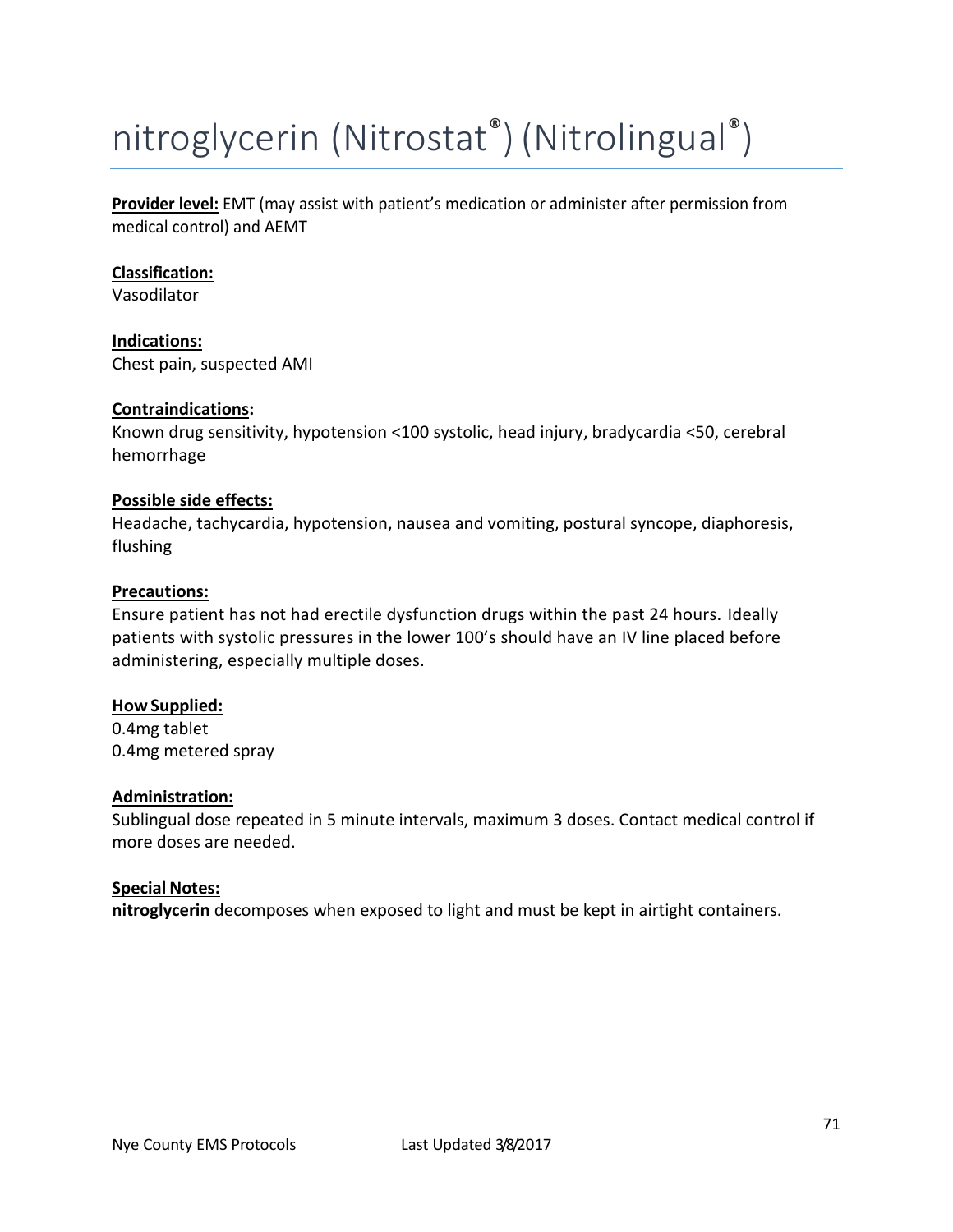# nitroglycerin (Nitrostat®) (Nitrolingual®)

**Provider level:** EMT (may assist with patient's medication or administer after permission from medical control) and AEMT

**Classification:**
Vasodilator

**Indications:**
Chest pain, suspected AMI

**Contraindications:**
Known drug sensitivity, hypotension <100 systolic, head injury, bradycardia <50, cerebral hemorrhage

**Possible side effects:**
Headache, tachycardia, hypotension, nausea and vomiting, postural syncope, diaphoresis, flushing

**Precautions:**
Ensure patient has not had erectile dysfunction drugs within the past 24 hours. Ideally patients with systolic pressures in the lower 100's should have an IV line placed before administering, especially multiple doses.

**How Supplied:**
0.4mg tablet
0.4mg metered spray

**Administration:**
Sublingual dose repeated in 5 minute intervals, maximum 3 doses. Contact medical control if more doses are needed.

**Special Notes:**
**nitroglycerin** decomposes when exposed to light and must be kept in airtight containers.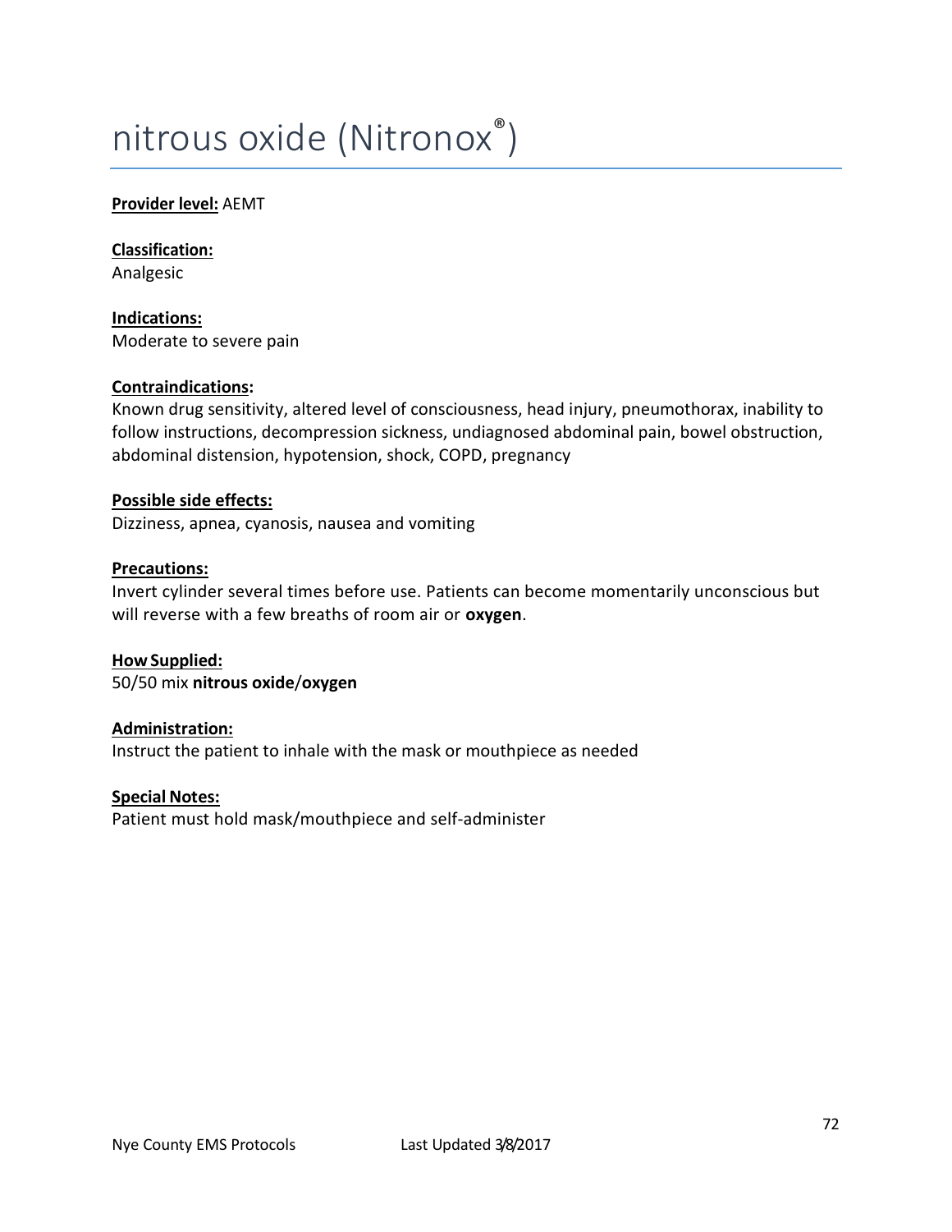# nitrous oxide (Nitronox®)

**Provider level:** AEMT

**Classification:**
Analgesic

**Indications:**
Moderate to severe pain

**Contraindications:**
Known drug sensitivity, altered level of consciousness, head injury, pneumothorax, inability to follow instructions, decompression sickness, undiagnosed abdominal pain, bowel obstruction, abdominal distension, hypotension, shock, COPD, pregnancy

**Possible side effects:**
Dizziness, apnea, cyanosis, nausea and vomiting

**Precautions:**
Invert cylinder several times before use. Patients can become momentarily unconscious but will reverse with a few breaths of room air or **oxygen**.

**How Supplied:**
50/50 mix **nitrous oxide**/**oxygen**

**Administration:**
Instruct the patient to inhale with the mask or mouthpiece as needed

**Special Notes:**
Patient must hold mask/mouthpiece and self-administer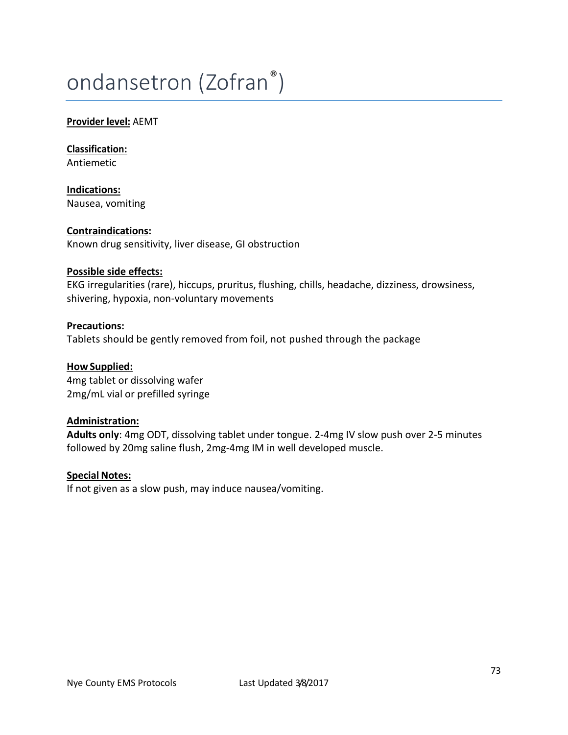# ondansetron (Zofran®)

**Provider level:** AEMT

**Classification:**
Antiemetic

**Indications:**
Nausea, vomiting

**Contraindications:**
Known drug sensitivity, liver disease, GI obstruction

**Possible side effects:**
EKG irregularities (rare), hiccups, pruritus, flushing, chills, headache, dizziness, drowsiness, shivering, hypoxia, non-voluntary movements

**Precautions:**
Tablets should be gently removed from foil, not pushed through the package

**How Supplied:**
4mg tablet or dissolving wafer
2mg/mL vial or prefilled syringe

**Administration:**
**Adults only**: 4mg ODT, dissolving tablet under tongue. 2-4mg IV slow push over 2-5 minutes followed by 20mg saline flush, 2mg-4mg IM in well developed muscle.

**Special Notes:**
If not given as a slow push, may induce nausea/vomiting.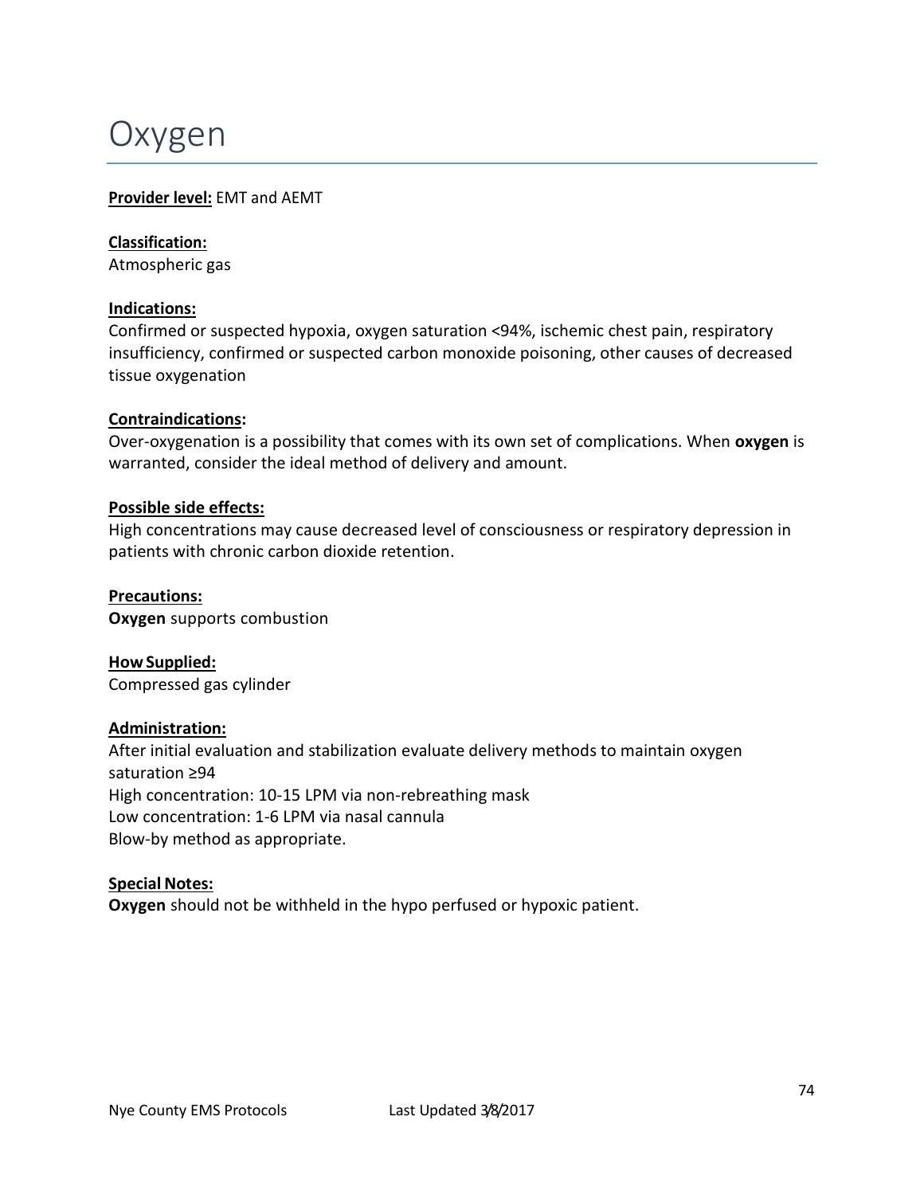# Oxygen

**Provider level:** EMT and AEMT

**Classification:**
Atmospheric gas

**Indications:**
Confirmed or suspected hypoxia, oxygen saturation <94%, ischemic chest pain, respiratory insufficiency, confirmed or suspected carbon monoxide poisoning, other causes of decreased tissue oxygenation

**Contraindications:**
Over-oxygenation is a possibility that comes with its own set of complications. When **oxygen** is warranted, consider the ideal method of delivery and amount.

**Possible side effects:**
High concentrations may cause decreased level of consciousness or respiratory depression in patients with chronic carbon dioxide retention.

**Precautions:**
**Oxygen** supports combustion

**How Supplied:**
Compressed gas cylinder

**Administration:**
After initial evaluation and stabilization evaluate delivery methods to maintain oxygen saturation ≥94
High concentration: 10-15 LPM via non-rebreathing mask
Low concentration: 1-6 LPM via nasal cannula
Blow-by method as appropriate.

**Special Notes:**
**Oxygen** should not be withheld in the hypo perfused or hypoxic patient.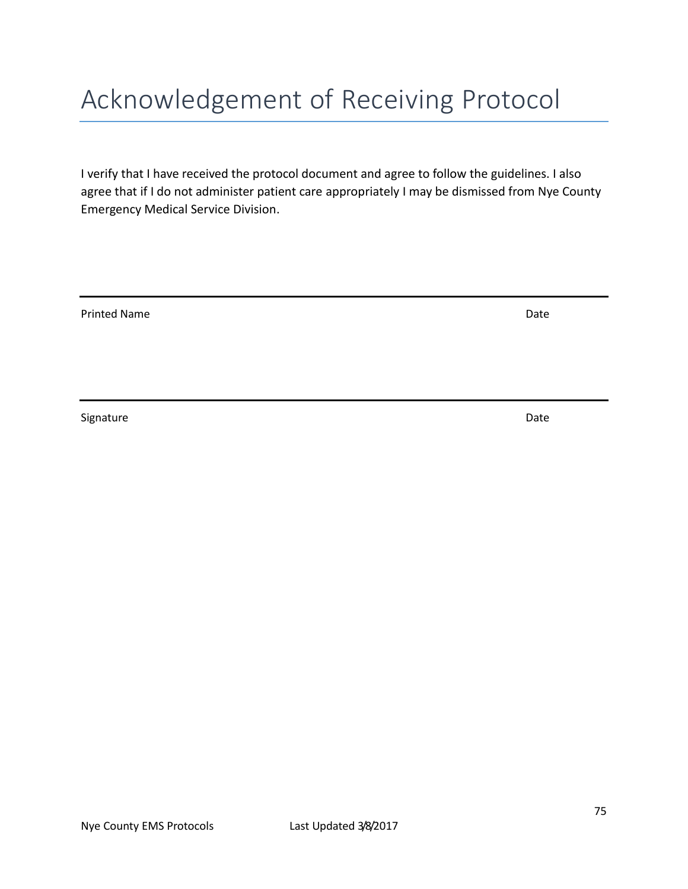# Acknowledgement of Receiving Protocol

I verify that I have received the protocol document and agree to follow the guidelines. I also agree that if I do not administer patient care appropriately I may be dismissed from Nye County Emergency Medical Service Division.

Printed Name                                                                                    Date

Signature                                                                                           Date